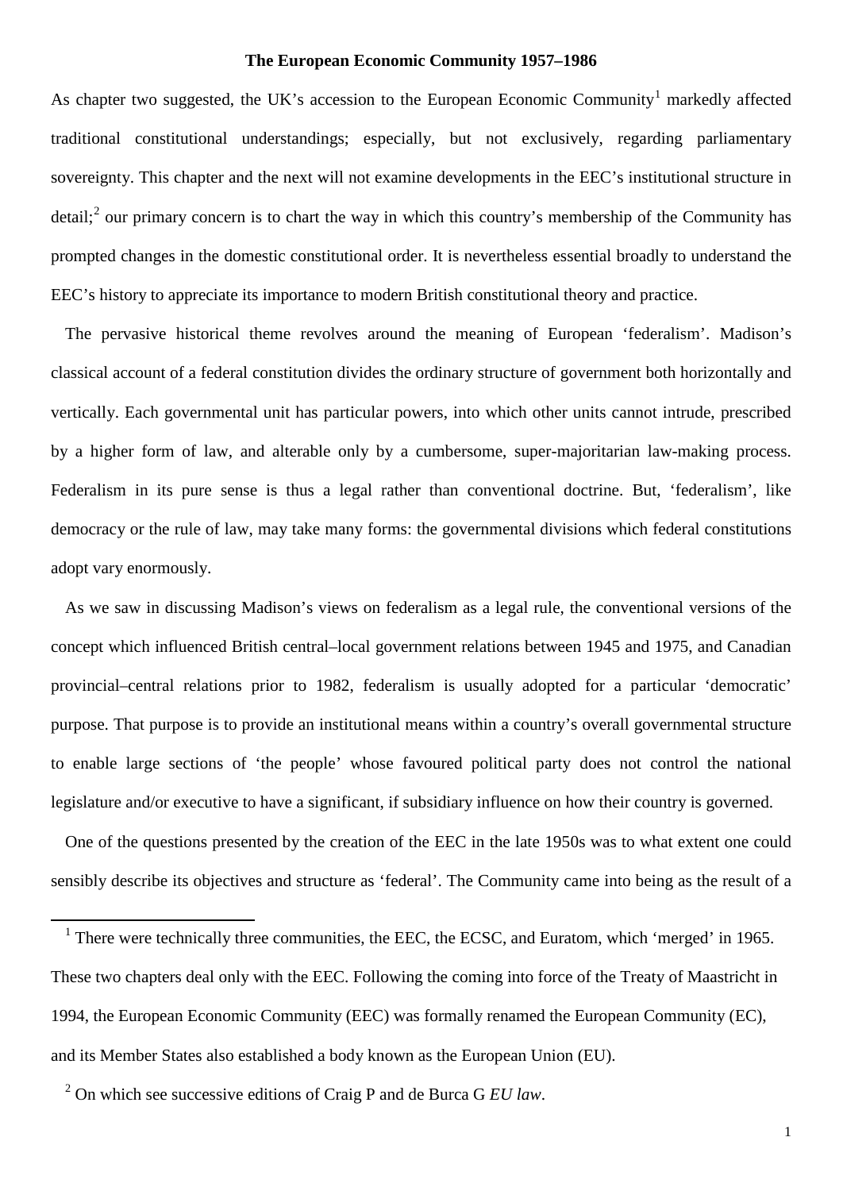# The European Economic Community 1957–1986

As chapter two suggested, the UK's accession to the European Economic Community[1] markedly affected traditional constitutional understandings; especially, but not exclusively, regarding parliamentary sovereignty. This chapter and the next will not examine developments in the EEC's institutional structure in detail;[2] our primary concern is to chart the way in which this country's membership of the Community has prompted changes in the domestic constitutional order. It is nevertheless essential broadly to understand the EEC's history to appreciate its importance to modern British constitutional theory and practice.

The pervasive historical theme revolves around the meaning of European 'federalism'. Madison's classical account of a federal constitution divides the ordinary structure of government both horizontally and vertically. Each governmental unit has particular powers, into which other units cannot intrude, prescribed by a higher form of law, and alterable only by a cumbersome, super-majoritarian law-making process. Federalism in its pure sense is thus a legal rather than conventional doctrine. But, 'federalism', like democracy or the rule of law, may take many forms: the governmental divisions which federal constitutions adopt vary enormously.

As we saw in discussing Madison's views on federalism as a legal rule, the conventional versions of the concept which influenced British central–local government relations between 1945 and 1975, and Canadian provincial–central relations prior to 1982, federalism is usually adopted for a particular 'democratic' purpose. That purpose is to provide an institutional means within a country's overall governmental structure to enable large sections of 'the people' whose favoured political party does not control the national legislature and/or executive to have a significant, if subsidiary influence on how their country is governed.

One of the questions presented by the creation of the EEC in the late 1950s was to what extent one could sensibly describe its objectives and structure as 'federal'. The Community came into being as the result of a

---

[1] There were technically three communities, the EEC, the ECSC, and Euratom, which 'merged' in 1965. These two chapters deal only with the EEC. Following the coming into force of the Treaty of Maastricht in 1994, the European Economic Community (EEC) was formally renamed the European Community (EC), and its Member States also established a body known as the European Union (EU).

[2] On which see successive editions of Craig P and de Burca G *EU law*.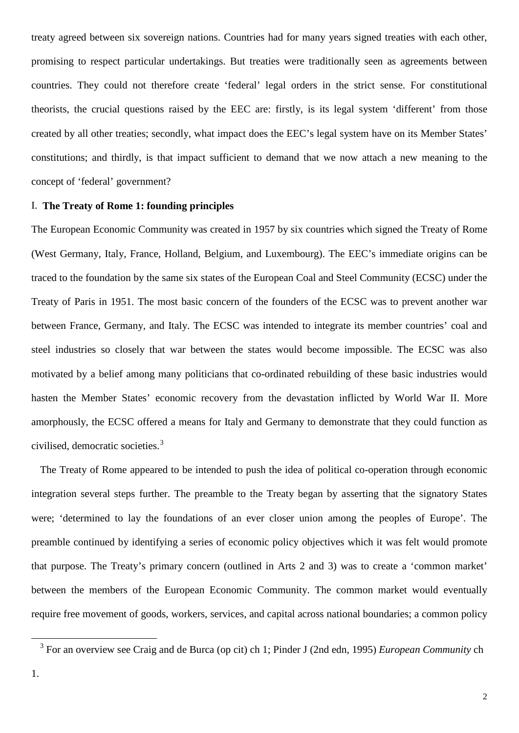treaty agreed between six sovereign nations. Countries had for many years signed treaties with each other, promising to respect particular undertakings. But treaties were traditionally seen as agreements between countries. They could not therefore create 'federal' legal orders in the strict sense. For constitutional theorists, the crucial questions raised by the EEC are: firstly, is its legal system 'different' from those created by all other treaties; secondly, what impact does the EEC's legal system have on its Member States' constitutions; and thirdly, is that impact sufficient to demand that we now attach a new meaning to the concept of 'federal' government?

## I. The Treaty of Rome 1: founding principles

The European Economic Community was created in 1957 by six countries which signed the Treaty of Rome (West Germany, Italy, France, Holland, Belgium, and Luxembourg). The EEC's immediate origins can be traced to the foundation by the same six states of the European Coal and Steel Community (ECSC) under the Treaty of Paris in 1951. The most basic concern of the founders of the ECSC was to prevent another war between France, Germany, and Italy. The ECSC was intended to integrate its member countries' coal and steel industries so closely that war between the states would become impossible. The ECSC was also motivated by a belief among many politicians that co-ordinated rebuilding of these basic industries would hasten the Member States' economic recovery from the devastation inflicted by World War II. More amorphously, the ECSC offered a means for Italy and Germany to demonstrate that they could function as civilised, democratic societies.[3]

The Treaty of Rome appeared to be intended to push the idea of political co-operation through economic integration several steps further. The preamble to the Treaty began by asserting that the signatory States were; 'determined to lay the foundations of an ever closer union among the peoples of Europe'. The preamble continued by identifying a series of economic policy objectives which it was felt would promote that purpose. The Treaty's primary concern (outlined in Arts 2 and 3) was to create a 'common market' between the members of the European Economic Community. The common market would eventually require free movement of goods, workers, services, and capital across national boundaries; a common policy

[3] For an overview see Craig and de Burca (op cit) ch 1; Pinder J (2nd edn, 1995) *European Community* ch 1.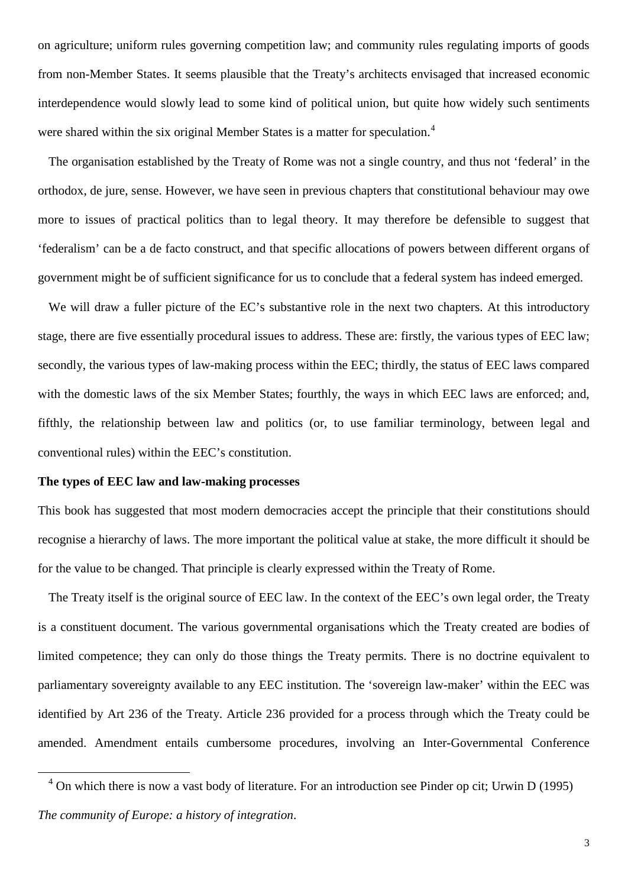on agriculture; uniform rules governing competition law; and community rules regulating imports of goods from non-Member States. It seems plausible that the Treaty's architects envisaged that increased economic interdependence would slowly lead to some kind of political union, but quite how widely such sentiments were shared within the six original Member States is a matter for speculation.[4]

The organisation established by the Treaty of Rome was not a single country, and thus not 'federal' in the orthodox, de jure, sense. However, we have seen in previous chapters that constitutional behaviour may owe more to issues of practical politics than to legal theory. It may therefore be defensible to suggest that 'federalism' can be a de facto construct, and that specific allocations of powers between different organs of government might be of sufficient significance for us to conclude that a federal system has indeed emerged.

We will draw a fuller picture of the EC's substantive role in the next two chapters. At this introductory stage, there are five essentially procedural issues to address. These are: firstly, the various types of EEC law; secondly, the various types of law-making process within the EEC; thirdly, the status of EEC laws compared with the domestic laws of the six Member States; fourthly, the ways in which EEC laws are enforced; and, fifthly, the relationship between law and politics (or, to use familiar terminology, between legal and conventional rules) within the EEC's constitution.

**The types of EEC law and law-making processes**

This book has suggested that most modern democracies accept the principle that their constitutions should recognise a hierarchy of laws. The more important the political value at stake, the more difficult it should be for the value to be changed. That principle is clearly expressed within the Treaty of Rome.

The Treaty itself is the original source of EEC law. In the context of the EEC's own legal order, the Treaty is a constituent document. The various governmental organisations which the Treaty created are bodies of limited competence; they can only do those things the Treaty permits. There is no doctrine equivalent to parliamentary sovereignty available to any EEC institution. The 'sovereign law-maker' within the EEC was identified by Art 236 of the Treaty. Article 236 provided for a process through which the Treaty could be amended. Amendment entails cumbersome procedures, involving an Inter-Governmental Conference

[4] On which there is now a vast body of literature. For an introduction see Pinder op cit; Urwin D (1995) *The community of Europe: a history of integration*.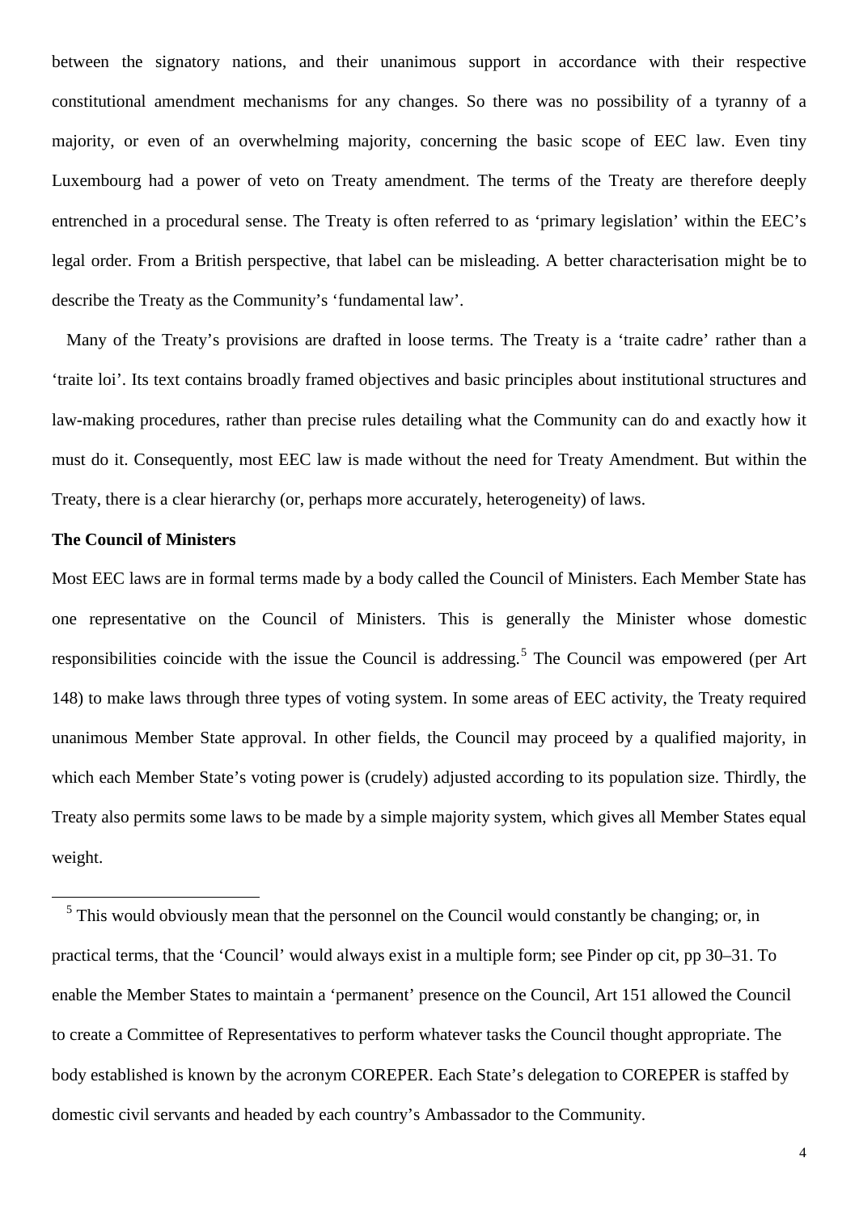between the signatory nations, and their unanimous support in accordance with their respective constitutional amendment mechanisms for any changes. So there was no possibility of a tyranny of a majority, or even of an overwhelming majority, concerning the basic scope of EEC law. Even tiny Luxembourg had a power of veto on Treaty amendment. The terms of the Treaty are therefore deeply entrenched in a procedural sense. The Treaty is often referred to as 'primary legislation' within the EEC's legal order. From a British perspective, that label can be misleading. A better characterisation might be to describe the Treaty as the Community's 'fundamental law'.

Many of the Treaty's provisions are drafted in loose terms. The Treaty is a 'traite cadre' rather than a 'traite loi'. Its text contains broadly framed objectives and basic principles about institutional structures and law-making procedures, rather than precise rules detailing what the Community can do and exactly how it must do it. Consequently, most EEC law is made without the need for Treaty Amendment. But within the Treaty, there is a clear hierarchy (or, perhaps more accurately, heterogeneity) of laws.

**The Council of Ministers**

Most EEC laws are in formal terms made by a body called the Council of Ministers. Each Member State has one representative on the Council of Ministers. This is generally the Minister whose domestic responsibilities coincide with the issue the Council is addressing.[5] The Council was empowered (per Art 148) to make laws through three types of voting system. In some areas of EEC activity, the Treaty required unanimous Member State approval. In other fields, the Council may proceed by a qualified majority, in which each Member State's voting power is (crudely) adjusted according to its population size. Thirdly, the Treaty also permits some laws to be made by a simple majority system, which gives all Member States equal weight.

[5] This would obviously mean that the personnel on the Council would constantly be changing; or, in practical terms, that the 'Council' would always exist in a multiple form; see Pinder op cit, pp 30–31. To enable the Member States to maintain a 'permanent' presence on the Council, Art 151 allowed the Council to create a Committee of Representatives to perform whatever tasks the Council thought appropriate. The body established is known by the acronym COREPER. Each State's delegation to COREPER is staffed by domestic civil servants and headed by each country's Ambassador to the Community.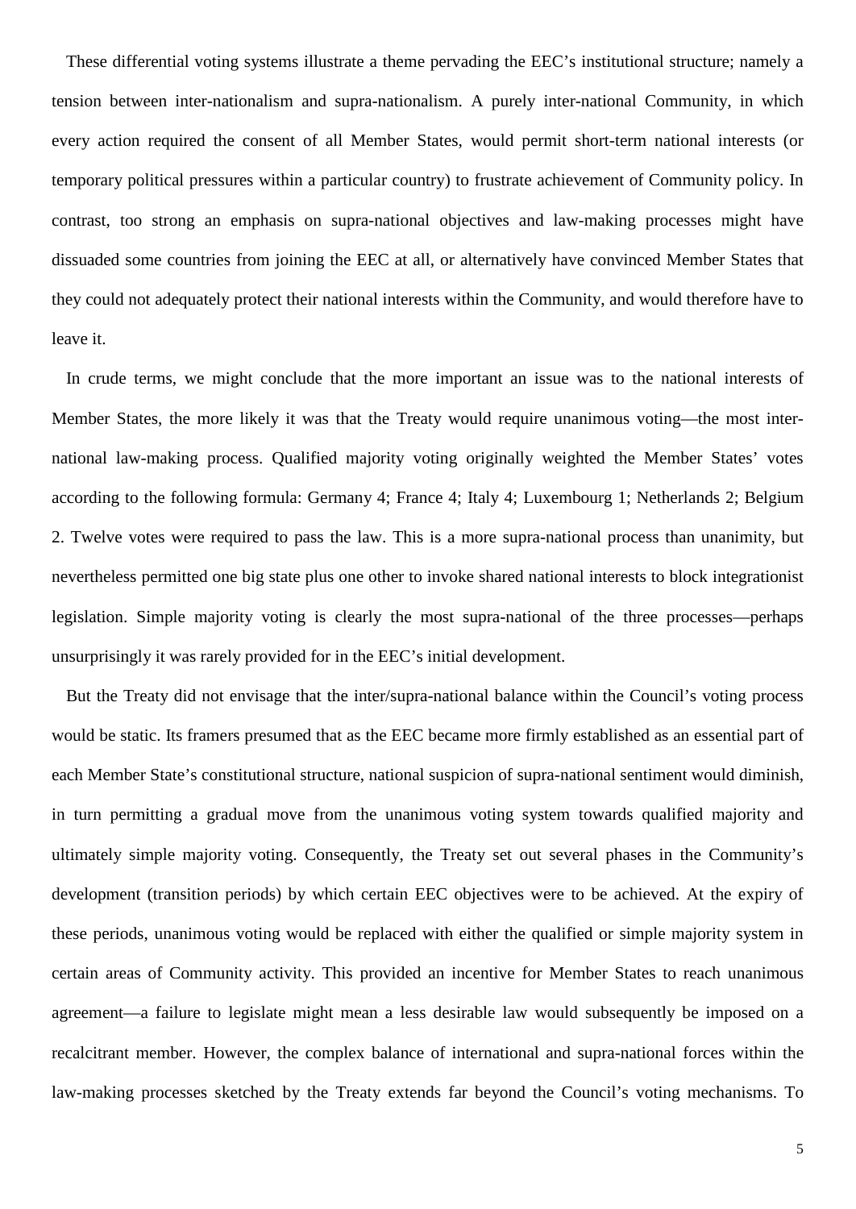These differential voting systems illustrate a theme pervading the EEC's institutional structure; namely a tension between inter-nationalism and supra-nationalism. A purely inter-national Community, in which every action required the consent of all Member States, would permit short-term national interests (or temporary political pressures within a particular country) to frustrate achievement of Community policy. In contrast, too strong an emphasis on supra-national objectives and law-making processes might have dissuaded some countries from joining the EEC at all, or alternatively have convinced Member States that they could not adequately protect their national interests within the Community, and would therefore have to leave it.

In crude terms, we might conclude that the more important an issue was to the national interests of Member States, the more likely it was that the Treaty would require unanimous voting—the most inter-national law-making process. Qualified majority voting originally weighted the Member States' votes according to the following formula: Germany 4; France 4; Italy 4; Luxembourg 1; Netherlands 2; Belgium 2. Twelve votes were required to pass the law. This is a more supra-national process than unanimity, but nevertheless permitted one big state plus one other to invoke shared national interests to block integrationist legislation. Simple majority voting is clearly the most supra-national of the three processes—perhaps unsurprisingly it was rarely provided for in the EEC's initial development.

But the Treaty did not envisage that the inter/supra-national balance within the Council's voting process would be static. Its framers presumed that as the EEC became more firmly established as an essential part of each Member State's constitutional structure, national suspicion of supra-national sentiment would diminish, in turn permitting a gradual move from the unanimous voting system towards qualified majority and ultimately simple majority voting. Consequently, the Treaty set out several phases in the Community's development (transition periods) by which certain EEC objectives were to be achieved. At the expiry of these periods, unanimous voting would be replaced with either the qualified or simple majority system in certain areas of Community activity. This provided an incentive for Member States to reach unanimous agreement—a failure to legislate might mean a less desirable law would subsequently be imposed on a recalcitrant member. However, the complex balance of international and supra-national forces within the law-making processes sketched by the Treaty extends far beyond the Council's voting mechanisms. To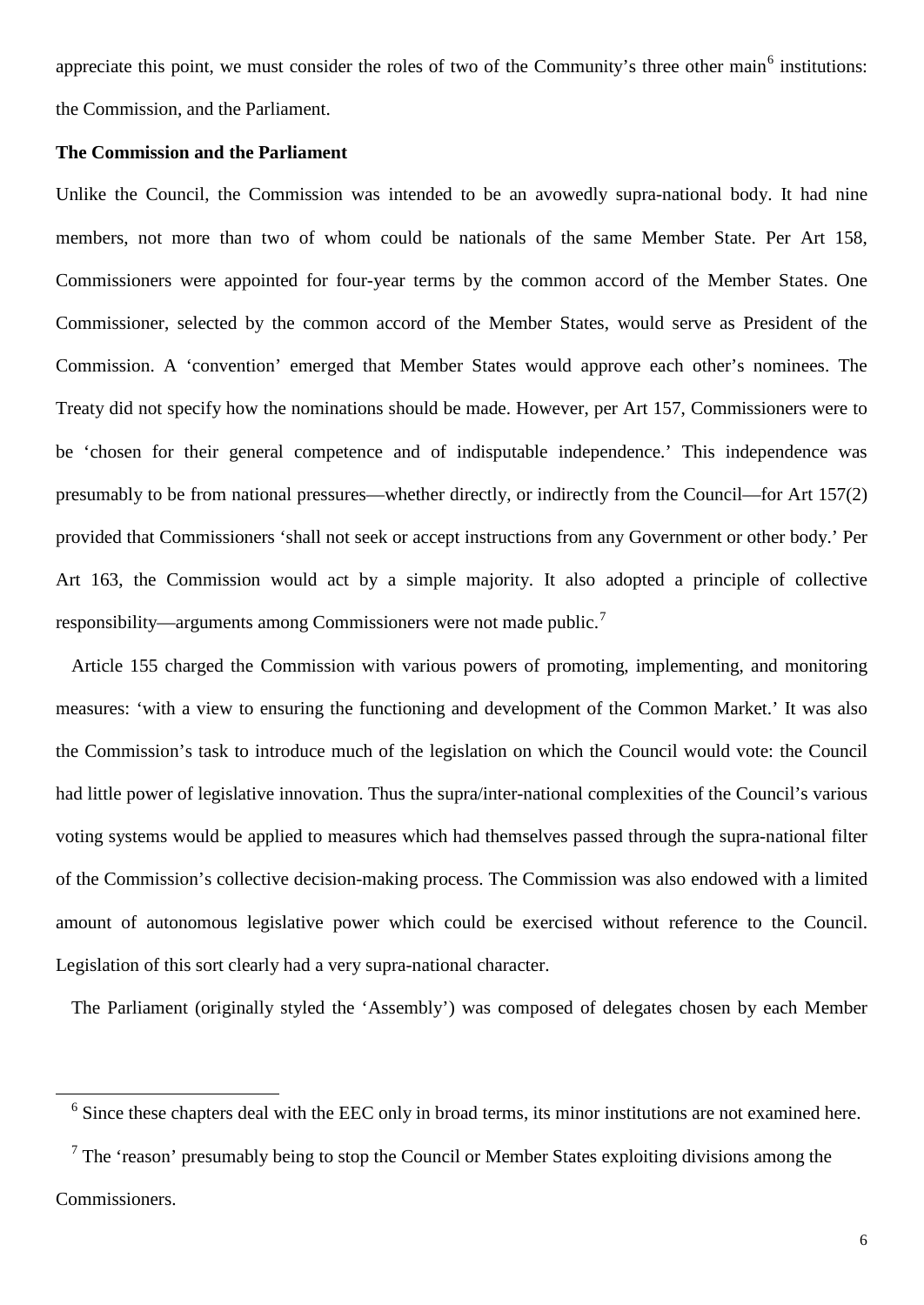appreciate this point, we must consider the roles of two of the Community's three other main[6] institutions: the Commission, and the Parliament.

**The Commission and the Parliament**

Unlike the Council, the Commission was intended to be an avowedly supra-national body. It had nine members, not more than two of whom could be nationals of the same Member State. Per Art 158, Commissioners were appointed for four-year terms by the common accord of the Member States. One Commissioner, selected by the common accord of the Member States, would serve as President of the Commission. A 'convention' emerged that Member States would approve each other's nominees. The Treaty did not specify how the nominations should be made. However, per Art 157, Commissioners were to be 'chosen for their general competence and of indisputable independence.' This independence was presumably to be from national pressures—whether directly, or indirectly from the Council—for Art 157(2) provided that Commissioners 'shall not seek or accept instructions from any Government or other body.' Per Art 163, the Commission would act by a simple majority. It also adopted a principle of collective responsibility—arguments among Commissioners were not made public.[7]

Article 155 charged the Commission with various powers of promoting, implementing, and monitoring measures: 'with a view to ensuring the functioning and development of the Common Market.' It was also the Commission's task to introduce much of the legislation on which the Council would vote: the Council had little power of legislative innovation. Thus the supra/inter-national complexities of the Council's various voting systems would be applied to measures which had themselves passed through the supra-national filter of the Commission's collective decision-making process. The Commission was also endowed with a limited amount of autonomous legislative power which could be exercised without reference to the Council. Legislation of this sort clearly had a very supra-national character.

The Parliament (originally styled the 'Assembly') was composed of delegates chosen by each Member

[6] Since these chapters deal with the EEC only in broad terms, its minor institutions are not examined here.

[7] The 'reason' presumably being to stop the Council or Member States exploiting divisions among the Commissioners.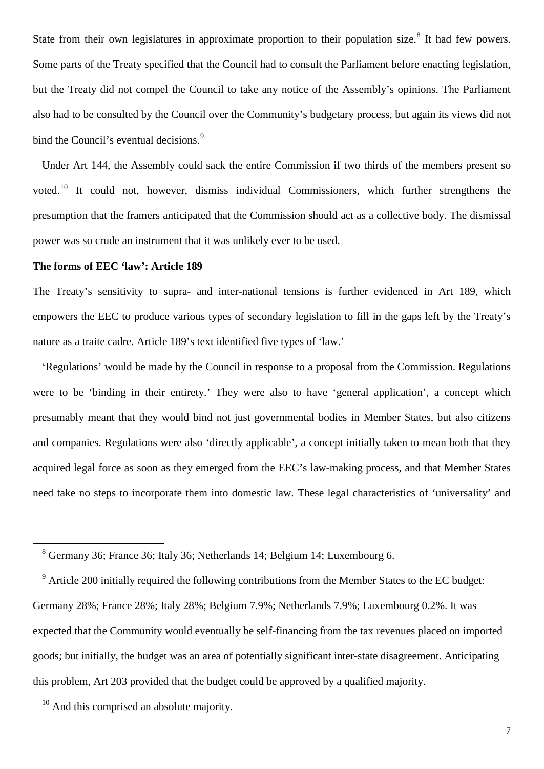State from their own legislatures in approximate proportion to their population size.[8] It had few powers. Some parts of the Treaty specified that the Council had to consult the Parliament before enacting legislation, but the Treaty did not compel the Council to take any notice of the Assembly's opinions. The Parliament also had to be consulted by the Council over the Community's budgetary process, but again its views did not bind the Council's eventual decisions.[9]

Under Art 144, the Assembly could sack the entire Commission if two thirds of the members present so voted.[10] It could not, however, dismiss individual Commissioners, which further strengthens the presumption that the framers anticipated that the Commission should act as a collective body. The dismissal power was so crude an instrument that it was unlikely ever to be used.

**The forms of EEC 'law': Article 189**

The Treaty's sensitivity to supra- and inter-national tensions is further evidenced in Art 189, which empowers the EEC to produce various types of secondary legislation to fill in the gaps left by the Treaty's nature as a traite cadre. Article 189's text identified five types of 'law.'

'Regulations' would be made by the Council in response to a proposal from the Commission. Regulations were to be 'binding in their entirety.' They were also to have 'general application', a concept which presumably meant that they would bind not just governmental bodies in Member States, but also citizens and companies. Regulations were also 'directly applicable', a concept initially taken to mean both that they acquired legal force as soon as they emerged from the EEC's law-making process, and that Member States need take no steps to incorporate them into domestic law. These legal characteristics of 'universality' and

---

[8] Germany 36; France 36; Italy 36; Netherlands 14; Belgium 14; Luxembourg 6.

[9] Article 200 initially required the following contributions from the Member States to the EC budget: Germany 28%; France 28%; Italy 28%; Belgium 7.9%; Netherlands 7.9%; Luxembourg 0.2%. It was expected that the Community would eventually be self-financing from the tax revenues placed on imported goods; but initially, the budget was an area of potentially significant inter-state disagreement. Anticipating this problem, Art 203 provided that the budget could be approved by a qualified majority.

[10] And this comprised an absolute majority.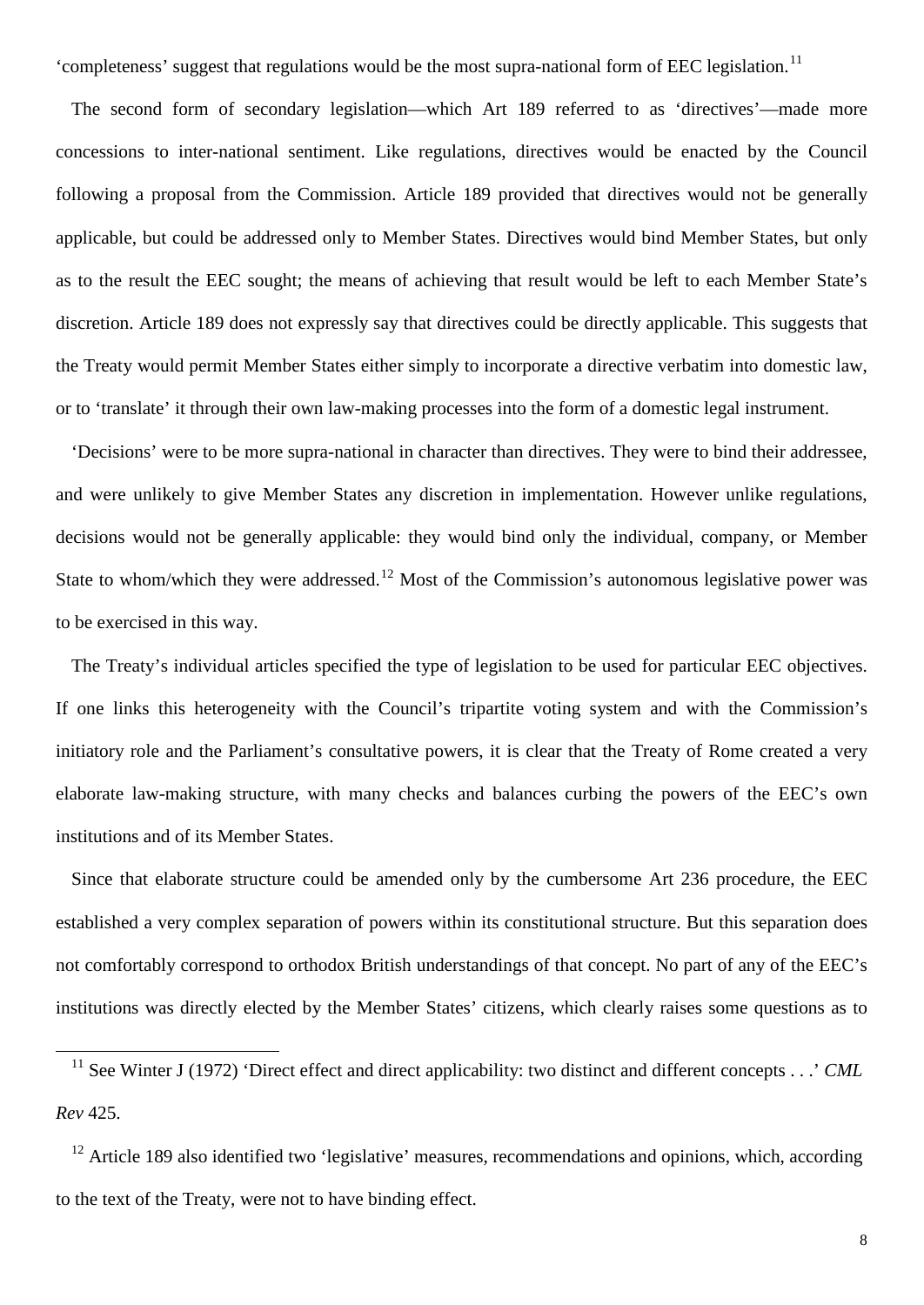'completeness' suggest that regulations would be the most supra-national form of EEC legislation.[11]

The second form of secondary legislation—which Art 189 referred to as 'directives'—made more concessions to inter-national sentiment. Like regulations, directives would be enacted by the Council following a proposal from the Commission. Article 189 provided that directives would not be generally applicable, but could be addressed only to Member States. Directives would bind Member States, but only as to the result the EEC sought; the means of achieving that result would be left to each Member State's discretion. Article 189 does not expressly say that directives could be directly applicable. This suggests that the Treaty would permit Member States either simply to incorporate a directive verbatim into domestic law, or to 'translate' it through their own law-making processes into the form of a domestic legal instrument.

'Decisions' were to be more supra-national in character than directives. They were to bind their addressee, and were unlikely to give Member States any discretion in implementation. However unlike regulations, decisions would not be generally applicable: they would bind only the individual, company, or Member State to whom/which they were addressed.[12] Most of the Commission's autonomous legislative power was to be exercised in this way.

The Treaty's individual articles specified the type of legislation to be used for particular EEC objectives. If one links this heterogeneity with the Council's tripartite voting system and with the Commission's initiatory role and the Parliament's consultative powers, it is clear that the Treaty of Rome created a very elaborate law-making structure, with many checks and balances curbing the powers of the EEC's own institutions and of its Member States.

Since that elaborate structure could be amended only by the cumbersome Art 236 procedure, the EEC established a very complex separation of powers within its constitutional structure. But this separation does not comfortably correspond to orthodox British understandings of that concept. No part of any of the EEC's institutions was directly elected by the Member States' citizens, which clearly raises some questions as to

[11] See Winter J (1972) 'Direct effect and direct applicability: two distinct and different concepts . . .' *CML Rev* 425.

[12] Article 189 also identified two 'legislative' measures, recommendations and opinions, which, according to the text of the Treaty, were not to have binding effect.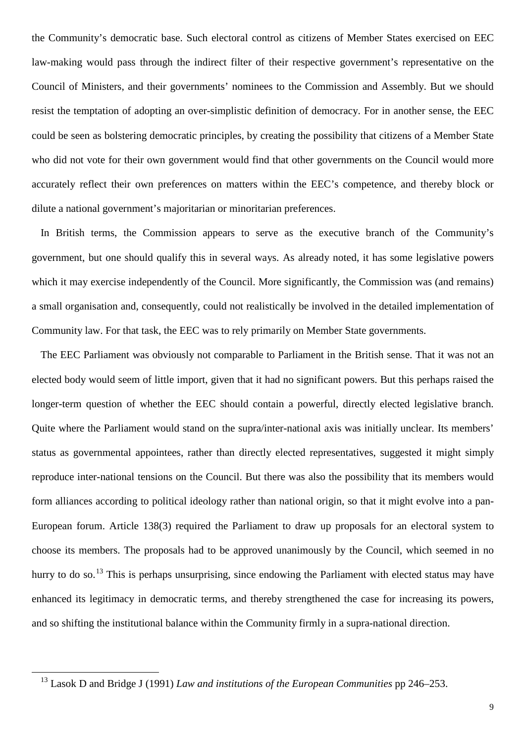the Community's democratic base. Such electoral control as citizens of Member States exercised on EEC law-making would pass through the indirect filter of their respective government's representative on the Council of Ministers, and their governments' nominees to the Commission and Assembly. But we should resist the temptation of adopting an over-simplistic definition of democracy. For in another sense, the EEC could be seen as bolstering democratic principles, by creating the possibility that citizens of a Member State who did not vote for their own government would find that other governments on the Council would more accurately reflect their own preferences on matters within the EEC's competence, and thereby block or dilute a national government's majoritarian or minoritarian preferences.

In British terms, the Commission appears to serve as the executive branch of the Community's government, but one should qualify this in several ways. As already noted, it has some legislative powers which it may exercise independently of the Council. More significantly, the Commission was (and remains) a small organisation and, consequently, could not realistically be involved in the detailed implementation of Community law. For that task, the EEC was to rely primarily on Member State governments.

The EEC Parliament was obviously not comparable to Parliament in the British sense. That it was not an elected body would seem of little import, given that it had no significant powers. But this perhaps raised the longer-term question of whether the EEC should contain a powerful, directly elected legislative branch. Quite where the Parliament would stand on the supra/inter-national axis was initially unclear. Its members' status as governmental appointees, rather than directly elected representatives, suggested it might simply reproduce inter-national tensions on the Council. But there was also the possibility that its members would form alliances according to political ideology rather than national origin, so that it might evolve into a pan-European forum. Article 138(3) required the Parliament to draw up proposals for an electoral system to choose its members. The proposals had to be approved unanimously by the Council, which seemed in no hurry to do so.[13] This is perhaps unsurprising, since endowing the Parliament with elected status may have enhanced its legitimacy in democratic terms, and thereby strengthened the case for increasing its powers, and so shifting the institutional balance within the Community firmly in a supra-national direction.

[13] Lasok D and Bridge J (1991) *Law and institutions of the European Communities* pp 246–253.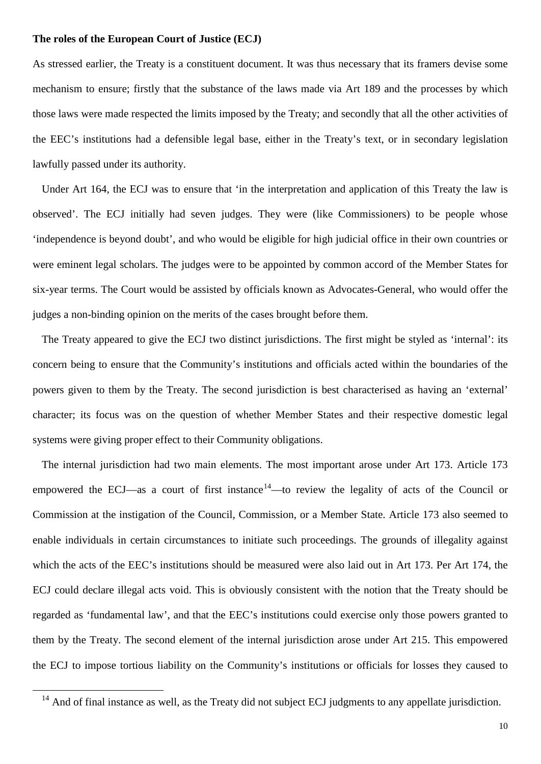**The roles of the European Court of Justice (ECJ)**

As stressed earlier, the Treaty is a constituent document. It was thus necessary that its framers devise some mechanism to ensure; firstly that the substance of the laws made via Art 189 and the processes by which those laws were made respected the limits imposed by the Treaty; and secondly that all the other activities of the EEC's institutions had a defensible legal base, either in the Treaty's text, or in secondary legislation lawfully passed under its authority.

Under Art 164, the ECJ was to ensure that 'in the interpretation and application of this Treaty the law is observed'. The ECJ initially had seven judges. They were (like Commissioners) to be people whose 'independence is beyond doubt', and who would be eligible for high judicial office in their own countries or were eminent legal scholars. The judges were to be appointed by common accord of the Member States for six-year terms. The Court would be assisted by officials known as Advocates-General, who would offer the judges a non-binding opinion on the merits of the cases brought before them.

The Treaty appeared to give the ECJ two distinct jurisdictions. The first might be styled as 'internal': its concern being to ensure that the Community's institutions and officials acted within the boundaries of the powers given to them by the Treaty. The second jurisdiction is best characterised as having an 'external' character; its focus was on the question of whether Member States and their respective domestic legal systems were giving proper effect to their Community obligations.

The internal jurisdiction had two main elements. The most important arose under Art 173. Article 173 empowered the ECJ—as a court of first instance[14]—to review the legality of acts of the Council or Commission at the instigation of the Council, Commission, or a Member State. Article 173 also seemed to enable individuals in certain circumstances to initiate such proceedings. The grounds of illegality against which the acts of the EEC's institutions should be measured were also laid out in Art 173. Per Art 174, the ECJ could declare illegal acts void. This is obviously consistent with the notion that the Treaty should be regarded as 'fundamental law', and that the EEC's institutions could exercise only those powers granted to them by the Treaty. The second element of the internal jurisdiction arose under Art 215. This empowered the ECJ to impose tortious liability on the Community's institutions or officials for losses they caused to

[14] And of final instance as well, as the Treaty did not subject ECJ judgments to any appellate jurisdiction.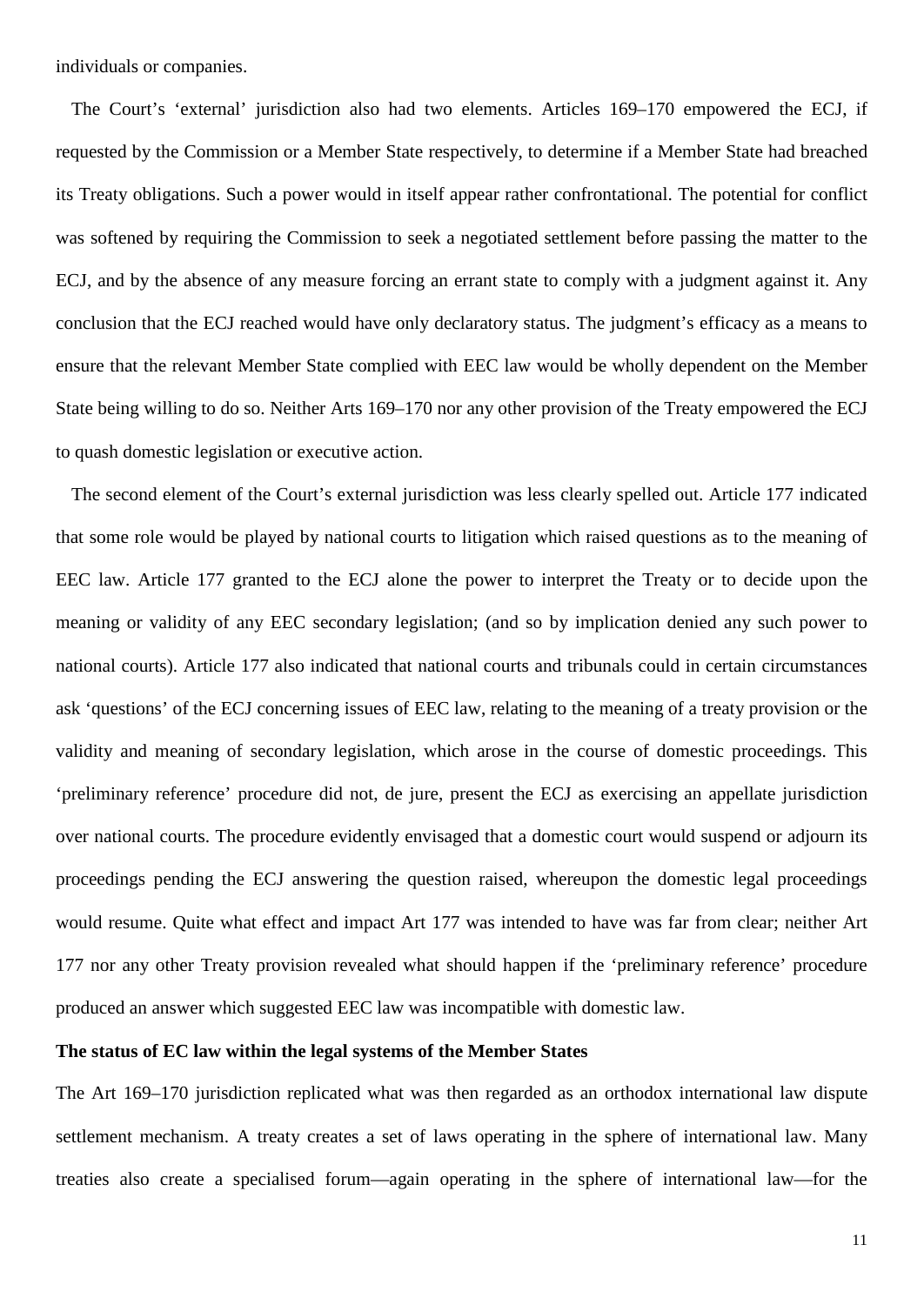individuals or companies.

The Court's 'external' jurisdiction also had two elements. Articles 169–170 empowered the ECJ, if requested by the Commission or a Member State respectively, to determine if a Member State had breached its Treaty obligations. Such a power would in itself appear rather confrontational. The potential for conflict was softened by requiring the Commission to seek a negotiated settlement before passing the matter to the ECJ, and by the absence of any measure forcing an errant state to comply with a judgment against it. Any conclusion that the ECJ reached would have only declaratory status. The judgment's efficacy as a means to ensure that the relevant Member State complied with EEC law would be wholly dependent on the Member State being willing to do so. Neither Arts 169–170 nor any other provision of the Treaty empowered the ECJ to quash domestic legislation or executive action.

The second element of the Court's external jurisdiction was less clearly spelled out. Article 177 indicated that some role would be played by national courts to litigation which raised questions as to the meaning of EEC law. Article 177 granted to the ECJ alone the power to interpret the Treaty or to decide upon the meaning or validity of any EEC secondary legislation; (and so by implication denied any such power to national courts). Article 177 also indicated that national courts and tribunals could in certain circumstances ask 'questions' of the ECJ concerning issues of EEC law, relating to the meaning of a treaty provision or the validity and meaning of secondary legislation, which arose in the course of domestic proceedings. This 'preliminary reference' procedure did not, de jure, present the ECJ as exercising an appellate jurisdiction over national courts. The procedure evidently envisaged that a domestic court would suspend or adjourn its proceedings pending the ECJ answering the question raised, whereupon the domestic legal proceedings would resume. Quite what effect and impact Art 177 was intended to have was far from clear; neither Art 177 nor any other Treaty provision revealed what should happen if the 'preliminary reference' procedure produced an answer which suggested EEC law was incompatible with domestic law.

**The status of EC law within the legal systems of the Member States**

The Art 169–170 jurisdiction replicated what was then regarded as an orthodox international law dispute settlement mechanism. A treaty creates a set of laws operating in the sphere of international law. Many treaties also create a specialised forum—again operating in the sphere of international law—for the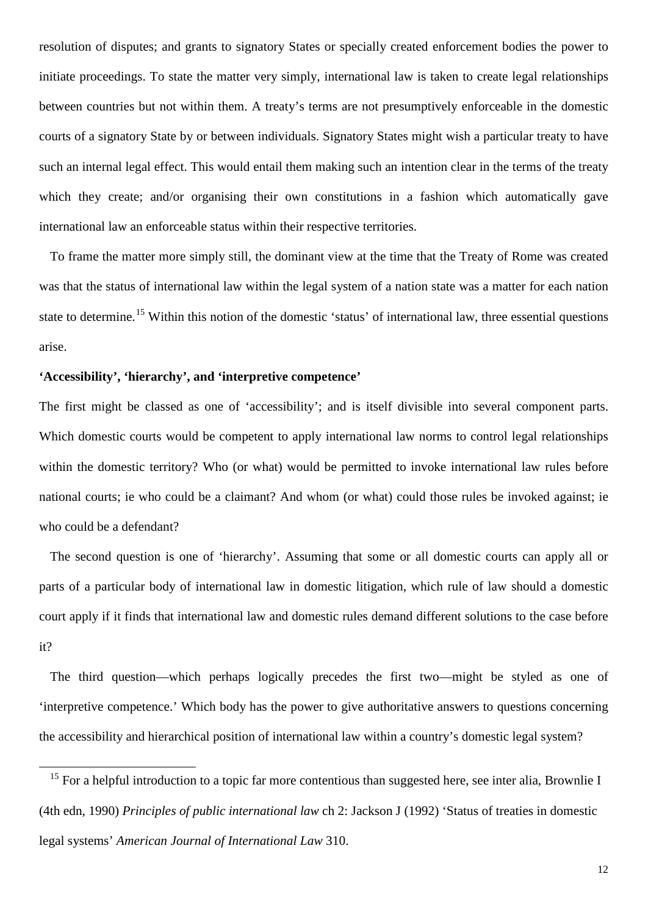resolution of disputes; and grants to signatory States or specially created enforcement bodies the power to initiate proceedings. To state the matter very simply, international law is taken to create legal relationships between countries but not within them. A treaty's terms are not presumptively enforceable in the domestic courts of a signatory State by or between individuals. Signatory States might wish a particular treaty to have such an internal legal effect. This would entail them making such an intention clear in the terms of the treaty which they create; and/or organising their own constitutions in a fashion which automatically gave international law an enforceable status within their respective territories.

To frame the matter more simply still, the dominant view at the time that the Treaty of Rome was created was that the status of international law within the legal system of a nation state was a matter for each nation state to determine.[15] Within this notion of the domestic 'status' of international law, three essential questions arise.

**'Accessibility', 'hierarchy', and 'interpretive competence'**

The first might be classed as one of 'accessibility'; and is itself divisible into several component parts. Which domestic courts would be competent to apply international law norms to control legal relationships within the domestic territory? Who (or what) would be permitted to invoke international law rules before national courts; ie who could be a claimant? And whom (or what) could those rules be invoked against; ie who could be a defendant?

The second question is one of 'hierarchy'. Assuming that some or all domestic courts can apply all or parts of a particular body of international law in domestic litigation, which rule of law should a domestic court apply if it finds that international law and domestic rules demand different solutions to the case before it?

The third question—which perhaps logically precedes the first two—might be styled as one of 'interpretive competence.' Which body has the power to give authoritative answers to questions concerning the accessibility and hierarchical position of international law within a country's domestic legal system?

---

[15] For a helpful introduction to a topic far more contentious than suggested here, see inter alia, Brownlie I (4th edn, 1990) *Principles of public international law* ch 2: Jackson J (1992) 'Status of treaties in domestic legal systems' *American Journal of International Law* 310.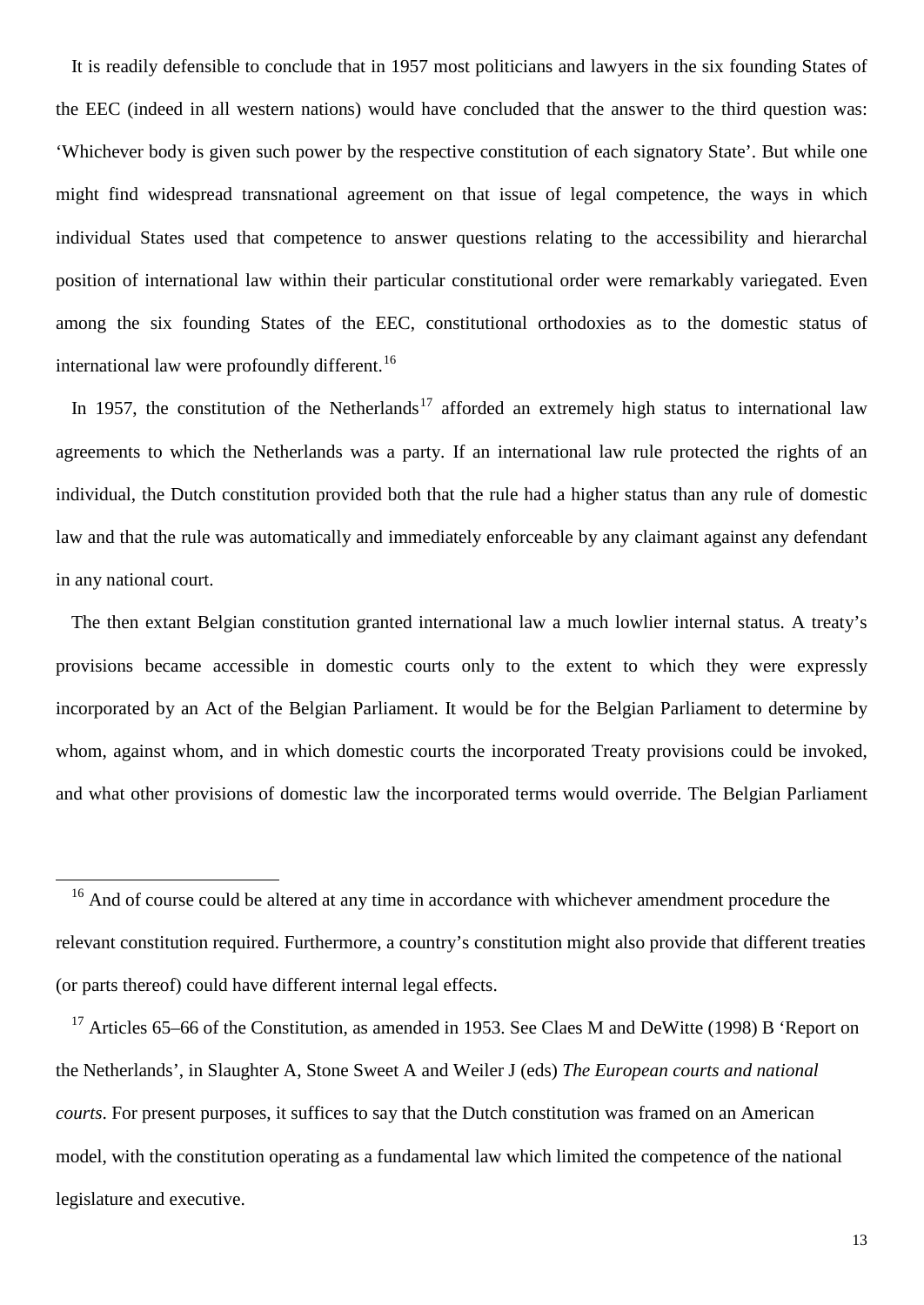It is readily defensible to conclude that in 1957 most politicians and lawyers in the six founding States of the EEC (indeed in all western nations) would have concluded that the answer to the third question was: 'Whichever body is given such power by the respective constitution of each signatory State'. But while one might find widespread transnational agreement on that issue of legal competence, the ways in which individual States used that competence to answer questions relating to the accessibility and hierarchal position of international law within their particular constitutional order were remarkably variegated. Even among the six founding States of the EEC, constitutional orthodoxies as to the domestic status of international law were profoundly different.[16]

In 1957, the constitution of the Netherlands[17] afforded an extremely high status to international law agreements to which the Netherlands was a party. If an international law rule protected the rights of an individual, the Dutch constitution provided both that the rule had a higher status than any rule of domestic law and that the rule was automatically and immediately enforceable by any claimant against any defendant in any national court.

The then extant Belgian constitution granted international law a much lowlier internal status. A treaty's provisions became accessible in domestic courts only to the extent to which they were expressly incorporated by an Act of the Belgian Parliament. It would be for the Belgian Parliament to determine by whom, against whom, and in which domestic courts the incorporated Treaty provisions could be invoked, and what other provisions of domestic law the incorporated terms would override. The Belgian Parliament

---

[16] And of course could be altered at any time in accordance with whichever amendment procedure the relevant constitution required. Furthermore, a country's constitution might also provide that different treaties (or parts thereof) could have different internal legal effects.

[17] Articles 65–66 of the Constitution, as amended in 1953. See Claes M and DeWitte (1998) B 'Report on the Netherlands', in Slaughter A, Stone Sweet A and Weiler J (eds) *The European courts and national courts*. For present purposes, it suffices to say that the Dutch constitution was framed on an American model, with the constitution operating as a fundamental law which limited the competence of the national legislature and executive.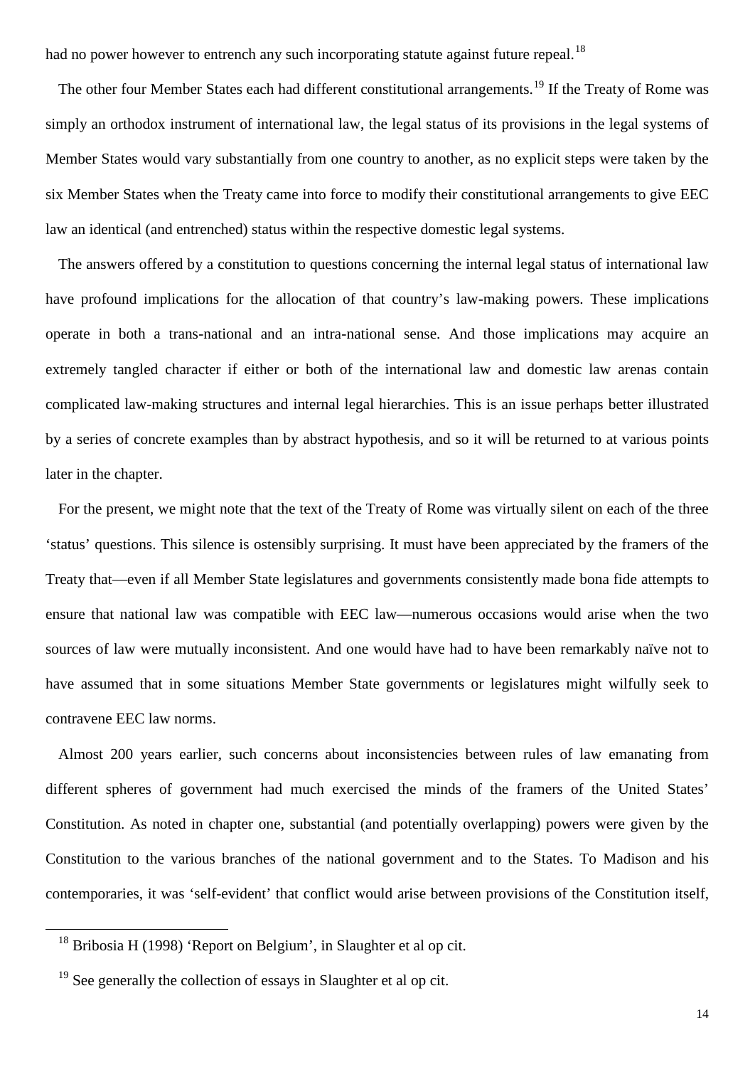had no power however to entrench any such incorporating statute against future repeal.[18]

The other four Member States each had different constitutional arrangements.[19] If the Treaty of Rome was simply an orthodox instrument of international law, the legal status of its provisions in the legal systems of Member States would vary substantially from one country to another, as no explicit steps were taken by the six Member States when the Treaty came into force to modify their constitutional arrangements to give EEC law an identical (and entrenched) status within the respective domestic legal systems.

The answers offered by a constitution to questions concerning the internal legal status of international law have profound implications for the allocation of that country's law-making powers. These implications operate in both a trans-national and an intra-national sense. And those implications may acquire an extremely tangled character if either or both of the international law and domestic law arenas contain complicated law-making structures and internal legal hierarchies. This is an issue perhaps better illustrated by a series of concrete examples than by abstract hypothesis, and so it will be returned to at various points later in the chapter.

For the present, we might note that the text of the Treaty of Rome was virtually silent on each of the three 'status' questions. This silence is ostensibly surprising. It must have been appreciated by the framers of the Treaty that—even if all Member State legislatures and governments consistently made bona fide attempts to ensure that national law was compatible with EEC law—numerous occasions would arise when the two sources of law were mutually inconsistent. And one would have had to have been remarkably naïve not to have assumed that in some situations Member State governments or legislatures might wilfully seek to contravene EEC law norms.

Almost 200 years earlier, such concerns about inconsistencies between rules of law emanating from different spheres of government had much exercised the minds of the framers of the United States' Constitution. As noted in chapter one, substantial (and potentially overlapping) powers were given by the Constitution to the various branches of the national government and to the States. To Madison and his contemporaries, it was 'self-evident' that conflict would arise between provisions of the Constitution itself,

---

[18] Bribosia H (1998) 'Report on Belgium', in Slaughter et al op cit.

[19] See generally the collection of essays in Slaughter et al op cit.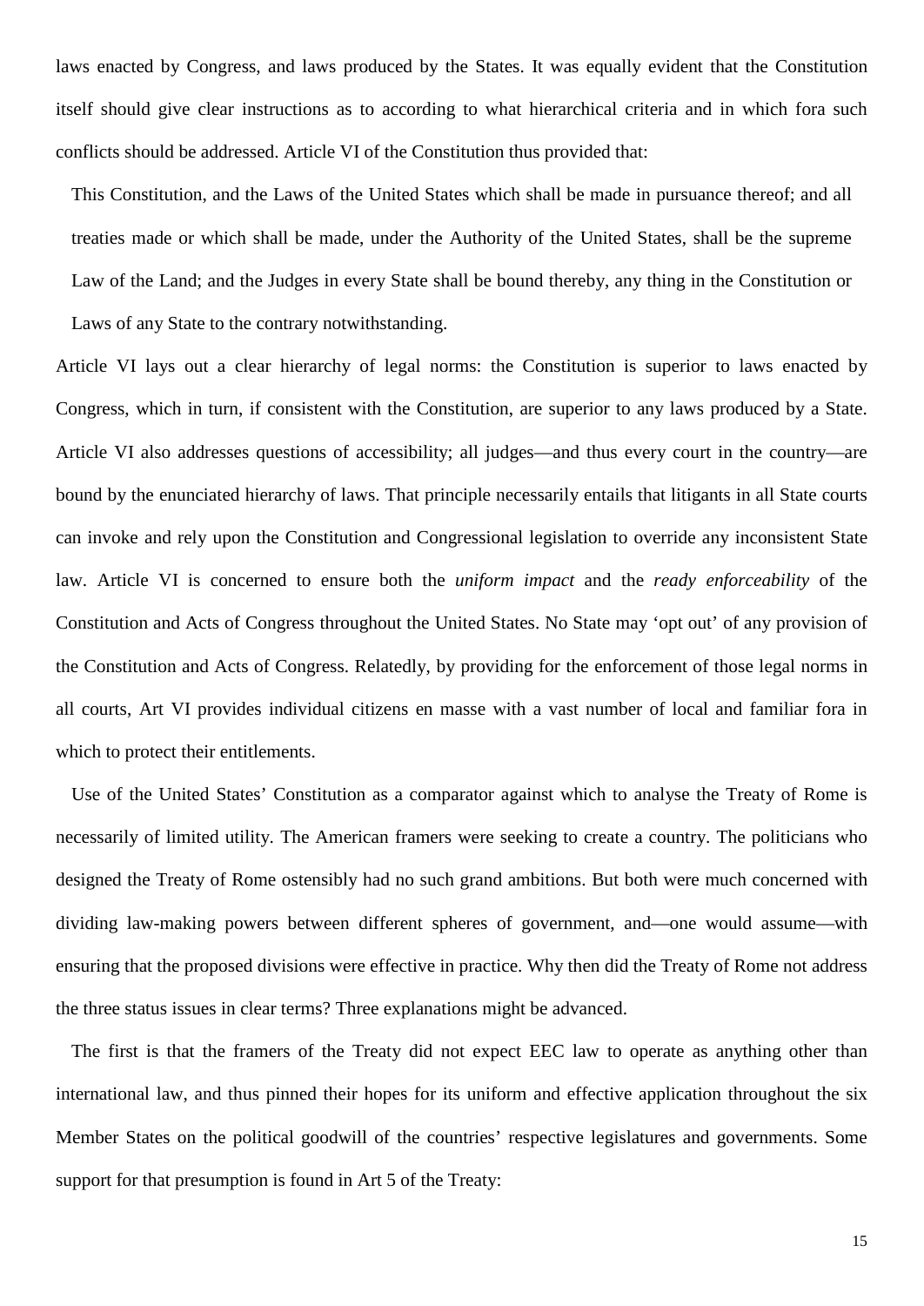laws enacted by Congress, and laws produced by the States. It was equally evident that the Constitution itself should give clear instructions as to according to what hierarchical criteria and in which fora such conflicts should be addressed. Article VI of the Constitution thus provided that:

> This Constitution, and the Laws of the United States which shall be made in pursuance thereof; and all treaties made or which shall be made, under the Authority of the United States, shall be the supreme Law of the Land; and the Judges in every State shall be bound thereby, any thing in the Constitution or Laws of any State to the contrary notwithstanding.

Article VI lays out a clear hierarchy of legal norms: the Constitution is superior to laws enacted by Congress, which in turn, if consistent with the Constitution, are superior to any laws produced by a State. Article VI also addresses questions of accessibility; all judges—and thus every court in the country—are bound by the enunciated hierarchy of laws. That principle necessarily entails that litigants in all State courts can invoke and rely upon the Constitution and Congressional legislation to override any inconsistent State law. Article VI is concerned to ensure both the *uniform impact* and the *ready enforceability* of the Constitution and Acts of Congress throughout the United States. No State may 'opt out' of any provision of the Constitution and Acts of Congress. Relatedly, by providing for the enforcement of those legal norms in all courts, Art VI provides individual citizens en masse with a vast number of local and familiar fora in which to protect their entitlements.

Use of the United States' Constitution as a comparator against which to analyse the Treaty of Rome is necessarily of limited utility. The American framers were seeking to create a country. The politicians who designed the Treaty of Rome ostensibly had no such grand ambitions. But both were much concerned with dividing law-making powers between different spheres of government, and—one would assume—with ensuring that the proposed divisions were effective in practice. Why then did the Treaty of Rome not address the three status issues in clear terms? Three explanations might be advanced.

The first is that the framers of the Treaty did not expect EEC law to operate as anything other than international law, and thus pinned their hopes for its uniform and effective application throughout the six Member States on the political goodwill of the countries' respective legislatures and governments. Some support for that presumption is found in Art 5 of the Treaty: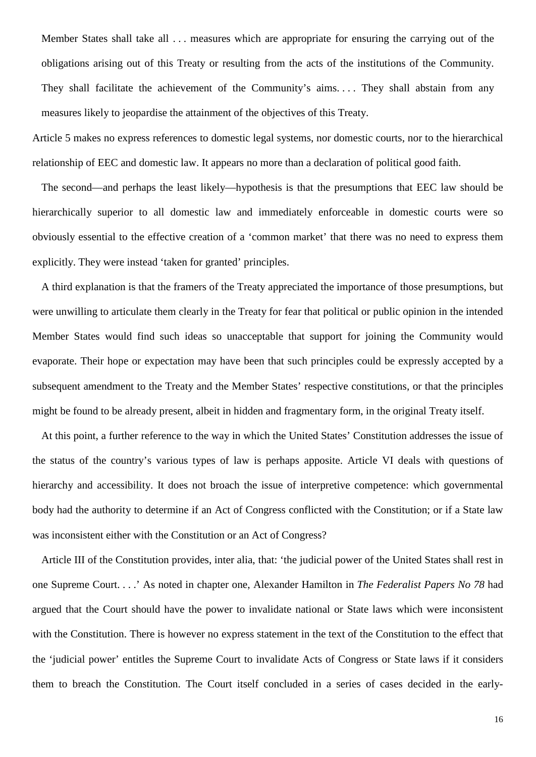> Member States shall take all . . . measures which are appropriate for ensuring the carrying out of the obligations arising out of this Treaty or resulting from the acts of the institutions of the Community. They shall facilitate the achievement of the Community's aims. . . . They shall abstain from any measures likely to jeopardise the attainment of the objectives of this Treaty.

Article 5 makes no express references to domestic legal systems, nor domestic courts, nor to the hierarchical relationship of EEC and domestic law. It appears no more than a declaration of political good faith.

The second—and perhaps the least likely—hypothesis is that the presumptions that EEC law should be hierarchically superior to all domestic law and immediately enforceable in domestic courts were so obviously essential to the effective creation of a 'common market' that there was no need to express them explicitly. They were instead 'taken for granted' principles.

A third explanation is that the framers of the Treaty appreciated the importance of those presumptions, but were unwilling to articulate them clearly in the Treaty for fear that political or public opinion in the intended Member States would find such ideas so unacceptable that support for joining the Community would evaporate. Their hope or expectation may have been that such principles could be expressly accepted by a subsequent amendment to the Treaty and the Member States' respective constitutions, or that the principles might be found to be already present, albeit in hidden and fragmentary form, in the original Treaty itself.

At this point, a further reference to the way in which the United States' Constitution addresses the issue of the status of the country's various types of law is perhaps apposite. Article VI deals with questions of hierarchy and accessibility. It does not broach the issue of interpretive competence: which governmental body had the authority to determine if an Act of Congress conflicted with the Constitution; or if a State law was inconsistent either with the Constitution or an Act of Congress?

Article III of the Constitution provides, inter alia, that: 'the judicial power of the United States shall rest in one Supreme Court. . . .' As noted in chapter one, Alexander Hamilton in *The Federalist Papers No 78* had argued that the Court should have the power to invalidate national or State laws which were inconsistent with the Constitution. There is however no express statement in the text of the Constitution to the effect that the 'judicial power' entitles the Supreme Court to invalidate Acts of Congress or State laws if it considers them to breach the Constitution. The Court itself concluded in a series of cases decided in the early-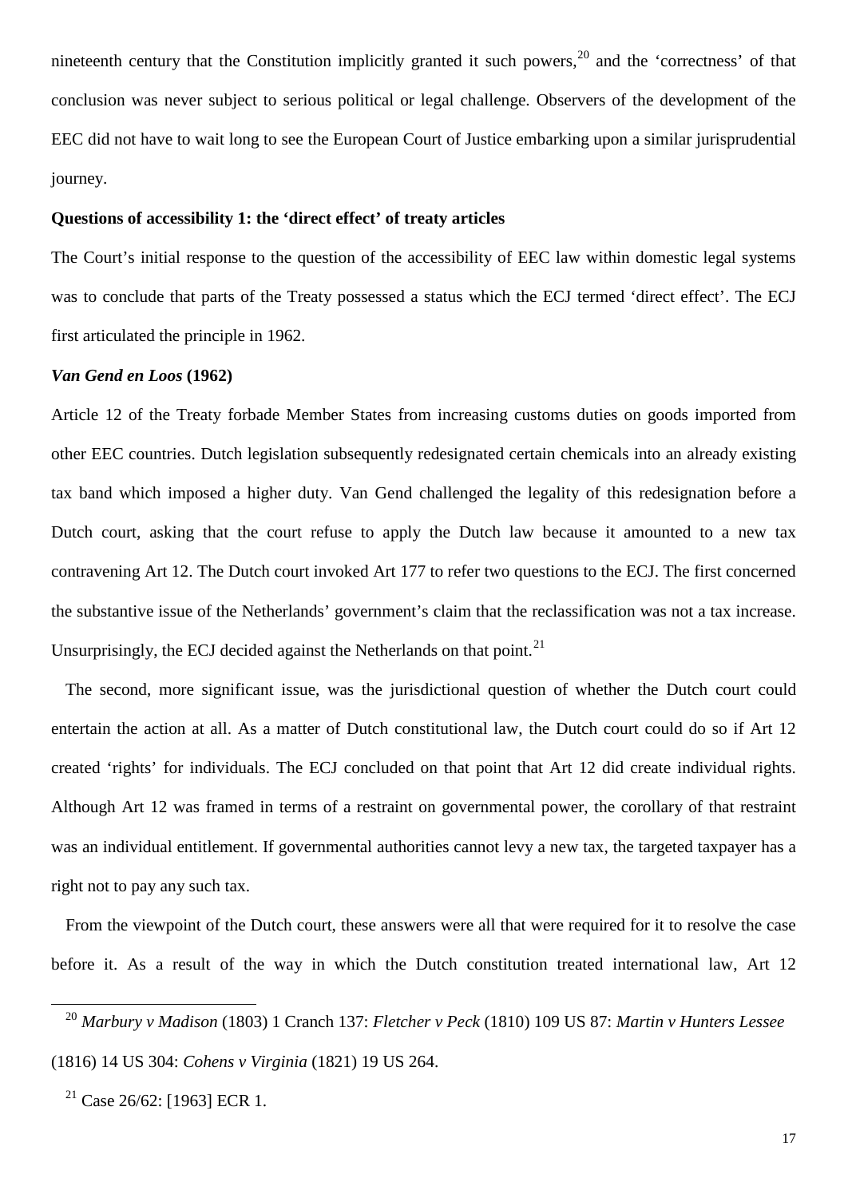nineteenth century that the Constitution implicitly granted it such powers,[20] and the 'correctness' of that conclusion was never subject to serious political or legal challenge. Observers of the development of the EEC did not have to wait long to see the European Court of Justice embarking upon a similar jurisprudential journey.

**Questions of accessibility 1: the 'direct effect' of treaty articles**

The Court's initial response to the question of the accessibility of EEC law within domestic legal systems was to conclude that parts of the Treaty possessed a status which the ECJ termed 'direct effect'. The ECJ first articulated the principle in 1962.

***Van Gend en Loos* (1962)**

Article 12 of the Treaty forbade Member States from increasing customs duties on goods imported from other EEC countries. Dutch legislation subsequently redesignated certain chemicals into an already existing tax band which imposed a higher duty. Van Gend challenged the legality of this redesignation before a Dutch court, asking that the court refuse to apply the Dutch law because it amounted to a new tax contravening Art 12. The Dutch court invoked Art 177 to refer two questions to the ECJ. The first concerned the substantive issue of the Netherlands' government's claim that the reclassification was not a tax increase. Unsurprisingly, the ECJ decided against the Netherlands on that point.[21]

The second, more significant issue, was the jurisdictional question of whether the Dutch court could entertain the action at all. As a matter of Dutch constitutional law, the Dutch court could do so if Art 12 created 'rights' for individuals. The ECJ concluded on that point that Art 12 did create individual rights. Although Art 12 was framed in terms of a restraint on governmental power, the corollary of that restraint was an individual entitlement. If governmental authorities cannot levy a new tax, the targeted taxpayer has a right not to pay any such tax.

From the viewpoint of the Dutch court, these answers were all that were required for it to resolve the case before it. As a result of the way in which the Dutch constitution treated international law, Art 12

---

[20] *Marbury v Madison* (1803) 1 Cranch 137: *Fletcher v Peck* (1810) 109 US 87: *Martin v Hunters Lessee* (1816) 14 US 304: *Cohens v Virginia* (1821) 19 US 264.

[21] Case 26/62: [1963] ECR 1.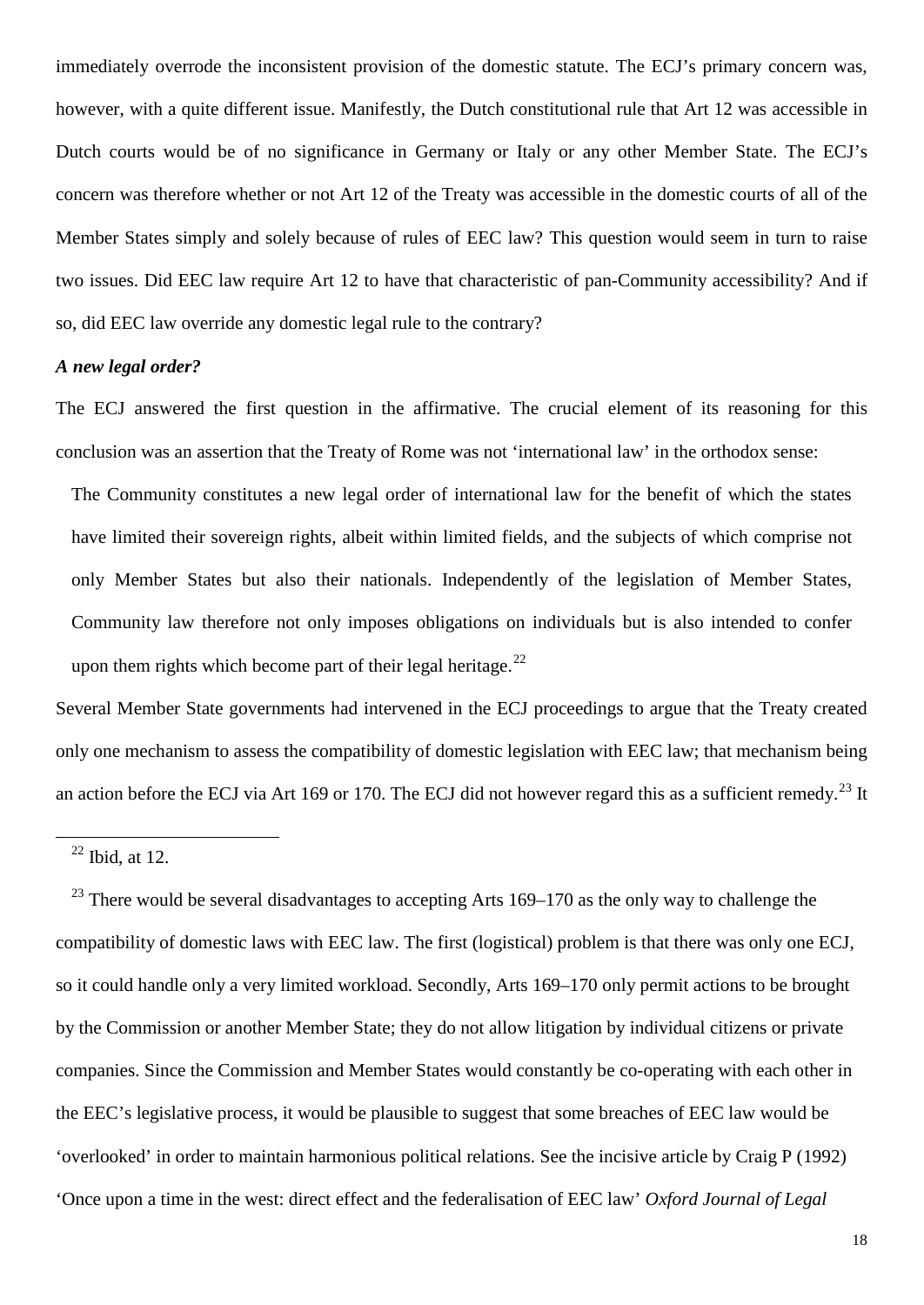immediately overrode the inconsistent provision of the domestic statute. The ECJ's primary concern was, however, with a quite different issue. Manifestly, the Dutch constitutional rule that Art 12 was accessible in Dutch courts would be of no significance in Germany or Italy or any other Member State. The ECJ's concern was therefore whether or not Art 12 of the Treaty was accessible in the domestic courts of all of the Member States simply and solely because of rules of EEC law? This question would seem in turn to raise two issues. Did EEC law require Art 12 to have that characteristic of pan-Community accessibility? And if so, did EEC law override any domestic legal rule to the contrary?

***A new legal order?***

The ECJ answered the first question in the affirmative. The crucial element of its reasoning for this conclusion was an assertion that the Treaty of Rome was not 'international law' in the orthodox sense:

> The Community constitutes a new legal order of international law for the benefit of which the states have limited their sovereign rights, albeit within limited fields, and the subjects of which comprise not only Member States but also their nationals. Independently of the legislation of Member States, Community law therefore not only imposes obligations on individuals but is also intended to confer upon them rights which become part of their legal heritage.[22]

Several Member State governments had intervened in the ECJ proceedings to argue that the Treaty created only one mechanism to assess the compatibility of domestic legislation with EEC law; that mechanism being an action before the ECJ via Art 169 or 170. The ECJ did not however regard this as a sufficient remedy.[23] It

[22] Ibid, at 12.

[23] There would be several disadvantages to accepting Arts 169–170 as the only way to challenge the compatibility of domestic laws with EEC law. The first (logistical) problem is that there was only one ECJ, so it could handle only a very limited workload. Secondly, Arts 169–170 only permit actions to be brought by the Commission or another Member State; they do not allow litigation by individual citizens or private companies. Since the Commission and Member States would constantly be co-operating with each other in the EEC's legislative process, it would be plausible to suggest that some breaches of EEC law would be 'overlooked' in order to maintain harmonious political relations. See the incisive article by Craig P (1992) 'Once upon a time in the west: direct effect and the federalisation of EEC law' *Oxford Journal of Legal*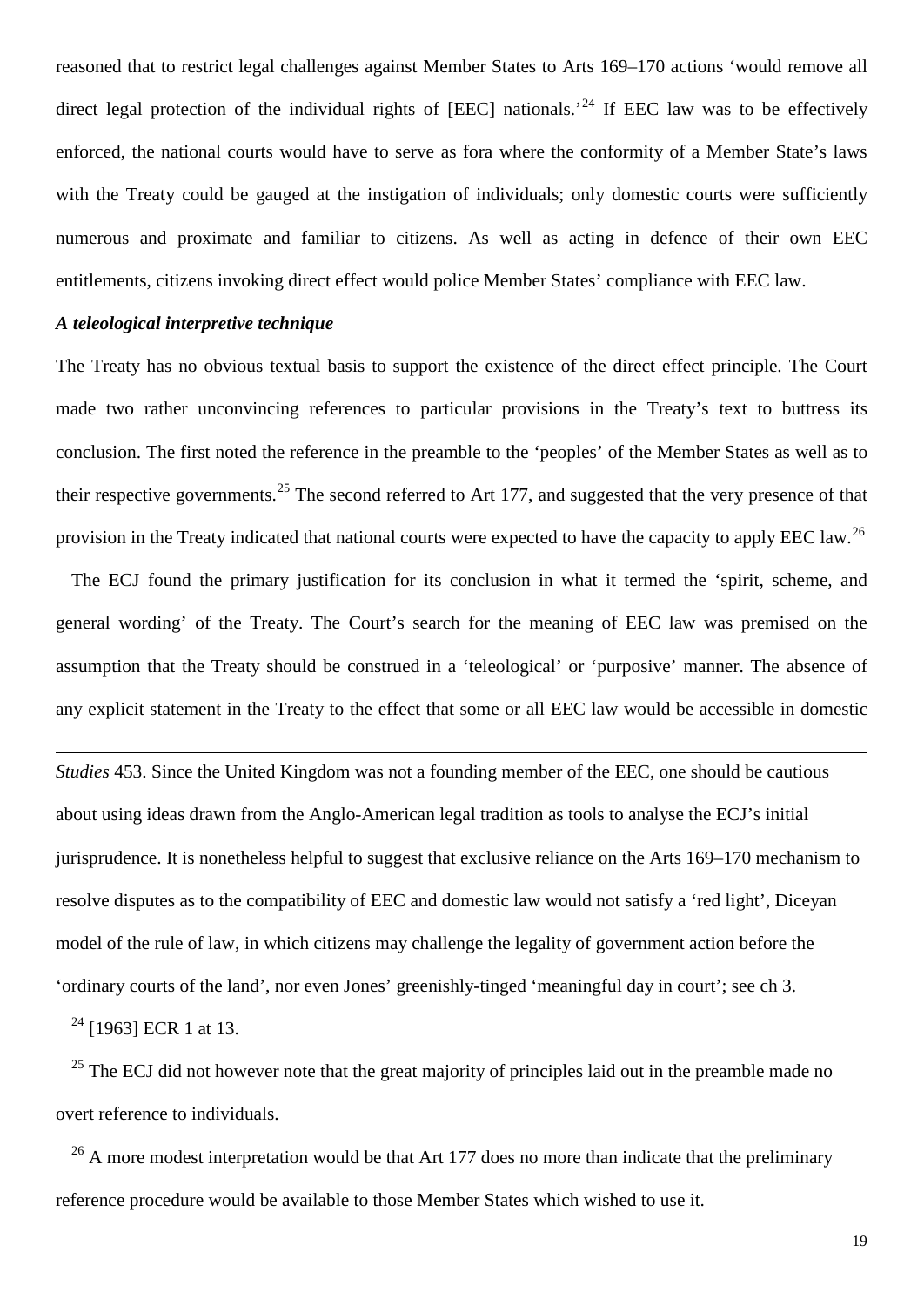reasoned that to restrict legal challenges against Member States to Arts 169–170 actions 'would remove all direct legal protection of the individual rights of [EEC] nationals.'[24] If EEC law was to be effectively enforced, the national courts would have to serve as fora where the conformity of a Member State's laws with the Treaty could be gauged at the instigation of individuals; only domestic courts were sufficiently numerous and proximate and familiar to citizens. As well as acting in defence of their own EEC entitlements, citizens invoking direct effect would police Member States' compliance with EEC law.

***A teleological interpretive technique***

The Treaty has no obvious textual basis to support the existence of the direct effect principle. The Court made two rather unconvincing references to particular provisions in the Treaty's text to buttress its conclusion. The first noted the reference in the preamble to the 'peoples' of the Member States as well as to their respective governments.[25] The second referred to Art 177, and suggested that the very presence of that provision in the Treaty indicated that national courts were expected to have the capacity to apply EEC law.[26]

The ECJ found the primary justification for its conclusion in what it termed the 'spirit, scheme, and general wording' of the Treaty. The Court's search for the meaning of EEC law was premised on the assumption that the Treaty should be construed in a 'teleological' or 'purposive' manner. The absence of any explicit statement in the Treaty to the effect that some or all EEC law would be accessible in domestic

---

*Studies* 453. Since the United Kingdom was not a founding member of the EEC, one should be cautious about using ideas drawn from the Anglo-American legal tradition as tools to analyse the ECJ's initial jurisprudence. It is nonetheless helpful to suggest that exclusive reliance on the Arts 169–170 mechanism to resolve disputes as to the compatibility of EEC and domestic law would not satisfy a 'red light', Diceyan model of the rule of law, in which citizens may challenge the legality of government action before the 'ordinary courts of the land', nor even Jones' greenishly-tinged 'meaningful day in court'; see ch 3.

[24] [1963] ECR 1 at 13.

[25] The ECJ did not however note that the great majority of principles laid out in the preamble made no overt reference to individuals.

[26] A more modest interpretation would be that Art 177 does no more than indicate that the preliminary reference procedure would be available to those Member States which wished to use it.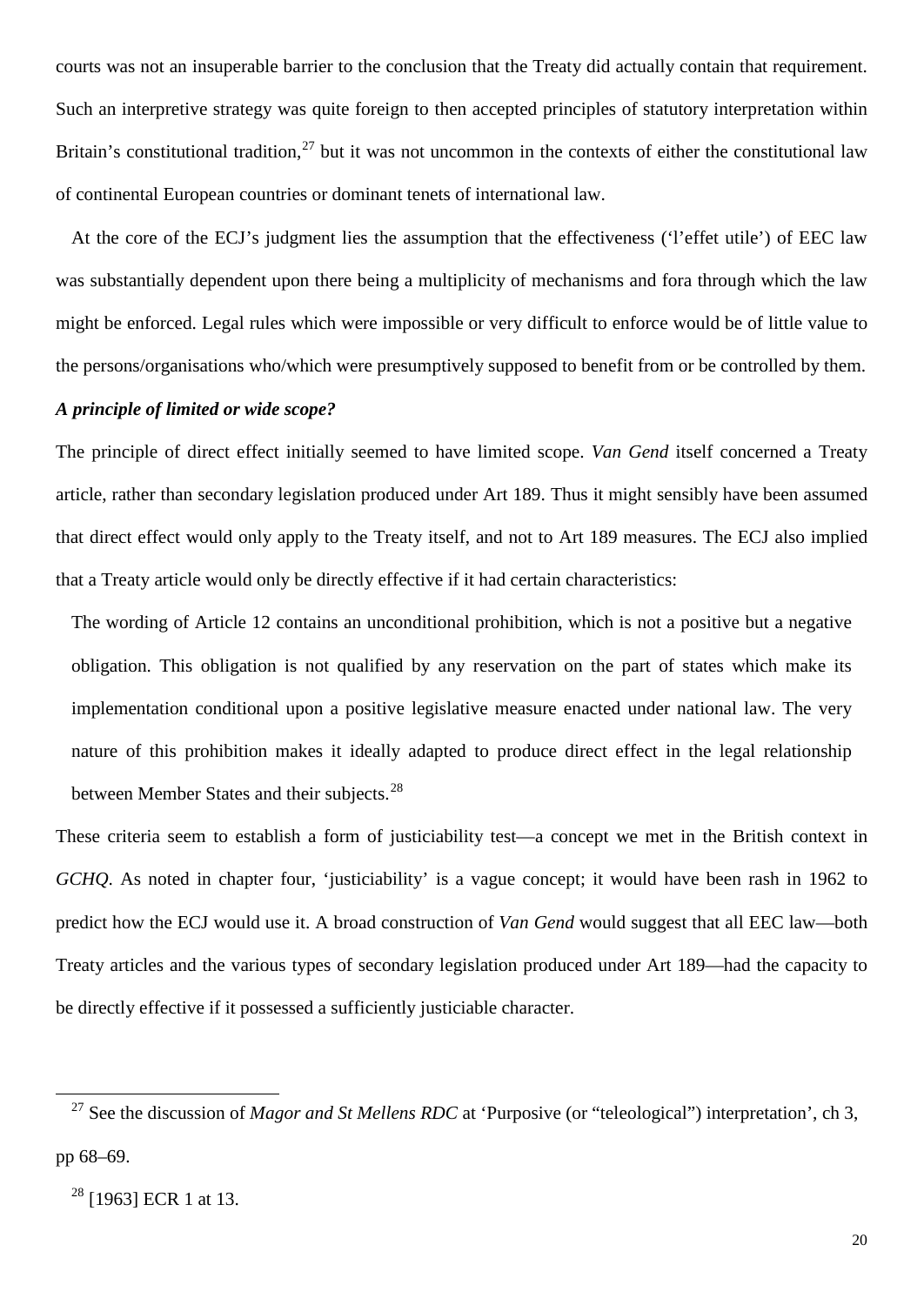courts was not an insuperable barrier to the conclusion that the Treaty did actually contain that requirement. Such an interpretive strategy was quite foreign to then accepted principles of statutory interpretation within Britain's constitutional tradition,[27] but it was not uncommon in the contexts of either the constitutional law of continental European countries or dominant tenets of international law.

At the core of the ECJ's judgment lies the assumption that the effectiveness ('l'effet utile') of EEC law was substantially dependent upon there being a multiplicity of mechanisms and fora through which the law might be enforced. Legal rules which were impossible or very difficult to enforce would be of little value to the persons/organisations who/which were presumptively supposed to benefit from or be controlled by them.

***A principle of limited or wide scope?***

The principle of direct effect initially seemed to have limited scope. *Van Gend* itself concerned a Treaty article, rather than secondary legislation produced under Art 189. Thus it might sensibly have been assumed that direct effect would only apply to the Treaty itself, and not to Art 189 measures. The ECJ also implied that a Treaty article would only be directly effective if it had certain characteristics:

> The wording of Article 12 contains an unconditional prohibition, which is not a positive but a negative obligation. This obligation is not qualified by any reservation on the part of states which make its implementation conditional upon a positive legislative measure enacted under national law. The very nature of this prohibition makes it ideally adapted to produce direct effect in the legal relationship between Member States and their subjects.[28]

These criteria seem to establish a form of justiciability test—a concept we met in the British context in *GCHQ*. As noted in chapter four, 'justiciability' is a vague concept; it would have been rash in 1962 to predict how the ECJ would use it. A broad construction of *Van Gend* would suggest that all EEC law—both Treaty articles and the various types of secondary legislation produced under Art 189—had the capacity to be directly effective if it possessed a sufficiently justiciable character.

---

[27] See the discussion of *Magor and St Mellens RDC* at 'Purposive (or "teleological") interpretation', ch 3, pp 68–69.

[28] [1963] ECR 1 at 13.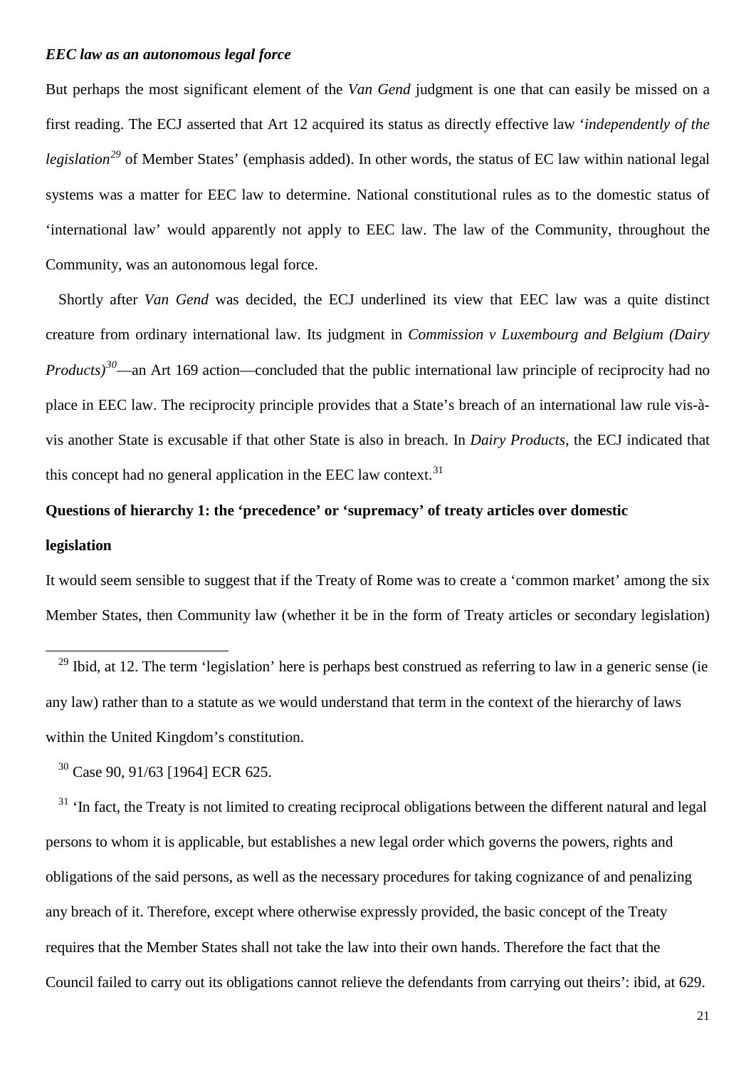### *EEC law as an autonomous legal force*

But perhaps the most significant element of the *Van Gend* judgment is one that can easily be missed on a first reading. The ECJ asserted that Art 12 acquired its status as directly effective law '*independently of the legislation*[29] of Member States' (emphasis added). In other words, the status of EC law within national legal systems was a matter for EEC law to determine. National constitutional rules as to the domestic status of 'international law' would apparently not apply to EEC law. The law of the Community, throughout the Community, was an autonomous legal force.

Shortly after *Van Gend* was decided, the ECJ underlined its view that EEC law was a quite distinct creature from ordinary international law. Its judgment in *Commission v Luxembourg and Belgium (Dairy Products)*[30]—an Art 169 action—concluded that the public international law principle of reciprocity had no place in EEC law. The reciprocity principle provides that a State's breach of an international law rule vis-à-vis another State is excusable if that other State is also in breach. In *Dairy Products*, the ECJ indicated that this concept had no general application in the EEC law context.[31]

### Questions of hierarchy 1: the 'precedence' or 'supremacy' of treaty articles over domestic legislation

It would seem sensible to suggest that if the Treaty of Rome was to create a 'common market' among the six Member States, then Community law (whether it be in the form of Treaty articles or secondary legislation)

---

[29] Ibid, at 12. The term 'legislation' here is perhaps best construed as referring to law in a generic sense (ie any law) rather than to a statute as we would understand that term in the context of the hierarchy of laws within the United Kingdom's constitution.

[30] Case 90, 91/63 [1964] ECR 625.

[31] 'In fact, the Treaty is not limited to creating reciprocal obligations between the different natural and legal persons to whom it is applicable, but establishes a new legal order which governs the powers, rights and obligations of the said persons, as well as the necessary procedures for taking cognizance of and penalizing any breach of it. Therefore, except where otherwise expressly provided, the basic concept of the Treaty requires that the Member States shall not take the law into their own hands. Therefore the fact that the Council failed to carry out its obligations cannot relieve the defendants from carrying out theirs': ibid, at 629.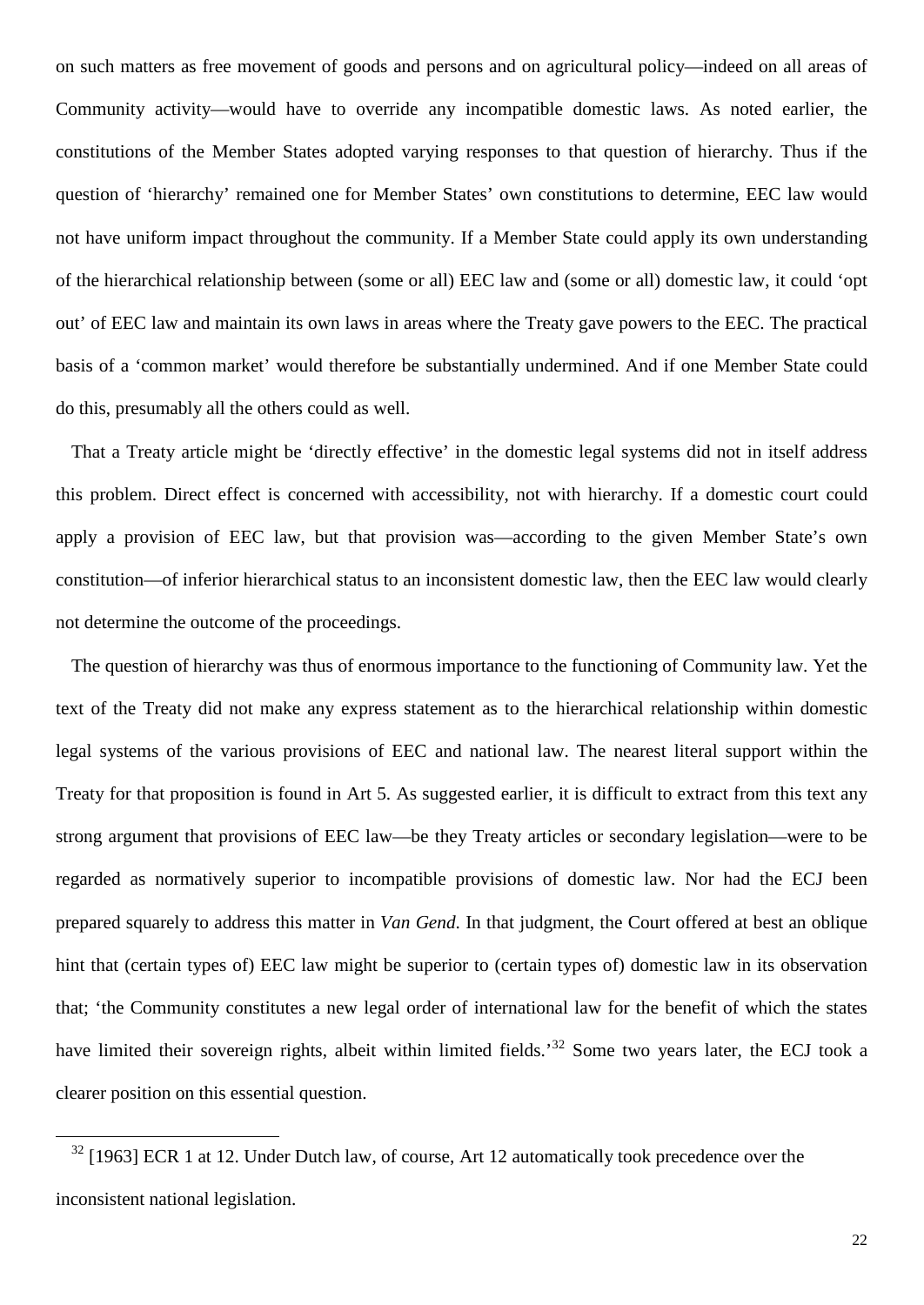on such matters as free movement of goods and persons and on agricultural policy—indeed on all areas of Community activity—would have to override any incompatible domestic laws. As noted earlier, the constitutions of the Member States adopted varying responses to that question of hierarchy. Thus if the question of 'hierarchy' remained one for Member States' own constitutions to determine, EEC law would not have uniform impact throughout the community. If a Member State could apply its own understanding of the hierarchical relationship between (some or all) EEC law and (some or all) domestic law, it could 'opt out' of EEC law and maintain its own laws in areas where the Treaty gave powers to the EEC. The practical basis of a 'common market' would therefore be substantially undermined. And if one Member State could do this, presumably all the others could as well.

That a Treaty article might be 'directly effective' in the domestic legal systems did not in itself address this problem. Direct effect is concerned with accessibility, not with hierarchy. If a domestic court could apply a provision of EEC law, but that provision was—according to the given Member State's own constitution—of inferior hierarchical status to an inconsistent domestic law, then the EEC law would clearly not determine the outcome of the proceedings.

The question of hierarchy was thus of enormous importance to the functioning of Community law. Yet the text of the Treaty did not make any express statement as to the hierarchical relationship within domestic legal systems of the various provisions of EEC and national law. The nearest literal support within the Treaty for that proposition is found in Art 5. As suggested earlier, it is difficult to extract from this text any strong argument that provisions of EEC law—be they Treaty articles or secondary legislation—were to be regarded as normatively superior to incompatible provisions of domestic law. Nor had the ECJ been prepared squarely to address this matter in *Van Gend*. In that judgment, the Court offered at best an oblique hint that (certain types of) EEC law might be superior to (certain types of) domestic law in its observation that; 'the Community constitutes a new legal order of international law for the benefit of which the states have limited their sovereign rights, albeit within limited fields.'[32] Some two years later, the ECJ took a clearer position on this essential question.

[32] [1963] ECR 1 at 12. Under Dutch law, of course, Art 12 automatically took precedence over the inconsistent national legislation.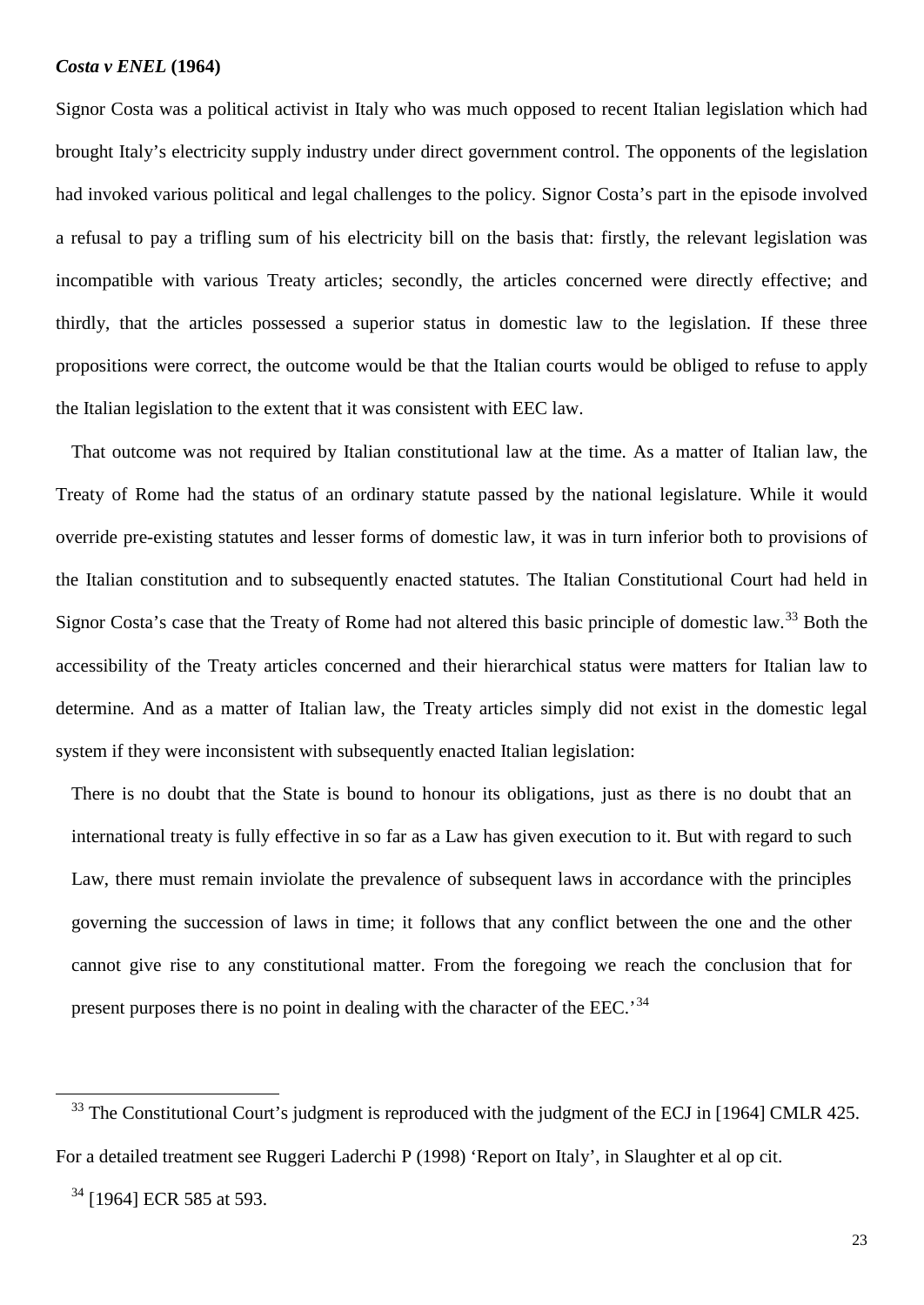***Costa v ENEL* (1964)**

Signor Costa was a political activist in Italy who was much opposed to recent Italian legislation which had brought Italy's electricity supply industry under direct government control. The opponents of the legislation had invoked various political and legal challenges to the policy. Signor Costa's part in the episode involved a refusal to pay a trifling sum of his electricity bill on the basis that: firstly, the relevant legislation was incompatible with various Treaty articles; secondly, the articles concerned were directly effective; and thirdly, that the articles possessed a superior status in domestic law to the legislation. If these three propositions were correct, the outcome would be that the Italian courts would be obliged to refuse to apply the Italian legislation to the extent that it was consistent with EEC law.

That outcome was not required by Italian constitutional law at the time. As a matter of Italian law, the Treaty of Rome had the status of an ordinary statute passed by the national legislature. While it would override pre-existing statutes and lesser forms of domestic law, it was in turn inferior both to provisions of the Italian constitution and to subsequently enacted statutes. The Italian Constitutional Court had held in Signor Costa's case that the Treaty of Rome had not altered this basic principle of domestic law.[33] Both the accessibility of the Treaty articles concerned and their hierarchical status were matters for Italian law to determine. And as a matter of Italian law, the Treaty articles simply did not exist in the domestic legal system if they were inconsistent with subsequently enacted Italian legislation:

> There is no doubt that the State is bound to honour its obligations, just as there is no doubt that an international treaty is fully effective in so far as a Law has given execution to it. But with regard to such Law, there must remain inviolate the prevalence of subsequent laws in accordance with the principles governing the succession of laws in time; it follows that any conflict between the one and the other cannot give rise to any constitutional matter. From the foregoing we reach the conclusion that for present purposes there is no point in dealing with the character of the EEC.'[34]

---

[33] The Constitutional Court's judgment is reproduced with the judgment of the ECJ in [1964] CMLR 425. For a detailed treatment see Ruggeri Laderchi P (1998) 'Report on Italy', in Slaughter et al op cit.

[34] [1964] ECR 585 at 593.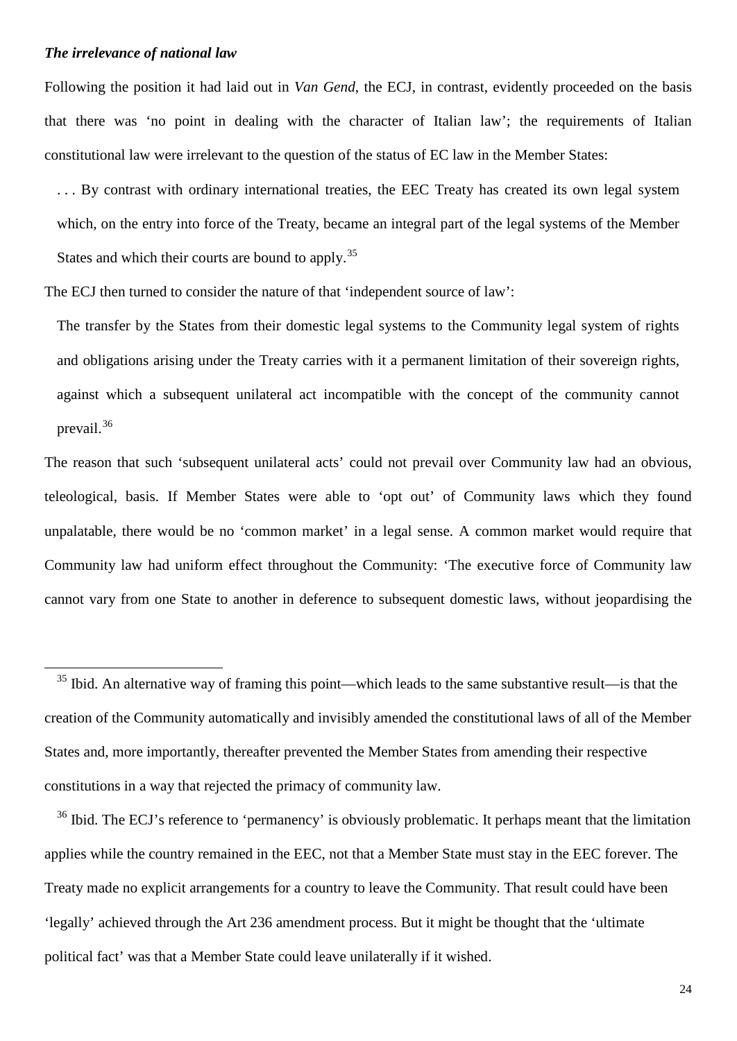### *The irrelevance of national law*

Following the position it had laid out in *Van Gend*, the ECJ, in contrast, evidently proceeded on the basis that there was 'no point in dealing with the character of Italian law'; the requirements of Italian constitutional law were irrelevant to the question of the status of EC law in the Member States:

> . . . By contrast with ordinary international treaties, the EEC Treaty has created its own legal system which, on the entry into force of the Treaty, became an integral part of the legal systems of the Member States and which their courts are bound to apply.[35]

The ECJ then turned to consider the nature of that 'independent source of law':

> The transfer by the States from their domestic legal systems to the Community legal system of rights and obligations arising under the Treaty carries with it a permanent limitation of their sovereign rights, against which a subsequent unilateral act incompatible with the concept of the community cannot prevail.[36]

The reason that such 'subsequent unilateral acts' could not prevail over Community law had an obvious, teleological, basis. If Member States were able to 'opt out' of Community laws which they found unpalatable, there would be no 'common market' in a legal sense. A common market would require that Community law had uniform effect throughout the Community: 'The executive force of Community law cannot vary from one State to another in deference to subsequent domestic laws, without jeopardising the

---

[35] Ibid. An alternative way of framing this point—which leads to the same substantive result—is that the creation of the Community automatically and invisibly amended the constitutional laws of all of the Member States and, more importantly, thereafter prevented the Member States from amending their respective constitutions in a way that rejected the primacy of community law.

[36] Ibid. The ECJ's reference to 'permanency' is obviously problematic. It perhaps meant that the limitation applies while the country remained in the EEC, not that a Member State must stay in the EEC forever. The Treaty made no explicit arrangements for a country to leave the Community. That result could have been 'legally' achieved through the Art 236 amendment process. But it might be thought that the 'ultimate political fact' was that a Member State could leave unilaterally if it wished.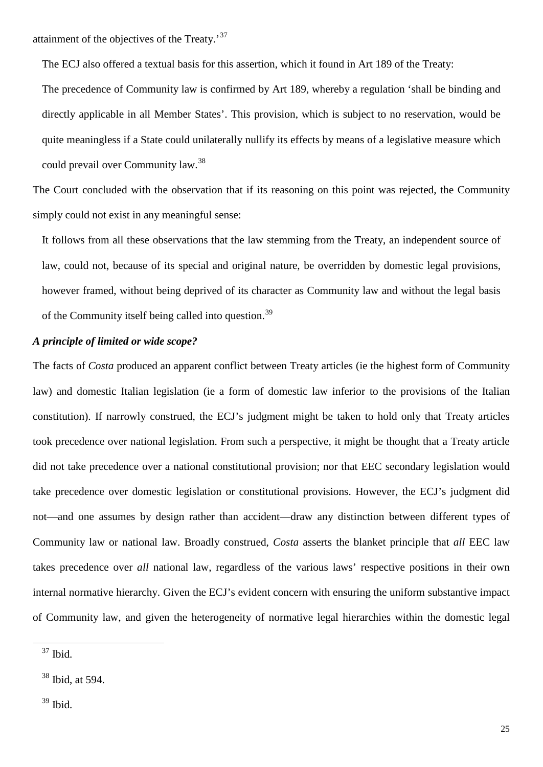attainment of the objectives of the Treaty.'[37]

The ECJ also offered a textual basis for this assertion, which it found in Art 189 of the Treaty:

> The precedence of Community law is confirmed by Art 189, whereby a regulation 'shall be binding and directly applicable in all Member States'. This provision, which is subject to no reservation, would be quite meaningless if a State could unilaterally nullify its effects by means of a legislative measure which could prevail over Community law.[38]

The Court concluded with the observation that if its reasoning on this point was rejected, the Community simply could not exist in any meaningful sense:

> It follows from all these observations that the law stemming from the Treaty, an independent source of law, could not, because of its special and original nature, be overridden by domestic legal provisions, however framed, without being deprived of its character as Community law and without the legal basis of the Community itself being called into question.[39]

***A principle of limited or wide scope?***

The facts of *Costa* produced an apparent conflict between Treaty articles (ie the highest form of Community law) and domestic Italian legislation (ie a form of domestic law inferior to the provisions of the Italian constitution). If narrowly construed, the ECJ's judgment might be taken to hold only that Treaty articles took precedence over national legislation. From such a perspective, it might be thought that a Treaty article did not take precedence over a national constitutional provision; nor that EEC secondary legislation would take precedence over domestic legislation or constitutional provisions. However, the ECJ's judgment did not—and one assumes by design rather than accident—draw any distinction between different types of Community law or national law. Broadly construed, *Costa* asserts the blanket principle that *all* EEC law takes precedence over *all* national law, regardless of the various laws' respective positions in their own internal normative hierarchy. Given the ECJ's evident concern with ensuring the uniform substantive impact of Community law, and given the heterogeneity of normative legal hierarchies within the domestic legal

[37] Ibid.

[38] Ibid, at 594.

[39] Ibid.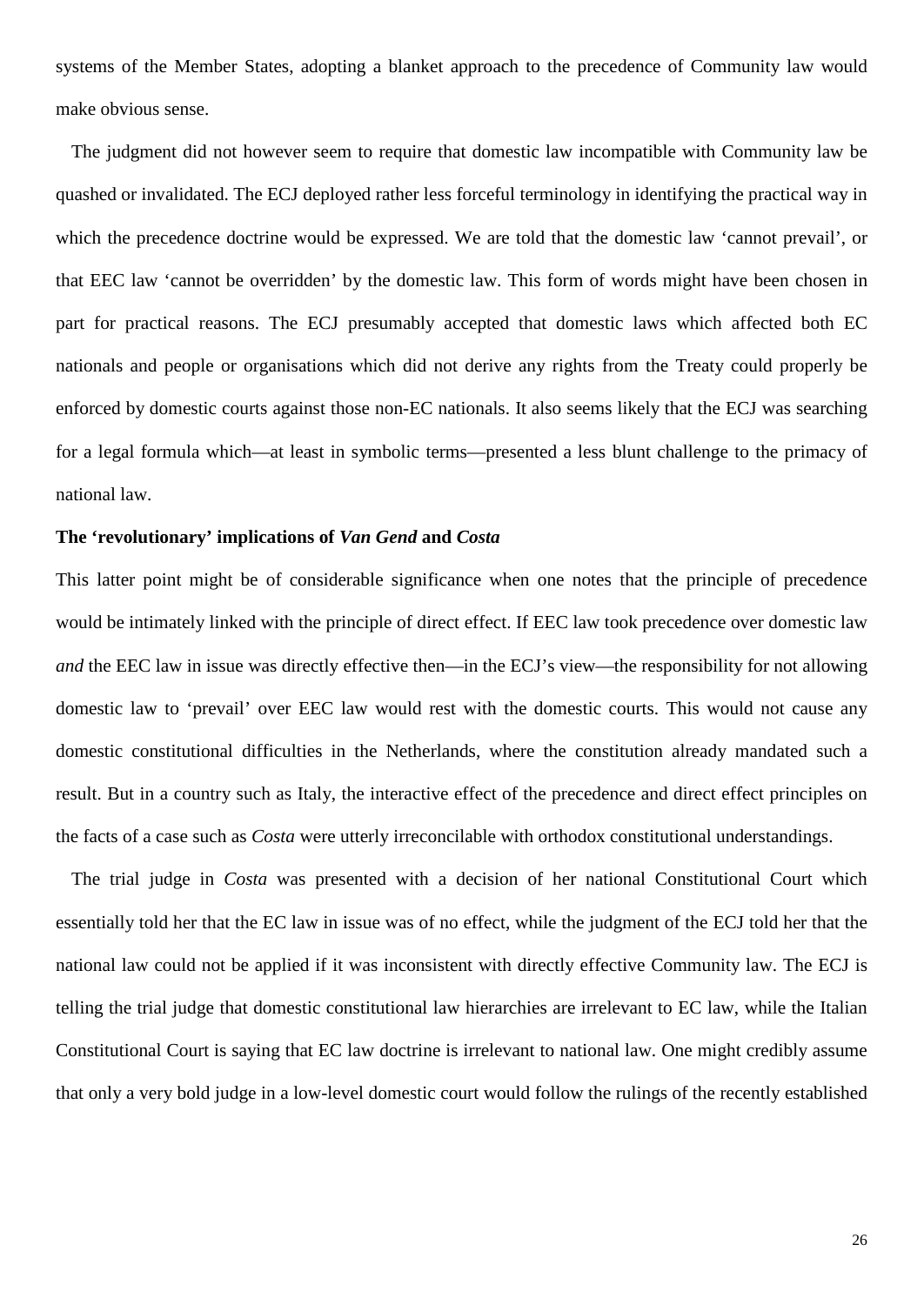systems of the Member States, adopting a blanket approach to the precedence of Community law would make obvious sense.

The judgment did not however seem to require that domestic law incompatible with Community law be quashed or invalidated. The ECJ deployed rather less forceful terminology in identifying the practical way in which the precedence doctrine would be expressed. We are told that the domestic law 'cannot prevail', or that EEC law 'cannot be overridden' by the domestic law. This form of words might have been chosen in part for practical reasons. The ECJ presumably accepted that domestic laws which affected both EC nationals and people or organisations which did not derive any rights from the Treaty could properly be enforced by domestic courts against those non-EC nationals. It also seems likely that the ECJ was searching for a legal formula which—at least in symbolic terms—presented a less blunt challenge to the primacy of national law.

**The 'revolutionary' implications of *Van Gend* and *Costa***

This latter point might be of considerable significance when one notes that the principle of precedence would be intimately linked with the principle of direct effect. If EEC law took precedence over domestic law *and* the EEC law in issue was directly effective then—in the ECJ's view—the responsibility for not allowing domestic law to 'prevail' over EEC law would rest with the domestic courts. This would not cause any domestic constitutional difficulties in the Netherlands, where the constitution already mandated such a result. But in a country such as Italy, the interactive effect of the precedence and direct effect principles on the facts of a case such as *Costa* were utterly irreconcilable with orthodox constitutional understandings.

The trial judge in *Costa* was presented with a decision of her national Constitutional Court which essentially told her that the EC law in issue was of no effect, while the judgment of the ECJ told her that the national law could not be applied if it was inconsistent with directly effective Community law. The ECJ is telling the trial judge that domestic constitutional law hierarchies are irrelevant to EC law, while the Italian Constitutional Court is saying that EC law doctrine is irrelevant to national law. One might credibly assume that only a very bold judge in a low-level domestic court would follow the rulings of the recently established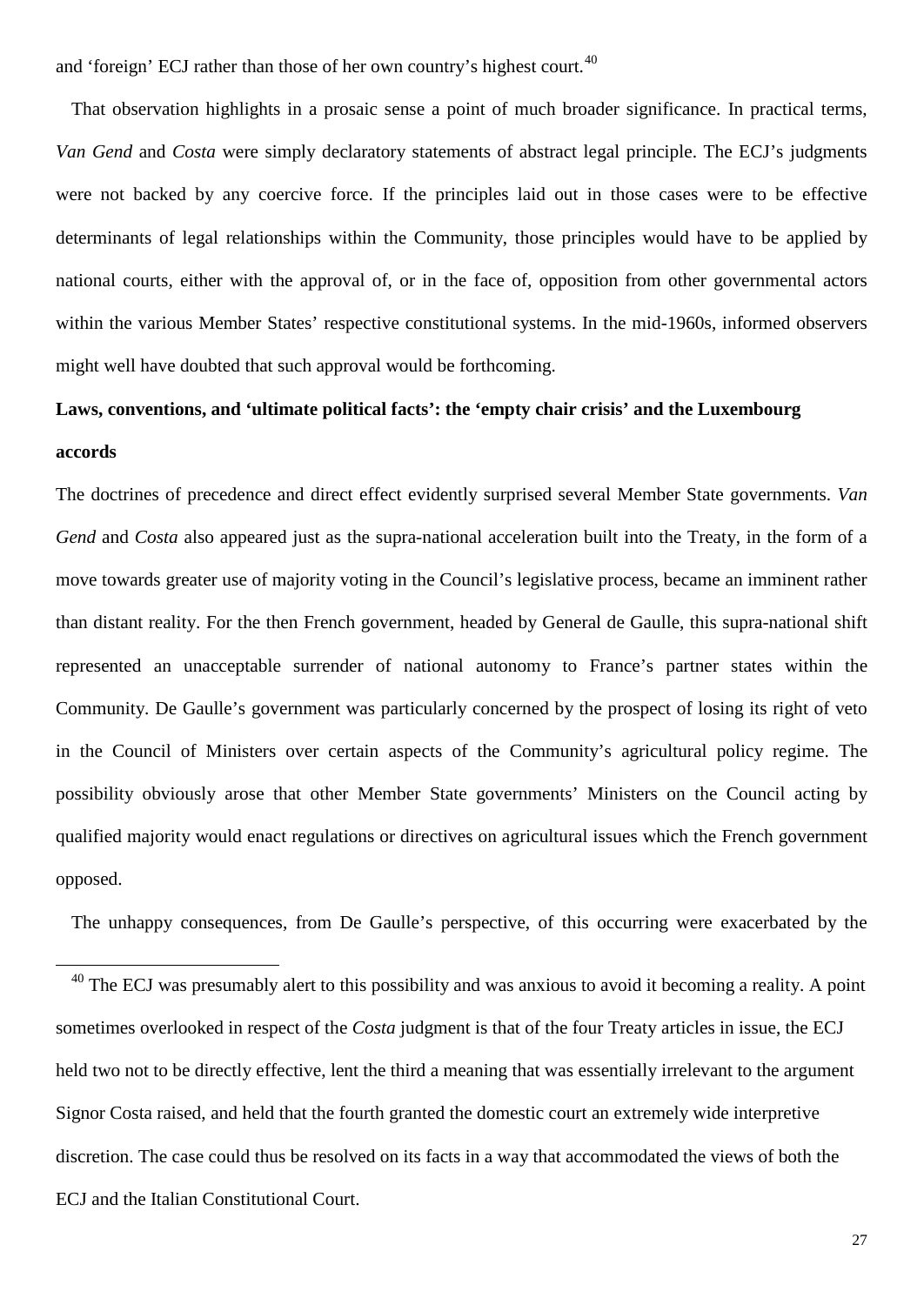and 'foreign' ECJ rather than those of her own country's highest court.[40]

That observation highlights in a prosaic sense a point of much broader significance. In practical terms, *Van Gend* and *Costa* were simply declaratory statements of abstract legal principle. The ECJ's judgments were not backed by any coercive force. If the principles laid out in those cases were to be effective determinants of legal relationships within the Community, those principles would have to be applied by national courts, either with the approval of, or in the face of, opposition from other governmental actors within the various Member States' respective constitutional systems. In the mid-1960s, informed observers might well have doubted that such approval would be forthcoming.

**Laws, conventions, and 'ultimate political facts': the 'empty chair crisis' and the Luxembourg accords**

The doctrines of precedence and direct effect evidently surprised several Member State governments. *Van Gend* and *Costa* also appeared just as the supra-national acceleration built into the Treaty, in the form of a move towards greater use of majority voting in the Council's legislative process, became an imminent rather than distant reality. For the then French government, headed by General de Gaulle, this supra-national shift represented an unacceptable surrender of national autonomy to France's partner states within the Community. De Gaulle's government was particularly concerned by the prospect of losing its right of veto in the Council of Ministers over certain aspects of the Community's agricultural policy regime. The possibility obviously arose that other Member State governments' Ministers on the Council acting by qualified majority would enact regulations or directives on agricultural issues which the French government opposed.

The unhappy consequences, from De Gaulle's perspective, of this occurring were exacerbated by the

---

[40] The ECJ was presumably alert to this possibility and was anxious to avoid it becoming a reality. A point sometimes overlooked in respect of the *Costa* judgment is that of the four Treaty articles in issue, the ECJ held two not to be directly effective, lent the third a meaning that was essentially irrelevant to the argument Signor Costa raised, and held that the fourth granted the domestic court an extremely wide interpretive discretion. The case could thus be resolved on its facts in a way that accommodated the views of both the ECJ and the Italian Constitutional Court.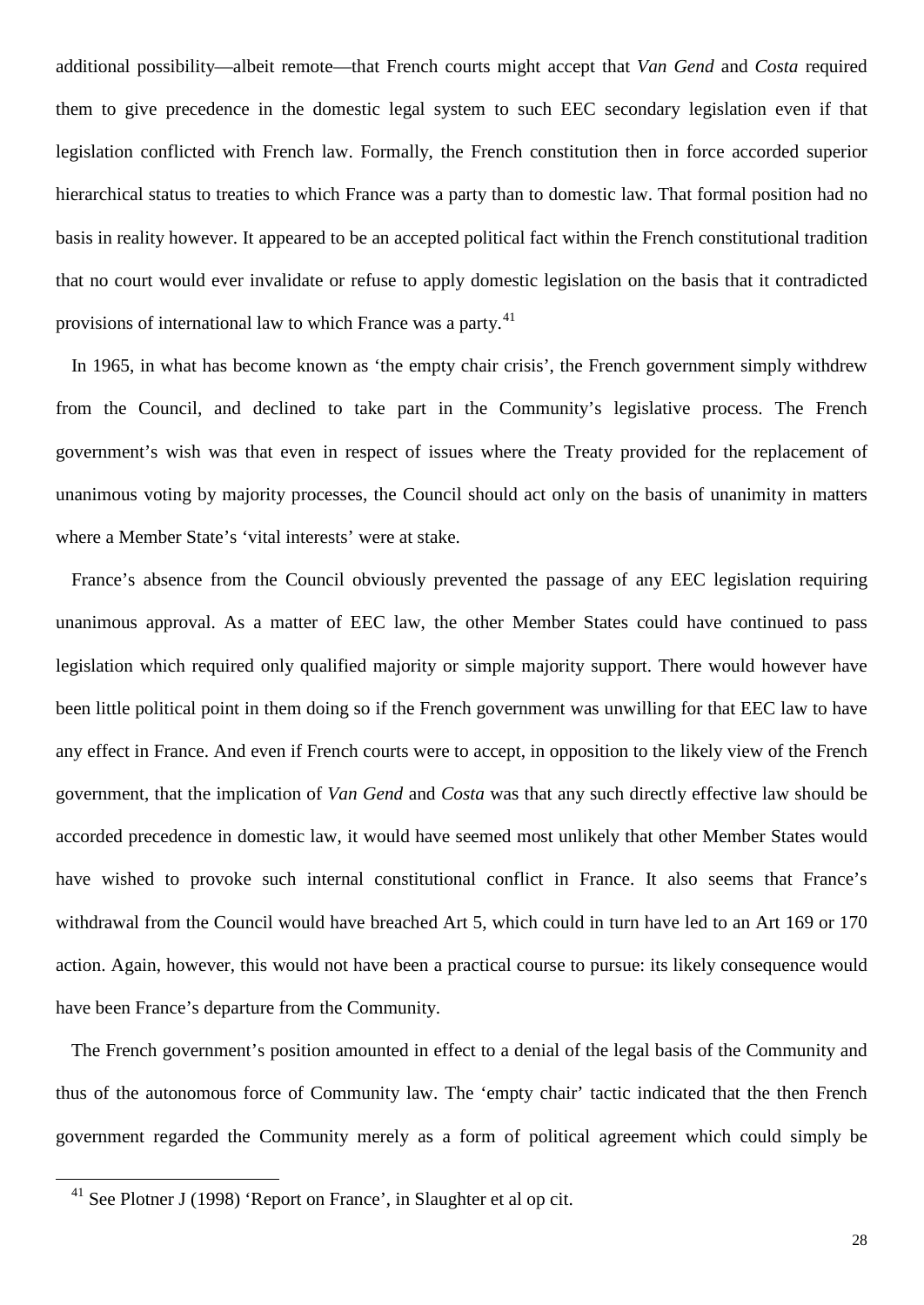additional possibility—albeit remote—that French courts might accept that *Van Gend* and *Costa* required them to give precedence in the domestic legal system to such EEC secondary legislation even if that legislation conflicted with French law. Formally, the French constitution then in force accorded superior hierarchical status to treaties to which France was a party than to domestic law. That formal position had no basis in reality however. It appeared to be an accepted political fact within the French constitutional tradition that no court would ever invalidate or refuse to apply domestic legislation on the basis that it contradicted provisions of international law to which France was a party.[41]

In 1965, in what has become known as 'the empty chair crisis', the French government simply withdrew from the Council, and declined to take part in the Community's legislative process. The French government's wish was that even in respect of issues where the Treaty provided for the replacement of unanimous voting by majority processes, the Council should act only on the basis of unanimity in matters where a Member State's 'vital interests' were at stake.

France's absence from the Council obviously prevented the passage of any EEC legislation requiring unanimous approval. As a matter of EEC law, the other Member States could have continued to pass legislation which required only qualified majority or simple majority support. There would however have been little political point in them doing so if the French government was unwilling for that EEC law to have any effect in France. And even if French courts were to accept, in opposition to the likely view of the French government, that the implication of *Van Gend* and *Costa* was that any such directly effective law should be accorded precedence in domestic law, it would have seemed most unlikely that other Member States would have wished to provoke such internal constitutional conflict in France. It also seems that France's withdrawal from the Council would have breached Art 5, which could in turn have led to an Art 169 or 170 action. Again, however, this would not have been a practical course to pursue: its likely consequence would have been France's departure from the Community.

The French government's position amounted in effect to a denial of the legal basis of the Community and thus of the autonomous force of Community law. The 'empty chair' tactic indicated that the then French government regarded the Community merely as a form of political agreement which could simply be

[41] See Plotner J (1998) 'Report on France', in Slaughter et al op cit.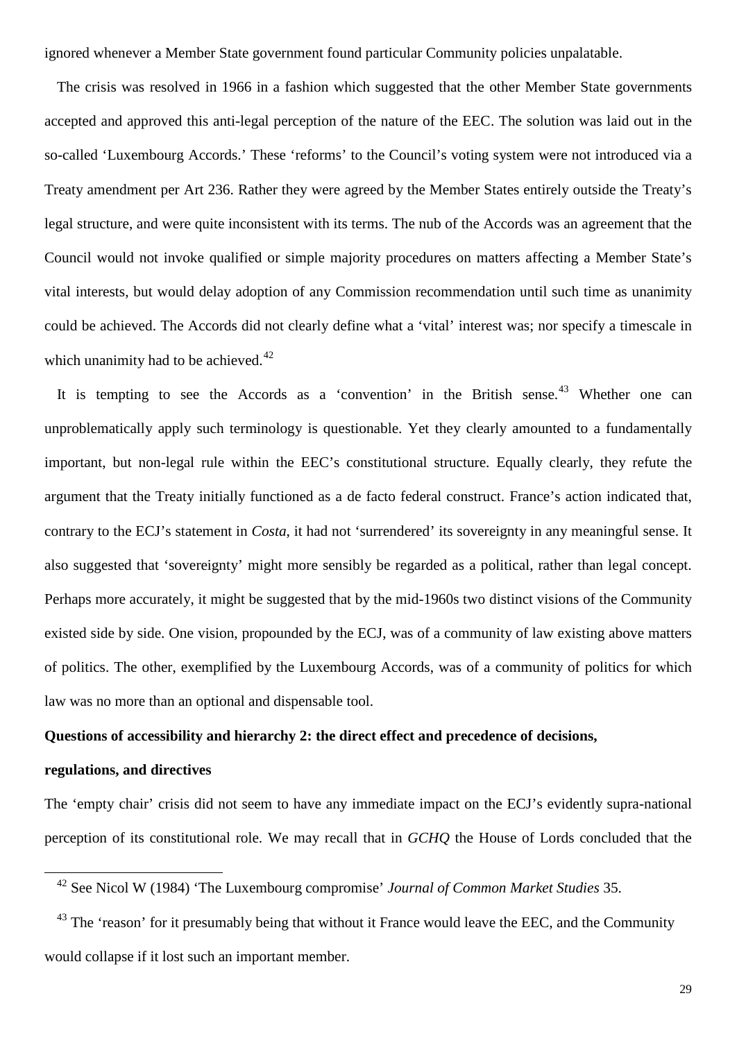ignored whenever a Member State government found particular Community policies unpalatable.

The crisis was resolved in 1966 in a fashion which suggested that the other Member State governments accepted and approved this anti-legal perception of the nature of the EEC. The solution was laid out in the so-called 'Luxembourg Accords.' These 'reforms' to the Council's voting system were not introduced via a Treaty amendment per Art 236. Rather they were agreed by the Member States entirely outside the Treaty's legal structure, and were quite inconsistent with its terms. The nub of the Accords was an agreement that the Council would not invoke qualified or simple majority procedures on matters affecting a Member State's vital interests, but would delay adoption of any Commission recommendation until such time as unanimity could be achieved. The Accords did not clearly define what a 'vital' interest was; nor specify a timescale in which unanimity had to be achieved.[42]

It is tempting to see the Accords as a 'convention' in the British sense.[43] Whether one can unproblematically apply such terminology is questionable. Yet they clearly amounted to a fundamentally important, but non-legal rule within the EEC's constitutional structure. Equally clearly, they refute the argument that the Treaty initially functioned as a de facto federal construct. France's action indicated that, contrary to the ECJ's statement in *Costa*, it had not 'surrendered' its sovereignty in any meaningful sense. It also suggested that 'sovereignty' might more sensibly be regarded as a political, rather than legal concept. Perhaps more accurately, it might be suggested that by the mid-1960s two distinct visions of the Community existed side by side. One vision, propounded by the ECJ, was of a community of law existing above matters of politics. The other, exemplified by the Luxembourg Accords, was of a community of politics for which law was no more than an optional and dispensable tool.

**Questions of accessibility and hierarchy 2: the direct effect and precedence of decisions, regulations, and directives**

The 'empty chair' crisis did not seem to have any immediate impact on the ECJ's evidently supra-national perception of its constitutional role. We may recall that in *GCHQ* the House of Lords concluded that the

[42] See Nicol W (1984) 'The Luxembourg compromise' *Journal of Common Market Studies* 35.

[43] The 'reason' for it presumably being that without it France would leave the EEC, and the Community would collapse if it lost such an important member.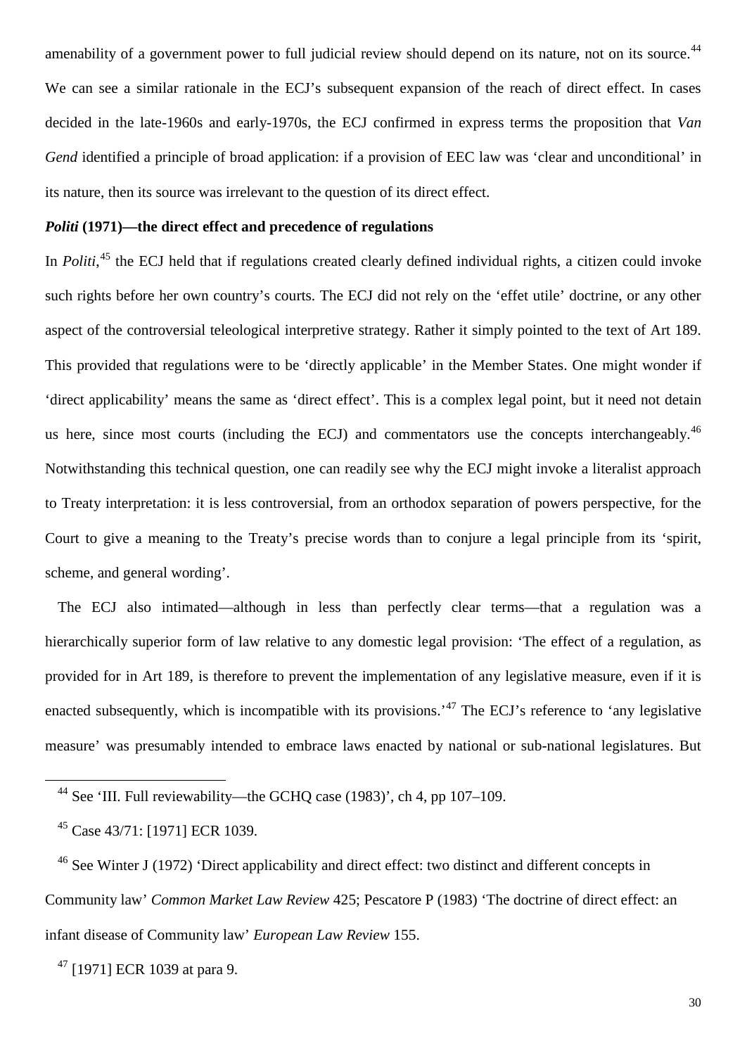amenability of a government power to full judicial review should depend on its nature, not on its source.[44] We can see a similar rationale in the ECJ's subsequent expansion of the reach of direct effect. In cases decided in the late-1960s and early-1970s, the ECJ confirmed in express terms the proposition that *Van Gend* identified a principle of broad application: if a provision of EEC law was 'clear and unconditional' in its nature, then its source was irrelevant to the question of its direct effect.

### *Politi* (1971)—the direct effect and precedence of regulations

In *Politi*,[45] the ECJ held that if regulations created clearly defined individual rights, a citizen could invoke such rights before her own country's courts. The ECJ did not rely on the 'effet utile' doctrine, or any other aspect of the controversial teleological interpretive strategy. Rather it simply pointed to the text of Art 189. This provided that regulations were to be 'directly applicable' in the Member States. One might wonder if 'direct applicability' means the same as 'direct effect'. This is a complex legal point, but it need not detain us here, since most courts (including the ECJ) and commentators use the concepts interchangeably.[46] Notwithstanding this technical question, one can readily see why the ECJ might invoke a literalist approach to Treaty interpretation: it is less controversial, from an orthodox separation of powers perspective, for the Court to give a meaning to the Treaty's precise words than to conjure a legal principle from its 'spirit, scheme, and general wording'.

The ECJ also intimated—although in less than perfectly clear terms—that a regulation was a hierarchically superior form of law relative to any domestic legal provision: 'The effect of a regulation, as provided for in Art 189, is therefore to prevent the implementation of any legislative measure, even if it is enacted subsequently, which is incompatible with its provisions.'[47] The ECJ's reference to 'any legislative measure' was presumably intended to embrace laws enacted by national or sub-national legislatures. But

---

[44] See 'III. Full reviewability—the GCHQ case (1983)', ch 4, pp 107–109.

[45] Case 43/71: [1971] ECR 1039.

[46] See Winter J (1972) 'Direct applicability and direct effect: two distinct and different concepts in Community law' *Common Market Law Review* 425; Pescatore P (1983) 'The doctrine of direct effect: an infant disease of Community law' *European Law Review* 155.

[47] [1971] ECR 1039 at para 9.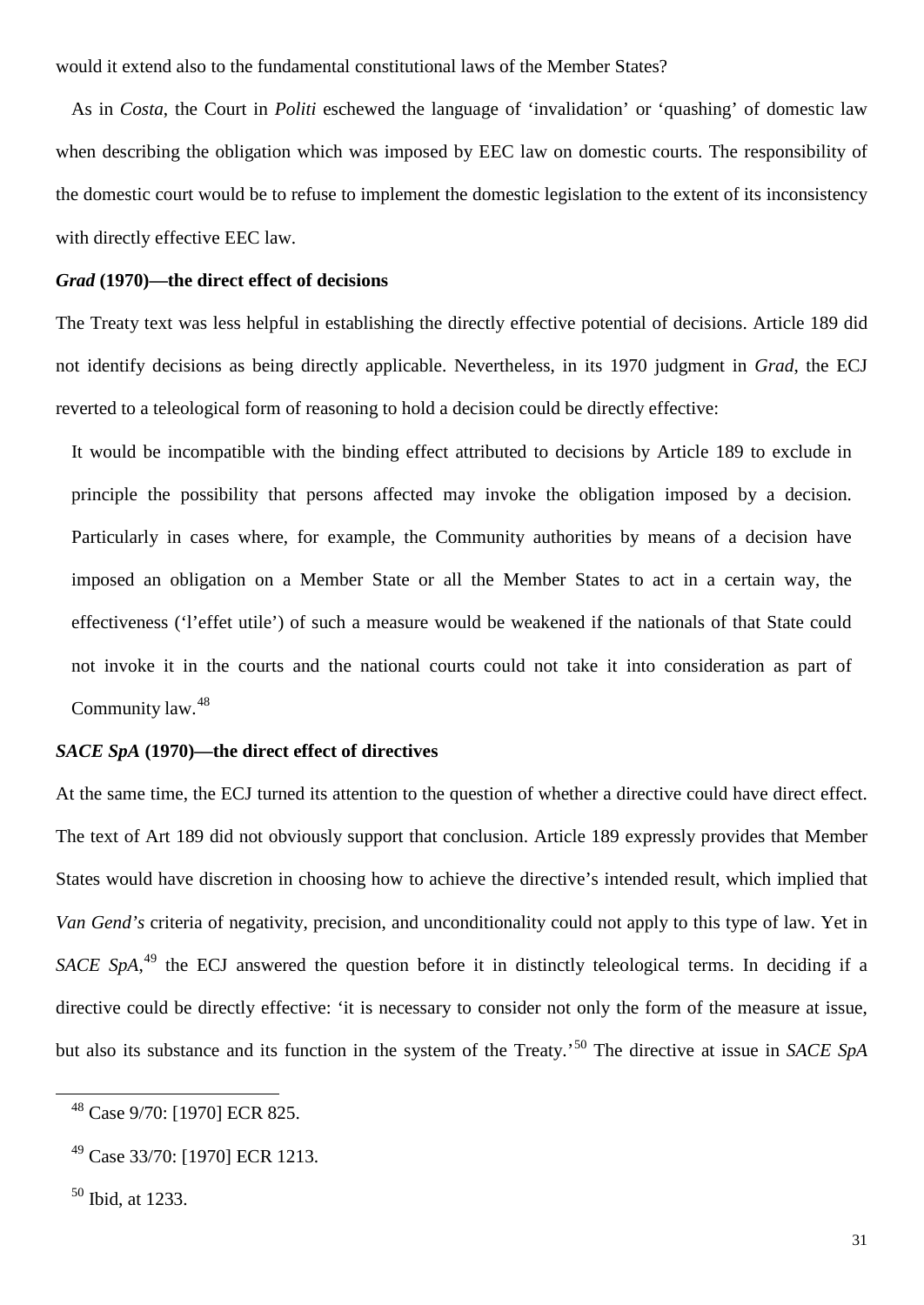would it extend also to the fundamental constitutional laws of the Member States?

As in *Costa*, the Court in *Politi* eschewed the language of 'invalidation' or 'quashing' of domestic law when describing the obligation which was imposed by EEC law on domestic courts. The responsibility of the domestic court would be to refuse to implement the domestic legislation to the extent of its inconsistency with directly effective EEC law.

### *Grad* (1970)—the direct effect of decisions

The Treaty text was less helpful in establishing the directly effective potential of decisions. Article 189 did not identify decisions as being directly applicable. Nevertheless, in its 1970 judgment in *Grad*, the ECJ reverted to a teleological form of reasoning to hold a decision could be directly effective:

> It would be incompatible with the binding effect attributed to decisions by Article 189 to exclude in principle the possibility that persons affected may invoke the obligation imposed by a decision. Particularly in cases where, for example, the Community authorities by means of a decision have imposed an obligation on a Member State or all the Member States to act in a certain way, the effectiveness ('l'effet utile') of such a measure would be weakened if the nationals of that State could not invoke it in the courts and the national courts could not take it into consideration as part of Community law.[48]

### *SACE SpA* (1970)—the direct effect of directives

At the same time, the ECJ turned its attention to the question of whether a directive could have direct effect. The text of Art 189 did not obviously support that conclusion. Article 189 expressly provides that Member States would have discretion in choosing how to achieve the directive's intended result, which implied that *Van Gend's* criteria of negativity, precision, and unconditionality could not apply to this type of law. Yet in *SACE SpA*,[49] the ECJ answered the question before it in distinctly teleological terms. In deciding if a directive could be directly effective: 'it is necessary to consider not only the form of the measure at issue, but also its substance and its function in the system of the Treaty.'[50] The directive at issue in *SACE SpA*

---

[48] Case 9/70: [1970] ECR 825.

[49] Case 33/70: [1970] ECR 1213.

[50] Ibid, at 1233.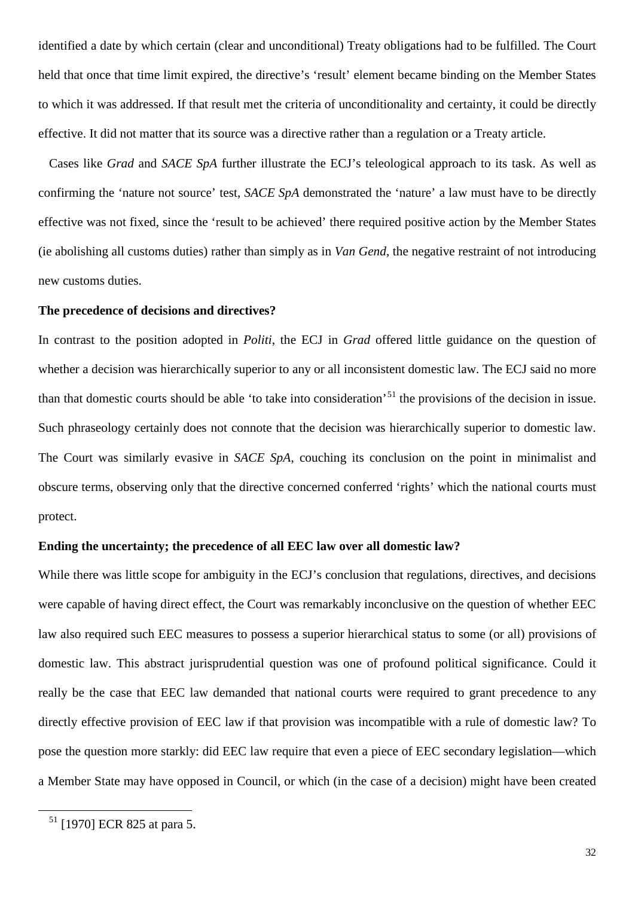identified a date by which certain (clear and unconditional) Treaty obligations had to be fulfilled. The Court held that once that time limit expired, the directive's 'result' element became binding on the Member States to which it was addressed. If that result met the criteria of unconditionality and certainty, it could be directly effective. It did not matter that its source was a directive rather than a regulation or a Treaty article.

Cases like *Grad* and *SACE SpA* further illustrate the ECJ's teleological approach to its task. As well as confirming the 'nature not source' test, *SACE SpA* demonstrated the 'nature' a law must have to be directly effective was not fixed, since the 'result to be achieved' there required positive action by the Member States (ie abolishing all customs duties) rather than simply as in *Van Gend*, the negative restraint of not introducing new customs duties.

**The precedence of decisions and directives?**

In contrast to the position adopted in *Politi*, the ECJ in *Grad* offered little guidance on the question of whether a decision was hierarchically superior to any or all inconsistent domestic law. The ECJ said no more than that domestic courts should be able 'to take into consideration'[51] the provisions of the decision in issue. Such phraseology certainly does not connote that the decision was hierarchically superior to domestic law. The Court was similarly evasive in *SACE SpA*, couching its conclusion on the point in minimalist and obscure terms, observing only that the directive concerned conferred 'rights' which the national courts must protect.

**Ending the uncertainty; the precedence of all EEC law over all domestic law?**

While there was little scope for ambiguity in the ECJ's conclusion that regulations, directives, and decisions were capable of having direct effect, the Court was remarkably inconclusive on the question of whether EEC law also required such EEC measures to possess a superior hierarchical status to some (or all) provisions of domestic law. This abstract jurisprudential question was one of profound political significance. Could it really be the case that EEC law demanded that national courts were required to grant precedence to any directly effective provision of EEC law if that provision was incompatible with a rule of domestic law? To pose the question more starkly: did EEC law require that even a piece of EEC secondary legislation—which a Member State may have opposed in Council, or which (in the case of a decision) might have been created

[51] [1970] ECR 825 at para 5.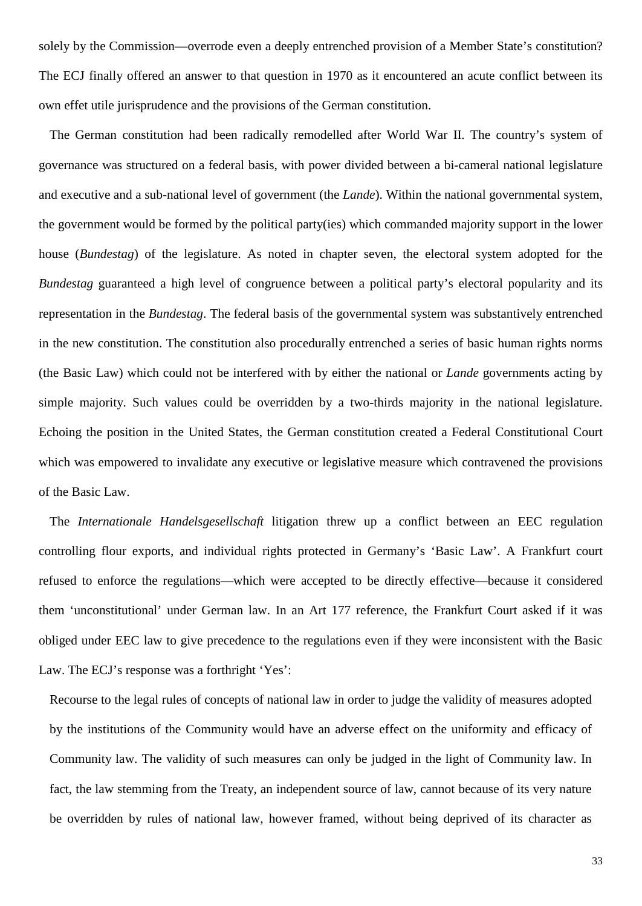solely by the Commission—overrode even a deeply entrenched provision of a Member State's constitution? The ECJ finally offered an answer to that question in 1970 as it encountered an acute conflict between its own effet utile jurisprudence and the provisions of the German constitution.

The German constitution had been radically remodelled after World War II. The country's system of governance was structured on a federal basis, with power divided between a bi-cameral national legislature and executive and a sub-national level of government (the *Lande*). Within the national governmental system, the government would be formed by the political party(ies) which commanded majority support in the lower house (*Bundestag*) of the legislature. As noted in chapter seven, the electoral system adopted for the *Bundestag* guaranteed a high level of congruence between a political party's electoral popularity and its representation in the *Bundestag*. The federal basis of the governmental system was substantively entrenched in the new constitution. The constitution also procedurally entrenched a series of basic human rights norms (the Basic Law) which could not be interfered with by either the national or *Lande* governments acting by simple majority. Such values could be overridden by a two-thirds majority in the national legislature. Echoing the position in the United States, the German constitution created a Federal Constitutional Court which was empowered to invalidate any executive or legislative measure which contravened the provisions of the Basic Law.

The *Internationale Handelsgesellschaft* litigation threw up a conflict between an EEC regulation controlling flour exports, and individual rights protected in Germany's 'Basic Law'. A Frankfurt court refused to enforce the regulations—which were accepted to be directly effective—because it considered them 'unconstitutional' under German law. In an Art 177 reference, the Frankfurt Court asked if it was obliged under EEC law to give precedence to the regulations even if they were inconsistent with the Basic Law. The ECJ's response was a forthright 'Yes':

> Recourse to the legal rules of concepts of national law in order to judge the validity of measures adopted by the institutions of the Community would have an adverse effect on the uniformity and efficacy of Community law. The validity of such measures can only be judged in the light of Community law. In fact, the law stemming from the Treaty, an independent source of law, cannot because of its very nature be overridden by rules of national law, however framed, without being deprived of its character as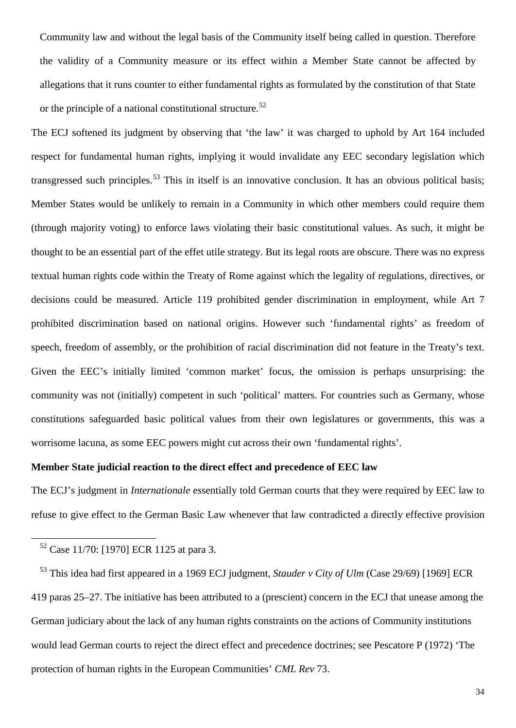> Community law and without the legal basis of the Community itself being called in question. Therefore the validity of a Community measure or its effect within a Member State cannot be affected by allegations that it runs counter to either fundamental rights as formulated by the constitution of that State or the principle of a national constitutional structure.[52]

The ECJ softened its judgment by observing that 'the law' it was charged to uphold by Art 164 included respect for fundamental human rights, implying it would invalidate any EEC secondary legislation which transgressed such principles.[53] This in itself is an innovative conclusion. It has an obvious political basis; Member States would be unlikely to remain in a Community in which other members could require them (through majority voting) to enforce laws violating their basic constitutional values. As such, it might be thought to be an essential part of the effet utile strategy. But its legal roots are obscure. There was no express textual human rights code within the Treaty of Rome against which the legality of regulations, directives, or decisions could be measured. Article 119 prohibited gender discrimination in employment, while Art 7 prohibited discrimination based on national origins. However such 'fundamental rights' as freedom of speech, freedom of assembly, or the prohibition of racial discrimination did not feature in the Treaty's text. Given the EEC's initially limited 'common market' focus, the omission is perhaps unsurprising: the community was not (initially) competent in such 'political' matters. For countries such as Germany, whose constitutions safeguarded basic political values from their own legislatures or governments, this was a worrisome lacuna, as some EEC powers might cut across their own 'fundamental rights'.

**Member State judicial reaction to the direct effect and precedence of EEC law**

The ECJ's judgment in *Internationale* essentially told German courts that they were required by EEC law to refuse to give effect to the German Basic Law whenever that law contradicted a directly effective provision

---

[52] Case 11/70: [1970] ECR 1125 at para 3.

[53] This idea had first appeared in a 1969 ECJ judgment, *Stauder v City of Ulm* (Case 29/69) [1969] ECR 419 paras 25–27. The initiative has been attributed to a (prescient) concern in the ECJ that unease among the German judiciary about the lack of any human rights constraints on the actions of Community institutions would lead German courts to reject the direct effect and precedence doctrines; see Pescatore P (1972) 'The protection of human rights in the European Communities' *CML Rev* 73.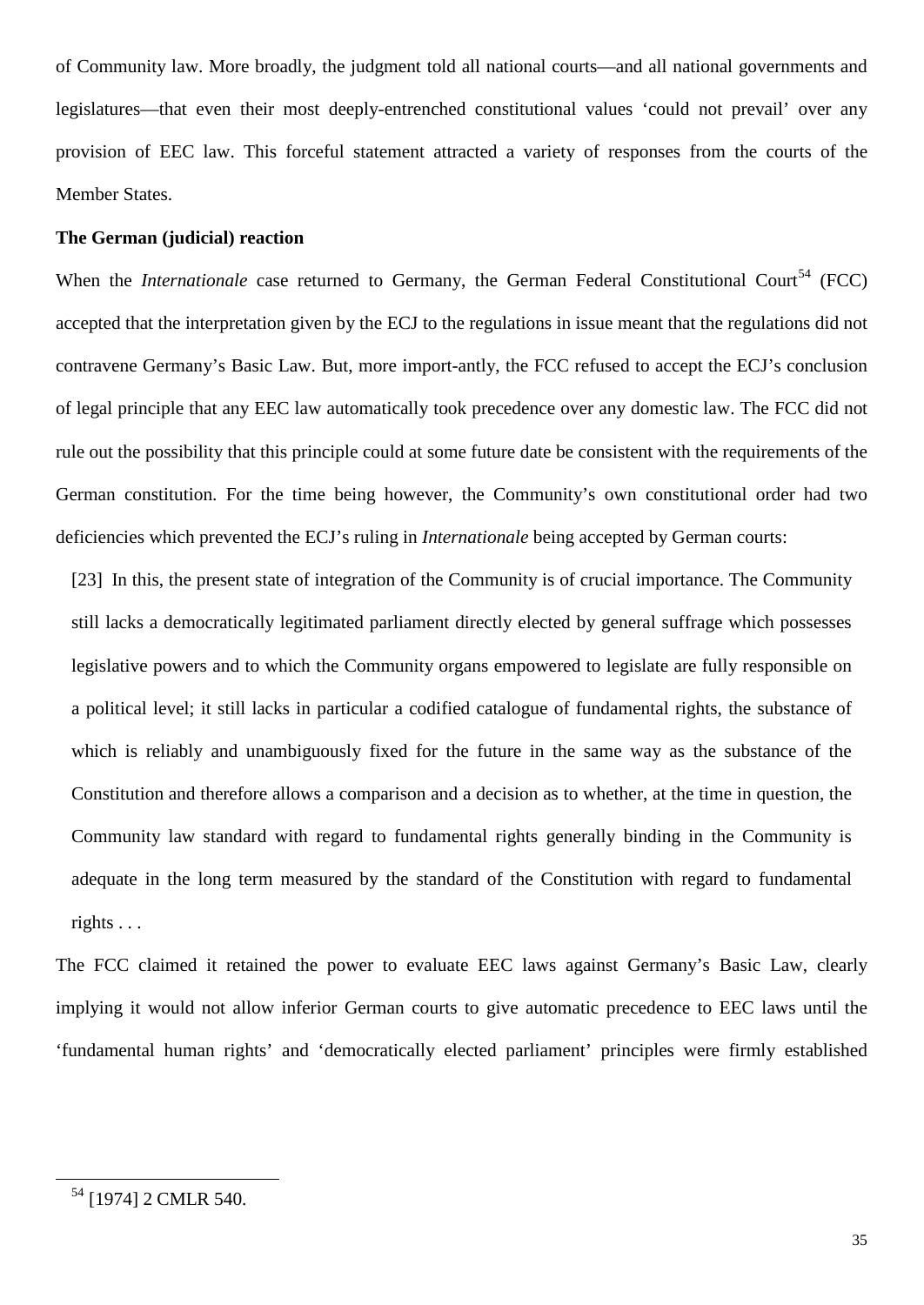of Community law. More broadly, the judgment told all national courts—and all national governments and legislatures—that even their most deeply-entrenched constitutional values 'could not prevail' over any provision of EEC law. This forceful statement attracted a variety of responses from the courts of the Member States.

**The German (judicial) reaction**

When the *Internationale* case returned to Germany, the German Federal Constitutional Court[54] (FCC) accepted that the interpretation given by the ECJ to the regulations in issue meant that the regulations did not contravene Germany's Basic Law. But, more import-antly, the FCC refused to accept the ECJ's conclusion of legal principle that any EEC law automatically took precedence over any domestic law. The FCC did not rule out the possibility that this principle could at some future date be consistent with the requirements of the German constitution. For the time being however, the Community's own constitutional order had two deficiencies which prevented the ECJ's ruling in *Internationale* being accepted by German courts:

> [23] In this, the present state of integration of the Community is of crucial importance. The Community still lacks a democratically legitimated parliament directly elected by general suffrage which possesses legislative powers and to which the Community organs empowered to legislate are fully responsible on a political level; it still lacks in particular a codified catalogue of fundamental rights, the substance of which is reliably and unambiguously fixed for the future in the same way as the substance of the Constitution and therefore allows a comparison and a decision as to whether, at the time in question, the Community law standard with regard to fundamental rights generally binding in the Community is adequate in the long term measured by the standard of the Constitution with regard to fundamental rights . . .

The FCC claimed it retained the power to evaluate EEC laws against Germany's Basic Law, clearly implying it would not allow inferior German courts to give automatic precedence to EEC laws until the 'fundamental human rights' and 'democratically elected parliament' principles were firmly established

[54] [1974] 2 CMLR 540.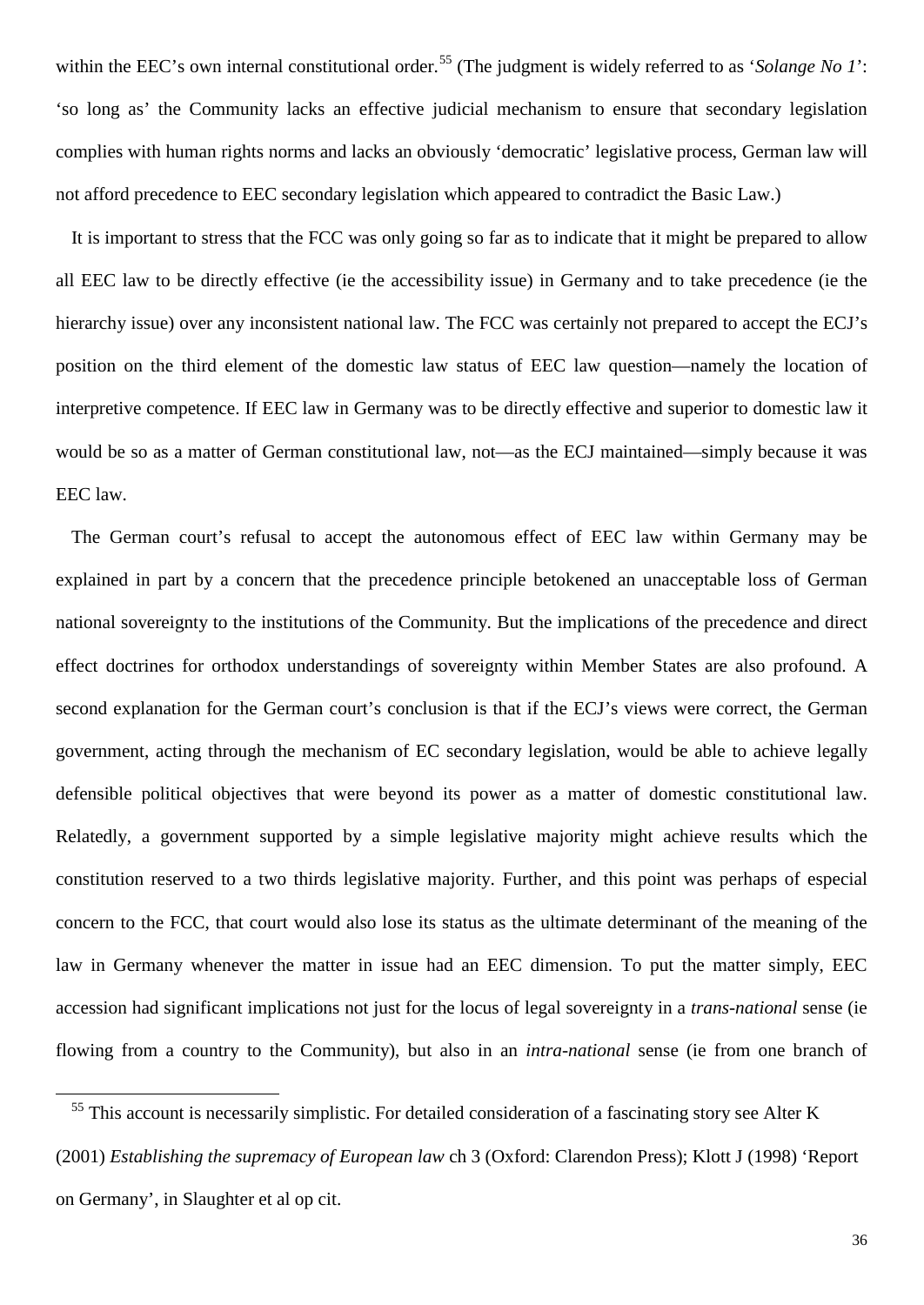within the EEC's own internal constitutional order.[55] (The judgment is widely referred to as '*Solange No 1*': 'so long as' the Community lacks an effective judicial mechanism to ensure that secondary legislation complies with human rights norms and lacks an obviously 'democratic' legislative process, German law will not afford precedence to EEC secondary legislation which appeared to contradict the Basic Law.)

It is important to stress that the FCC was only going so far as to indicate that it might be prepared to allow all EEC law to be directly effective (ie the accessibility issue) in Germany and to take precedence (ie the hierarchy issue) over any inconsistent national law. The FCC was certainly not prepared to accept the ECJ's position on the third element of the domestic law status of EEC law question—namely the location of interpretive competence. If EEC law in Germany was to be directly effective and superior to domestic law it would be so as a matter of German constitutional law, not—as the ECJ maintained—simply because it was EEC law.

The German court's refusal to accept the autonomous effect of EEC law within Germany may be explained in part by a concern that the precedence principle betokened an unacceptable loss of German national sovereignty to the institutions of the Community. But the implications of the precedence and direct effect doctrines for orthodox understandings of sovereignty within Member States are also profound. A second explanation for the German court's conclusion is that if the ECJ's views were correct, the German government, acting through the mechanism of EC secondary legislation, would be able to achieve legally defensible political objectives that were beyond its power as a matter of domestic constitutional law. Relatedly, a government supported by a simple legislative majority might achieve results which the constitution reserved to a two thirds legislative majority. Further, and this point was perhaps of especial concern to the FCC, that court would also lose its status as the ultimate determinant of the meaning of the law in Germany whenever the matter in issue had an EEC dimension. To put the matter simply, EEC accession had significant implications not just for the locus of legal sovereignty in a *trans-national* sense (ie flowing from a country to the Community), but also in an *intra-national* sense (ie from one branch of

[55] This account is necessarily simplistic. For detailed consideration of a fascinating story see Alter K (2001) *Establishing the supremacy of European law* ch 3 (Oxford: Clarendon Press); Klott J (1998) 'Report on Germany', in Slaughter et al op cit.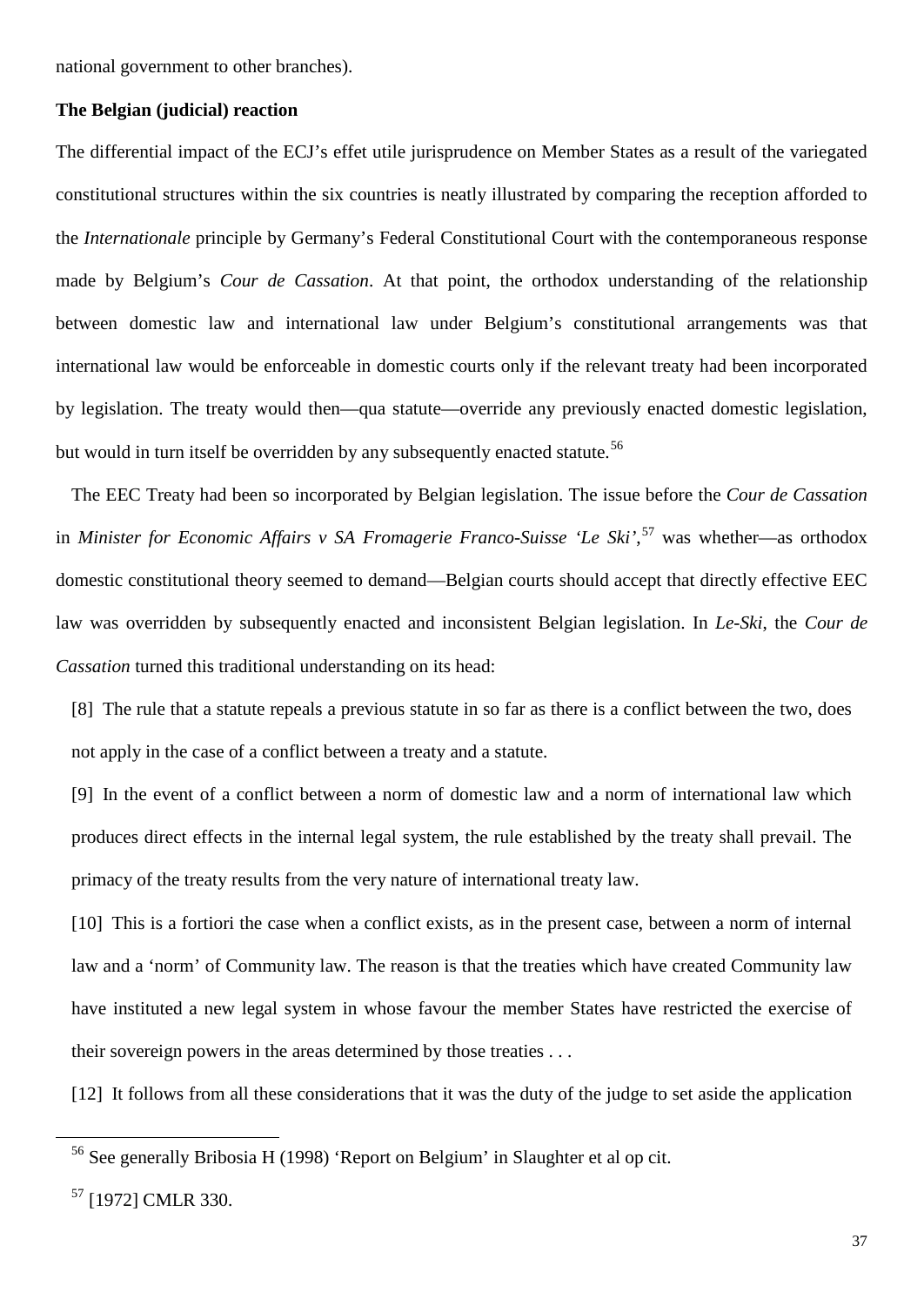national government to other branches).

**The Belgian (judicial) reaction**

The differential impact of the ECJ's effet utile jurisprudence on Member States as a result of the variegated constitutional structures within the six countries is neatly illustrated by comparing the reception afforded to the *Internationale* principle by Germany's Federal Constitutional Court with the contemporaneous response made by Belgium's *Cour de Cassation*. At that point, the orthodox understanding of the relationship between domestic law and international law under Belgium's constitutional arrangements was that international law would be enforceable in domestic courts only if the relevant treaty had been incorporated by legislation. The treaty would then—qua statute—override any previously enacted domestic legislation, but would in turn itself be overridden by any subsequently enacted statute.[56]

The EEC Treaty had been so incorporated by Belgian legislation. The issue before the *Cour de Cassation* in *Minister for Economic Affairs v SA Fromagerie Franco-Suisse 'Le Ski'*,[57] was whether—as orthodox domestic constitutional theory seemed to demand—Belgian courts should accept that directly effective EEC law was overridden by subsequently enacted and inconsistent Belgian legislation. In *Le-Ski*, the *Cour de Cassation* turned this traditional understanding on its head:

> [8] The rule that a statute repeals a previous statute in so far as there is a conflict between the two, does not apply in the case of a conflict between a treaty and a statute.
>
> [9] In the event of a conflict between a norm of domestic law and a norm of international law which produces direct effects in the internal legal system, the rule established by the treaty shall prevail. The primacy of the treaty results from the very nature of international treaty law.
>
> [10] This is a fortiori the case when a conflict exists, as in the present case, between a norm of internal law and a 'norm' of Community law. The reason is that the treaties which have created Community law have instituted a new legal system in whose favour the member States have restricted the exercise of their sovereign powers in the areas determined by those treaties . . .
>
> [12] It follows from all these considerations that it was the duty of the judge to set aside the application

---

[56] See generally Bribosia H (1998) 'Report on Belgium' in Slaughter et al op cit.

[57] [1972] CMLR 330.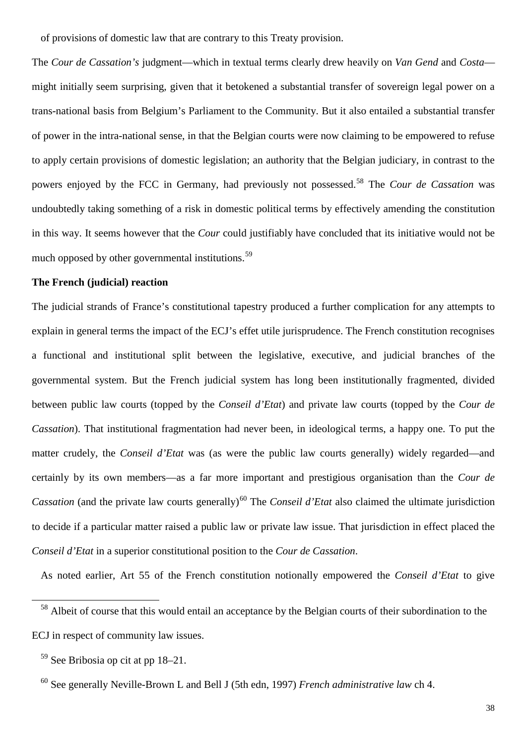of provisions of domestic law that are contrary to this Treaty provision.

The *Cour de Cassation's* judgment—which in textual terms clearly drew heavily on *Van Gend* and *Costa*—might initially seem surprising, given that it betokened a substantial transfer of sovereign legal power on a trans-national basis from Belgium's Parliament to the Community. But it also entailed a substantial transfer of power in the intra-national sense, in that the Belgian courts were now claiming to be empowered to refuse to apply certain provisions of domestic legislation; an authority that the Belgian judiciary, in contrast to the powers enjoyed by the FCC in Germany, had previously not possessed.[58] The *Cour de Cassation* was undoubtedly taking something of a risk in domestic political terms by effectively amending the constitution in this way. It seems however that the *Cour* could justifiably have concluded that its initiative would not be much opposed by other governmental institutions.[59]

**The French (judicial) reaction**

The judicial strands of France's constitutional tapestry produced a further complication for any attempts to explain in general terms the impact of the ECJ's effet utile jurisprudence. The French constitution recognises a functional and institutional split between the legislative, executive, and judicial branches of the governmental system. But the French judicial system has long been institutionally fragmented, divided between public law courts (topped by the *Conseil d'Etat*) and private law courts (topped by the *Cour de Cassation*). That institutional fragmentation had never been, in ideological terms, a happy one. To put the matter crudely, the *Conseil d'Etat* was (as were the public law courts generally) widely regarded—and certainly by its own members—as a far more important and prestigious organisation than the *Cour de Cassation* (and the private law courts generally)[60] The *Conseil d'Etat* also claimed the ultimate jurisdiction to decide if a particular matter raised a public law or private law issue. That jurisdiction in effect placed the *Conseil d'Etat* in a superior constitutional position to the *Cour de Cassation*.

As noted earlier, Art 55 of the French constitution notionally empowered the *Conseil d'Etat* to give

---

[58] Albeit of course that this would entail an acceptance by the Belgian courts of their subordination to the ECJ in respect of community law issues.

[59] See Bribosia op cit at pp 18–21.

[60] See generally Neville-Brown L and Bell J (5th edn, 1997) *French administrative law* ch 4.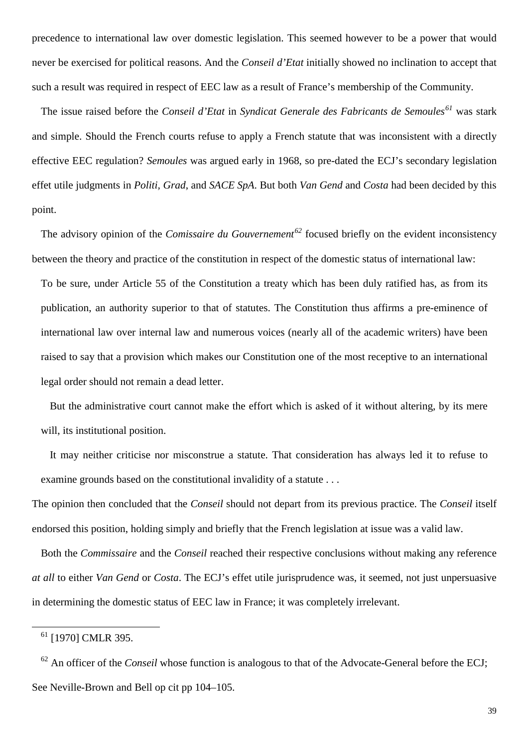precedence to international law over domestic legislation. This seemed however to be a power that would never be exercised for political reasons. And the *Conseil d'Etat* initially showed no inclination to accept that such a result was required in respect of EEC law as a result of France's membership of the Community.

The issue raised before the *Conseil d'Etat* in *Syndicat Generale des Fabricants de Semoules*[61] was stark and simple. Should the French courts refuse to apply a French statute that was inconsistent with a directly effective EEC regulation? *Semoules* was argued early in 1968, so pre-dated the ECJ's secondary legislation effet utile judgments in *Politi*, *Grad*, and *SACE SpA*. But both *Van Gend* and *Costa* had been decided by this point.

The advisory opinion of the *Comissaire du Gouvernement*[62] focused briefly on the evident inconsistency between the theory and practice of the constitution in respect of the domestic status of international law:

> To be sure, under Article 55 of the Constitution a treaty which has been duly ratified has, as from its publication, an authority superior to that of statutes. The Constitution thus affirms a pre-eminence of international law over internal law and numerous voices (nearly all of the academic writers) have been raised to say that a provision which makes our Constitution one of the most receptive to an international legal order should not remain a dead letter.
>
> But the administrative court cannot make the effort which is asked of it without altering, by its mere will, its institutional position.
>
> It may neither criticise nor misconstrue a statute. That consideration has always led it to refuse to examine grounds based on the constitutional invalidity of a statute . . .

The opinion then concluded that the *Conseil* should not depart from its previous practice. The *Conseil* itself endorsed this position, holding simply and briefly that the French legislation at issue was a valid law.

Both the *Commissaire* and the *Conseil* reached their respective conclusions without making any reference *at all* to either *Van Gend* or *Costa*. The ECJ's effet utile jurisprudence was, it seemed, not just unpersuasive in determining the domestic status of EEC law in France; it was completely irrelevant.

---

[61] [1970] CMLR 395.

[62] An officer of the *Conseil* whose function is analogous to that of the Advocate-General before the ECJ; See Neville-Brown and Bell op cit pp 104–105.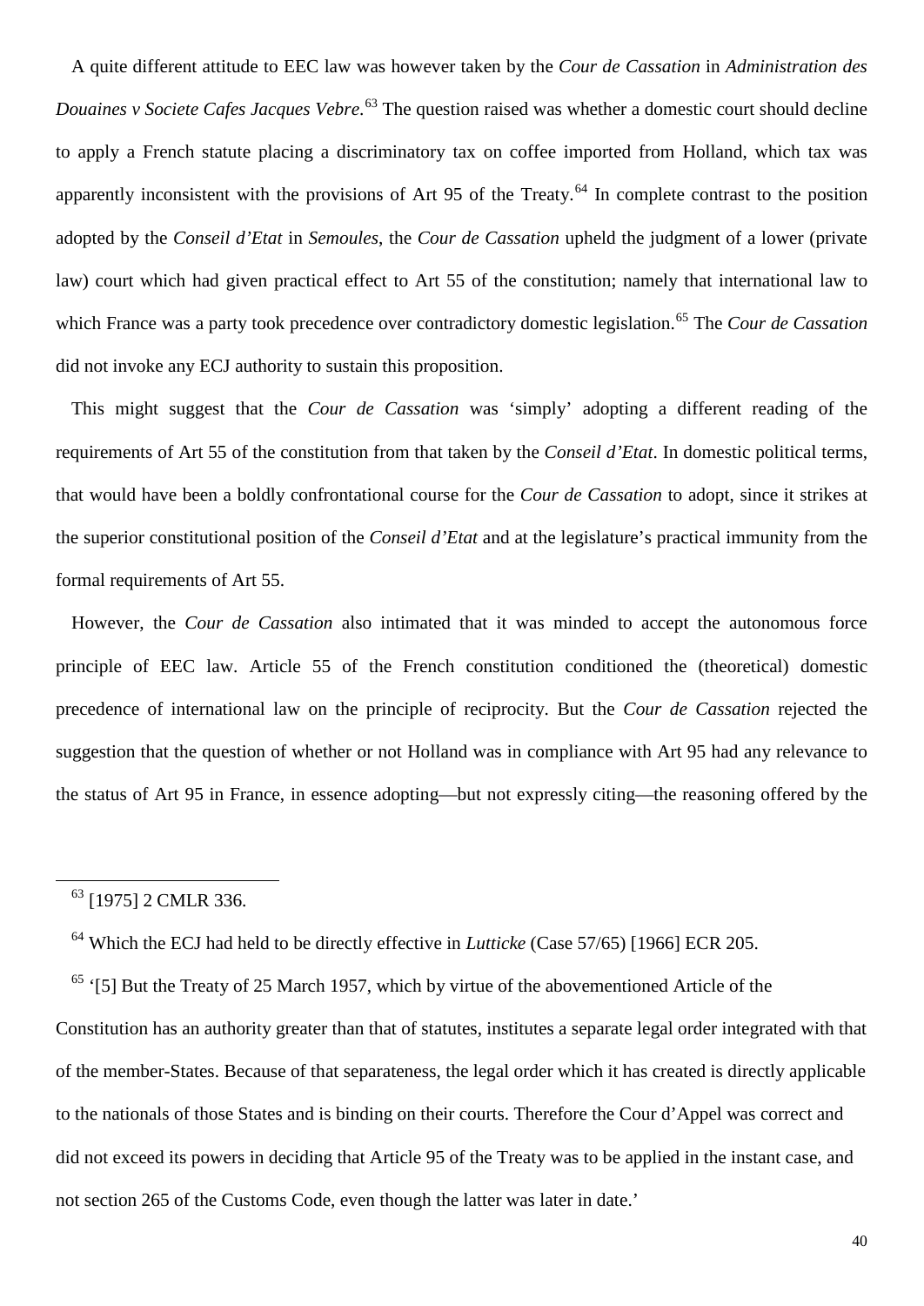A quite different attitude to EEC law was however taken by the *Cour de Cassation* in *Administration des Douaines v Societe Cafes Jacques Vebre*.[63] The question raised was whether a domestic court should decline to apply a French statute placing a discriminatory tax on coffee imported from Holland, which tax was apparently inconsistent with the provisions of Art 95 of the Treaty.[64] In complete contrast to the position adopted by the *Conseil d'Etat* in *Semoules*, the *Cour de Cassation* upheld the judgment of a lower (private law) court which had given practical effect to Art 55 of the constitution; namely that international law to which France was a party took precedence over contradictory domestic legislation.[65] The *Cour de Cassation* did not invoke any ECJ authority to sustain this proposition.

This might suggest that the *Cour de Cassation* was 'simply' adopting a different reading of the requirements of Art 55 of the constitution from that taken by the *Conseil d'Etat*. In domestic political terms, that would have been a boldly confrontational course for the *Cour de Cassation* to adopt, since it strikes at the superior constitutional position of the *Conseil d'Etat* and at the legislature's practical immunity from the formal requirements of Art 55.

However, the *Cour de Cassation* also intimated that it was minded to accept the autonomous force principle of EEC law. Article 55 of the French constitution conditioned the (theoretical) domestic precedence of international law on the principle of reciprocity. But the *Cour de Cassation* rejected the suggestion that the question of whether or not Holland was in compliance with Art 95 had any relevance to the status of Art 95 in France, in essence adopting—but not expressly citing—the reasoning offered by the

---

[63] [1975] 2 CMLR 336.

[64] Which the ECJ had held to be directly effective in *Lutticke* (Case 57/65) [1966] ECR 205.

[65] '[5] But the Treaty of 25 March 1957, which by virtue of the abovementioned Article of the Constitution has an authority greater than that of statutes, institutes a separate legal order integrated with that of the member-States. Because of that separateness, the legal order which it has created is directly applicable to the nationals of those States and is binding on their courts. Therefore the Cour d'Appel was correct and did not exceed its powers in deciding that Article 95 of the Treaty was to be applied in the instant case, and not section 265 of the Customs Code, even though the latter was later in date.'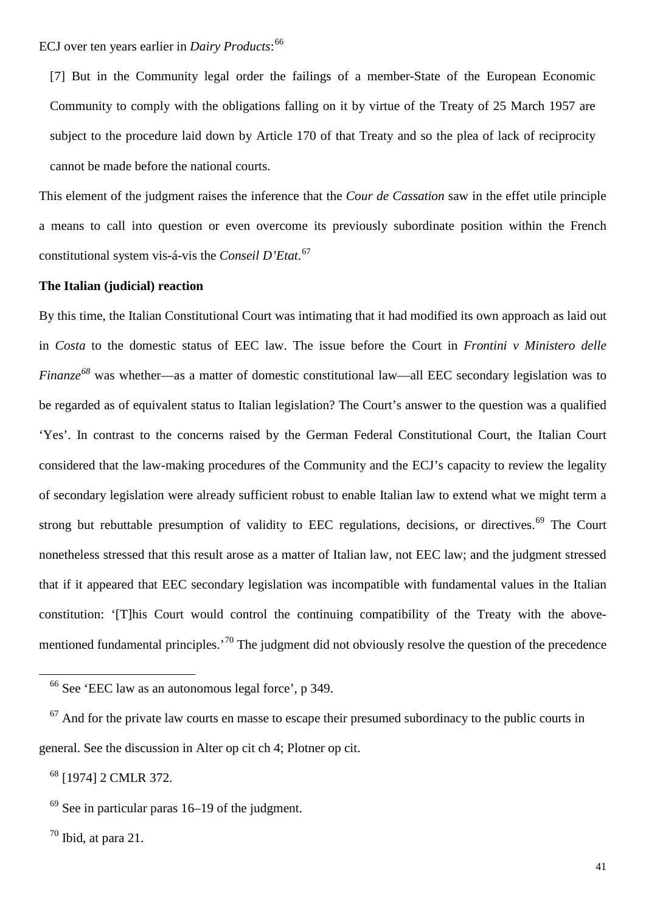ECJ over ten years earlier in *Dairy Products*:[66]

> [7] But in the Community legal order the failings of a member-State of the European Economic Community to comply with the obligations falling on it by virtue of the Treaty of 25 March 1957 are subject to the procedure laid down by Article 170 of that Treaty and so the plea of lack of reciprocity cannot be made before the national courts.

This element of the judgment raises the inference that the *Cour de Cassation* saw in the effet utile principle a means to call into question or even overcome its previously subordinate position within the French constitutional system vis-á-vis the *Conseil D'Etat*.[67]

**The Italian (judicial) reaction**

By this time, the Italian Constitutional Court was intimating that it had modified its own approach as laid out in *Costa* to the domestic status of EEC law. The issue before the Court in *Frontini v Ministero delle Finanze*[68] was whether—as a matter of domestic constitutional law—all EEC secondary legislation was to be regarded as of equivalent status to Italian legislation? The Court's answer to the question was a qualified 'Yes'. In contrast to the concerns raised by the German Federal Constitutional Court, the Italian Court considered that the law-making procedures of the Community and the ECJ's capacity to review the legality of secondary legislation were already sufficient robust to enable Italian law to extend what we might term a strong but rebuttable presumption of validity to EEC regulations, decisions, or directives.[69] The Court nonetheless stressed that this result arose as a matter of Italian law, not EEC law; and the judgment stressed that if it appeared that EEC secondary legislation was incompatible with fundamental values in the Italian constitution: '[T]his Court would control the continuing compatibility of the Treaty with the above-mentioned fundamental principles.'[70] The judgment did not obviously resolve the question of the precedence

[66] See 'EEC law as an autonomous legal force', p 349.

[67] And for the private law courts en masse to escape their presumed subordinacy to the public courts in general. See the discussion in Alter op cit ch 4; Plotner op cit.

[68] [1974] 2 CMLR 372.

[69] See in particular paras 16–19 of the judgment.

[70] Ibid, at para 21.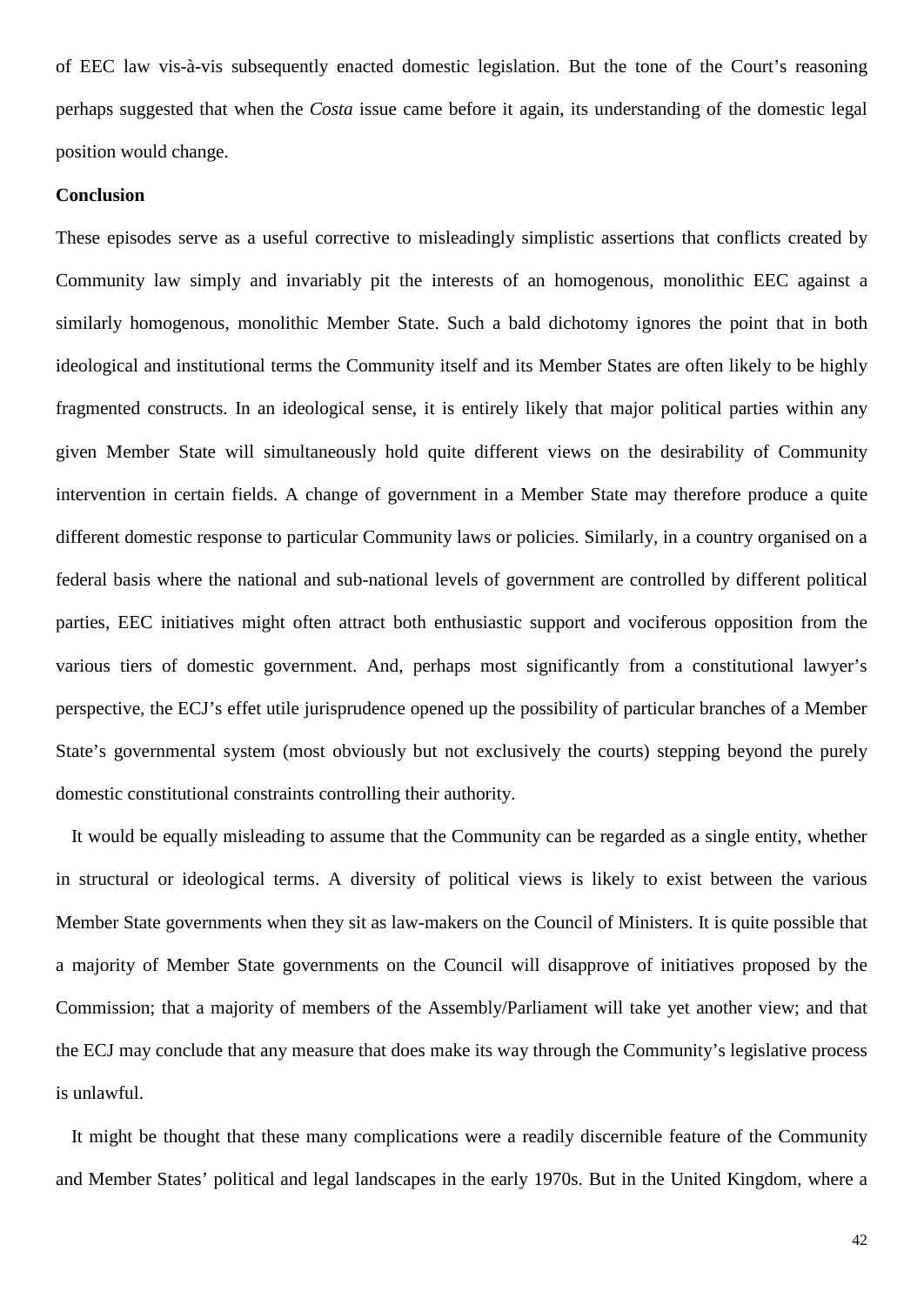of EEC law vis-à-vis subsequently enacted domestic legislation. But the tone of the Court's reasoning perhaps suggested that when the *Costa* issue came before it again, its understanding of the domestic legal position would change.

**Conclusion**

These episodes serve as a useful corrective to misleadingly simplistic assertions that conflicts created by Community law simply and invariably pit the interests of an homogenous, monolithic EEC against a similarly homogenous, monolithic Member State. Such a bald dichotomy ignores the point that in both ideological and institutional terms the Community itself and its Member States are often likely to be highly fragmented constructs. In an ideological sense, it is entirely likely that major political parties within any given Member State will simultaneously hold quite different views on the desirability of Community intervention in certain fields. A change of government in a Member State may therefore produce a quite different domestic response to particular Community laws or policies. Similarly, in a country organised on a federal basis where the national and sub-national levels of government are controlled by different political parties, EEC initiatives might often attract both enthusiastic support and vociferous opposition from the various tiers of domestic government. And, perhaps most significantly from a constitutional lawyer's perspective, the ECJ's effet utile jurisprudence opened up the possibility of particular branches of a Member State's governmental system (most obviously but not exclusively the courts) stepping beyond the purely domestic constitutional constraints controlling their authority.

It would be equally misleading to assume that the Community can be regarded as a single entity, whether in structural or ideological terms. A diversity of political views is likely to exist between the various Member State governments when they sit as law-makers on the Council of Ministers. It is quite possible that a majority of Member State governments on the Council will disapprove of initiatives proposed by the Commission; that a majority of members of the Assembly/Parliament will take yet another view; and that the ECJ may conclude that any measure that does make its way through the Community's legislative process is unlawful.

It might be thought that these many complications were a readily discernible feature of the Community and Member States' political and legal landscapes in the early 1970s. But in the United Kingdom, where a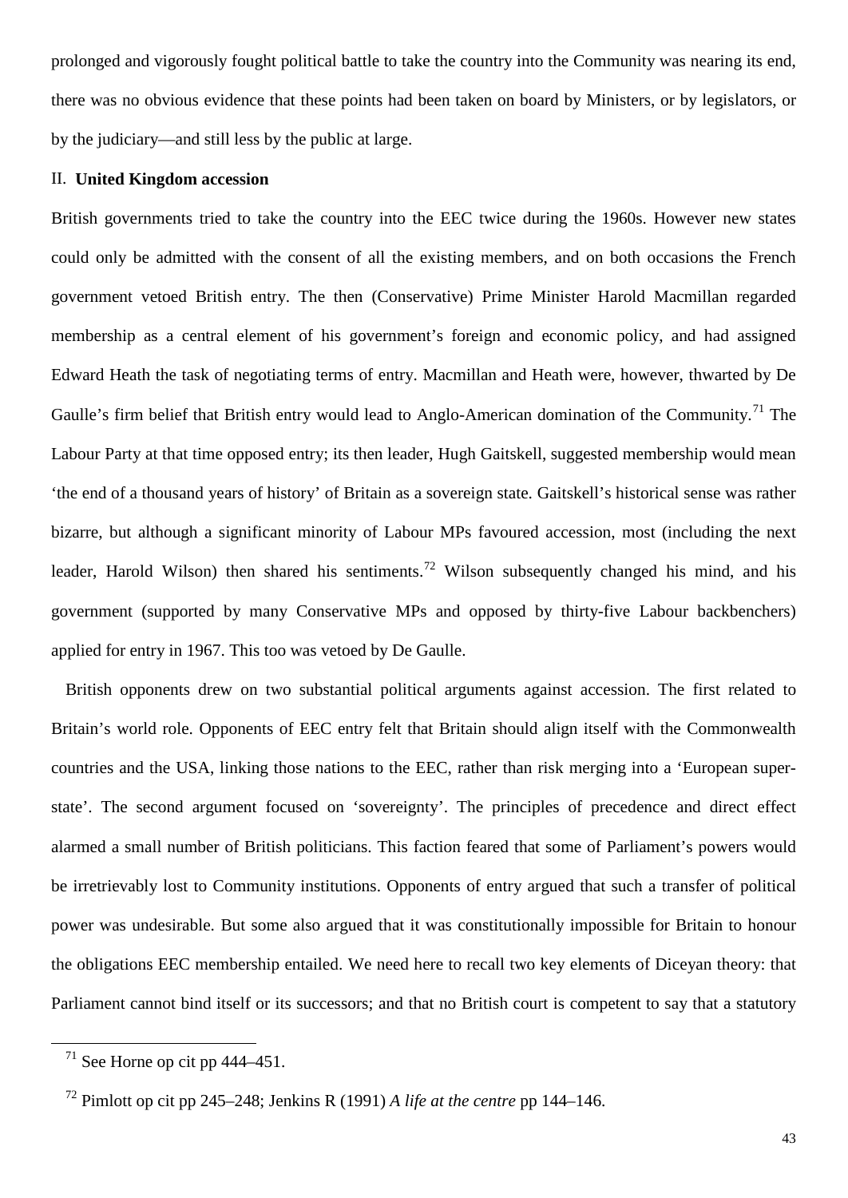prolonged and vigorously fought political battle to take the country into the Community was nearing its end, there was no obvious evidence that these points had been taken on board by Ministers, or by legislators, or by the judiciary—and still less by the public at large.

## II. **United Kingdom accession**

British governments tried to take the country into the EEC twice during the 1960s. However new states could only be admitted with the consent of all the existing members, and on both occasions the French government vetoed British entry. The then (Conservative) Prime Minister Harold Macmillan regarded membership as a central element of his government's foreign and economic policy, and had assigned Edward Heath the task of negotiating terms of entry. Macmillan and Heath were, however, thwarted by De Gaulle's firm belief that British entry would lead to Anglo-American domination of the Community.[71] The Labour Party at that time opposed entry; its then leader, Hugh Gaitskell, suggested membership would mean 'the end of a thousand years of history' of Britain as a sovereign state. Gaitskell's historical sense was rather bizarre, but although a significant minority of Labour MPs favoured accession, most (including the next leader, Harold Wilson) then shared his sentiments.[72] Wilson subsequently changed his mind, and his government (supported by many Conservative MPs and opposed by thirty-five Labour backbenchers) applied for entry in 1967. This too was vetoed by De Gaulle.

British opponents drew on two substantial political arguments against accession. The first related to Britain's world role. Opponents of EEC entry felt that Britain should align itself with the Commonwealth countries and the USA, linking those nations to the EEC, rather than risk merging into a 'European super-state'. The second argument focused on 'sovereignty'. The principles of precedence and direct effect alarmed a small number of British politicians. This faction feared that some of Parliament's powers would be irretrievably lost to Community institutions. Opponents of entry argued that such a transfer of political power was undesirable. But some also argued that it was constitutionally impossible for Britain to honour the obligations EEC membership entailed. We need here to recall two key elements of Diceyan theory: that Parliament cannot bind itself or its successors; and that no British court is competent to say that a statutory

[71] See Horne op cit pp 444–451.

[72] Pimlott op cit pp 245–248; Jenkins R (1991) *A life at the centre* pp 144–146.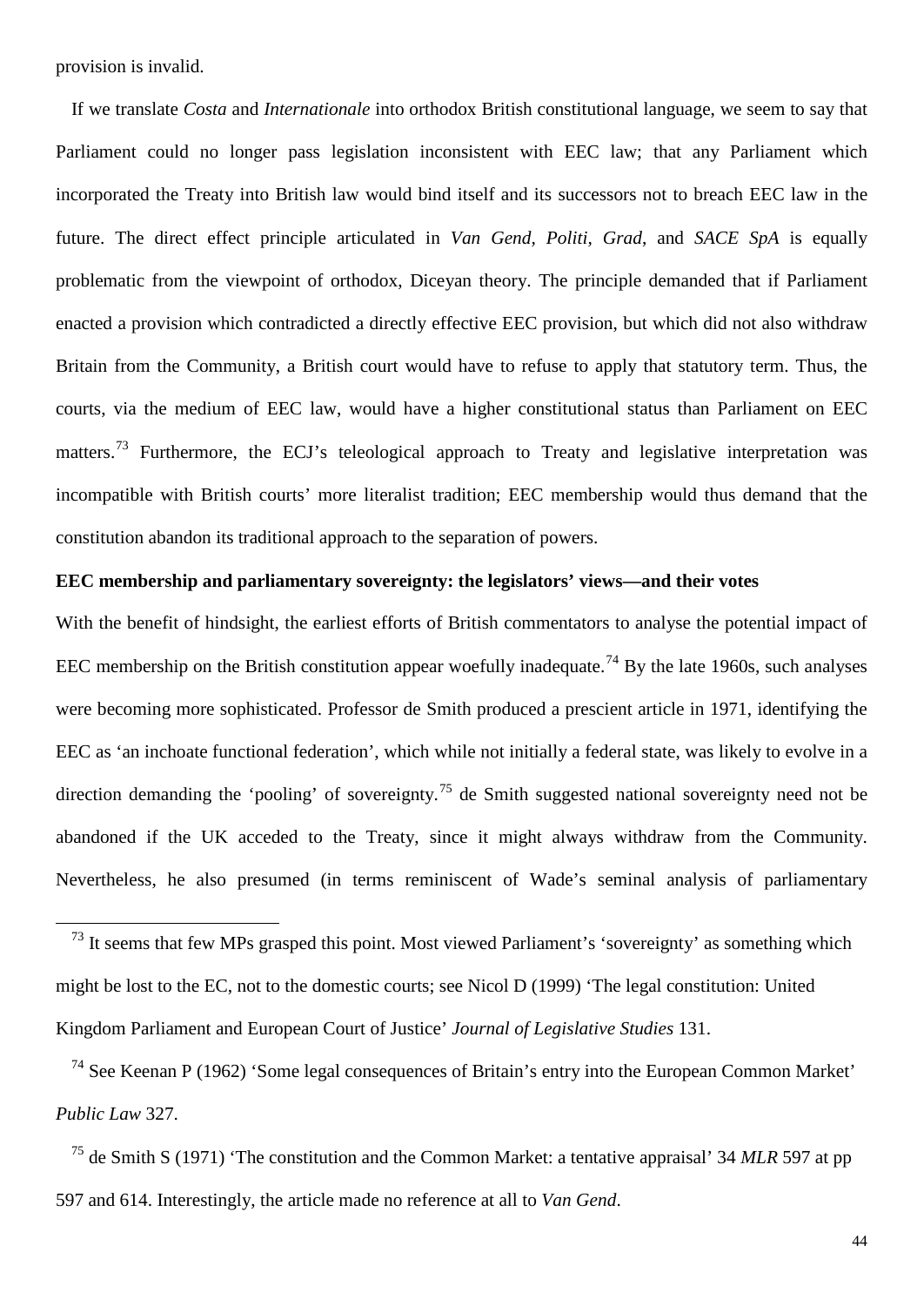provision is invalid.

If we translate *Costa* and *Internationale* into orthodox British constitutional language, we seem to say that Parliament could no longer pass legislation inconsistent with EEC law; that any Parliament which incorporated the Treaty into British law would bind itself and its successors not to breach EEC law in the future. The direct effect principle articulated in *Van Gend, Politi, Grad*, and *SACE SpA* is equally problematic from the viewpoint of orthodox, Diceyan theory. The principle demanded that if Parliament enacted a provision which contradicted a directly effective EEC provision, but which did not also withdraw Britain from the Community, a British court would have to refuse to apply that statutory term. Thus, the courts, via the medium of EEC law, would have a higher constitutional status than Parliament on EEC matters.[73] Furthermore, the ECJ's teleological approach to Treaty and legislative interpretation was incompatible with British courts' more literalist tradition; EEC membership would thus demand that the constitution abandon its traditional approach to the separation of powers.

**EEC membership and parliamentary sovereignty: the legislators' views—and their votes**

With the benefit of hindsight, the earliest efforts of British commentators to analyse the potential impact of EEC membership on the British constitution appear woefully inadequate.[74] By the late 1960s, such analyses were becoming more sophisticated. Professor de Smith produced a prescient article in 1971, identifying the EEC as 'an inchoate functional federation', which while not initially a federal state, was likely to evolve in a direction demanding the 'pooling' of sovereignty.[75] de Smith suggested national sovereignty need not be abandoned if the UK acceded to the Treaty, since it might always withdraw from the Community. Nevertheless, he also presumed (in terms reminiscent of Wade's seminal analysis of parliamentary

[73] It seems that few MPs grasped this point. Most viewed Parliament's 'sovereignty' as something which might be lost to the EC, not to the domestic courts; see Nicol D (1999) 'The legal constitution: United Kingdom Parliament and European Court of Justice' *Journal of Legislative Studies* 131.

[74] See Keenan P (1962) 'Some legal consequences of Britain's entry into the European Common Market' *Public Law* 327.

[75] de Smith S (1971) 'The constitution and the Common Market: a tentative appraisal' 34 *MLR* 597 at pp 597 and 614. Interestingly, the article made no reference at all to *Van Gend*.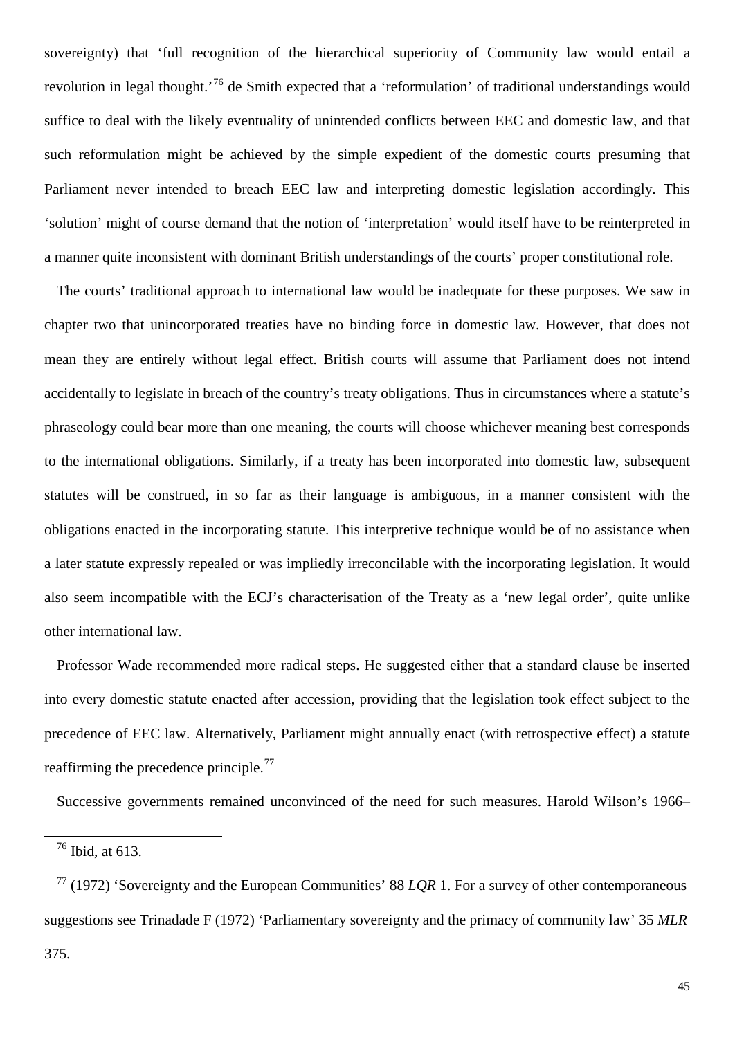sovereignty) that 'full recognition of the hierarchical superiority of Community law would entail a revolution in legal thought.'[76] de Smith expected that a 'reformulation' of traditional understandings would suffice to deal with the likely eventuality of unintended conflicts between EEC and domestic law, and that such reformulation might be achieved by the simple expedient of the domestic courts presuming that Parliament never intended to breach EEC law and interpreting domestic legislation accordingly. This 'solution' might of course demand that the notion of 'interpretation' would itself have to be reinterpreted in a manner quite inconsistent with dominant British understandings of the courts' proper constitutional role.

The courts' traditional approach to international law would be inadequate for these purposes. We saw in chapter two that unincorporated treaties have no binding force in domestic law. However, that does not mean they are entirely without legal effect. British courts will assume that Parliament does not intend accidentally to legislate in breach of the country's treaty obligations. Thus in circumstances where a statute's phraseology could bear more than one meaning, the courts will choose whichever meaning best corresponds to the international obligations. Similarly, if a treaty has been incorporated into domestic law, subsequent statutes will be construed, in so far as their language is ambiguous, in a manner consistent with the obligations enacted in the incorporating statute. This interpretive technique would be of no assistance when a later statute expressly repealed or was impliedly irreconcilable with the incorporating legislation. It would also seem incompatible with the ECJ's characterisation of the Treaty as a 'new legal order', quite unlike other international law.

Professor Wade recommended more radical steps. He suggested either that a standard clause be inserted into every domestic statute enacted after accession, providing that the legislation took effect subject to the precedence of EEC law. Alternatively, Parliament might annually enact (with retrospective effect) a statute reaffirming the precedence principle.[77]

Successive governments remained unconvinced of the need for such measures. Harold Wilson's 1966–

---

[76] Ibid, at 613.

[77] (1972) 'Sovereignty and the European Communities' 88 *LQR* 1. For a survey of other contemporaneous suggestions see Trinadade F (1972) 'Parliamentary sovereignty and the primacy of community law' 35 *MLR* 375.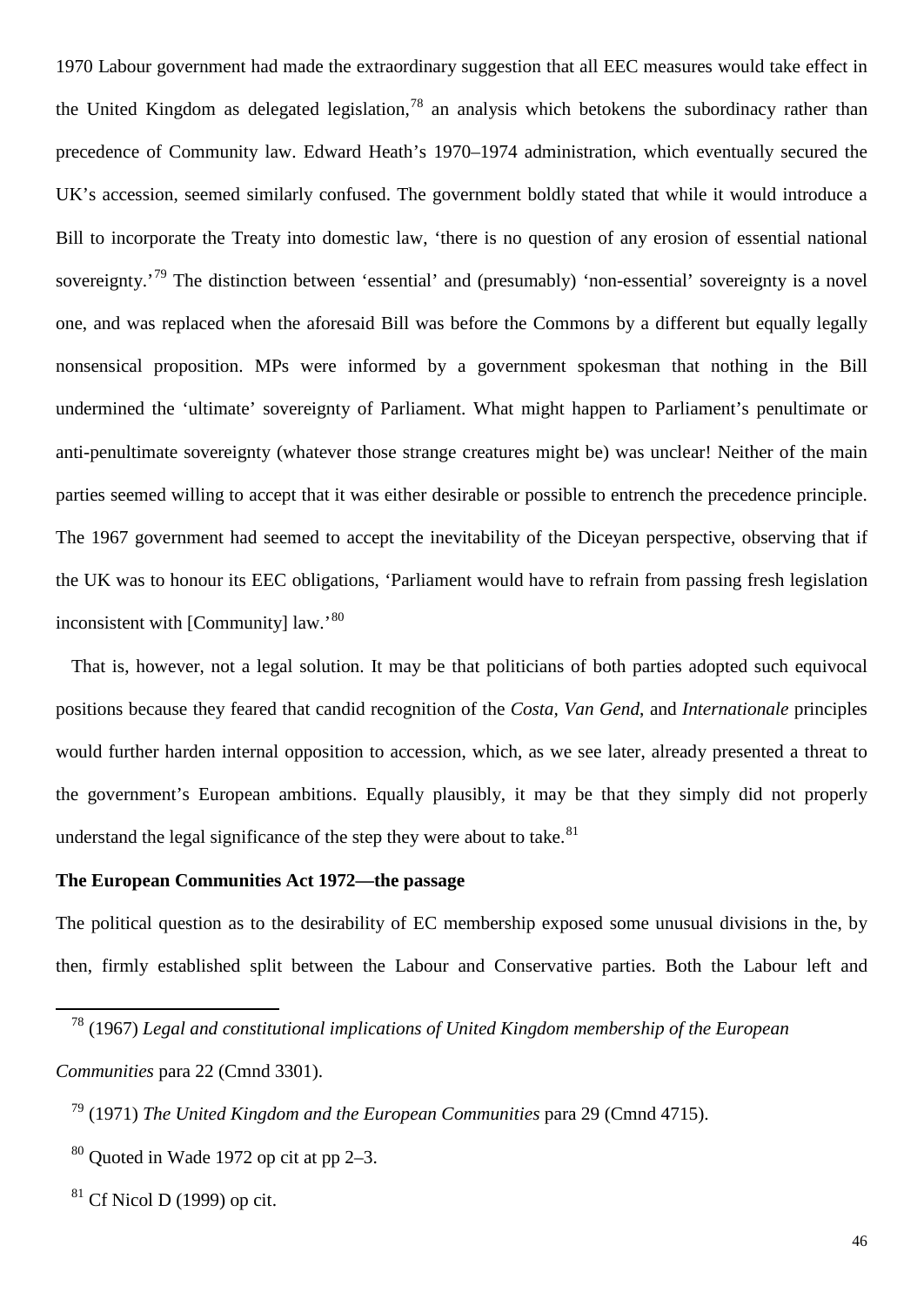1970 Labour government had made the extraordinary suggestion that all EEC measures would take effect in the United Kingdom as delegated legislation,[78] an analysis which betokens the subordinacy rather than precedence of Community law. Edward Heath's 1970–1974 administration, which eventually secured the UK's accession, seemed similarly confused. The government boldly stated that while it would introduce a Bill to incorporate the Treaty into domestic law, 'there is no question of any erosion of essential national sovereignty.'[79] The distinction between 'essential' and (presumably) 'non-essential' sovereignty is a novel one, and was replaced when the aforesaid Bill was before the Commons by a different but equally legally nonsensical proposition. MPs were informed by a government spokesman that nothing in the Bill undermined the 'ultimate' sovereignty of Parliament. What might happen to Parliament's penultimate or anti-penultimate sovereignty (whatever those strange creatures might be) was unclear! Neither of the main parties seemed willing to accept that it was either desirable or possible to entrench the precedence principle. The 1967 government had seemed to accept the inevitability of the Diceyan perspective, observing that if the UK was to honour its EEC obligations, 'Parliament would have to refrain from passing fresh legislation inconsistent with [Community] law.'[80]

That is, however, not a legal solution. It may be that politicians of both parties adopted such equivocal positions because they feared that candid recognition of the *Costa, Van Gend*, and *Internationale* principles would further harden internal opposition to accession, which, as we see later, already presented a threat to the government's European ambitions. Equally plausibly, it may be that they simply did not properly understand the legal significance of the step they were about to take.[81]

**The European Communities Act 1972—the passage**

The political question as to the desirability of EC membership exposed some unusual divisions in the, by then, firmly established split between the Labour and Conservative parties. Both the Labour left and

[78] (1967) *Legal and constitutional implications of United Kingdom membership of the European Communities* para 22 (Cmnd 3301).

[79] (1971) *The United Kingdom and the European Communities* para 29 (Cmnd 4715).

[80] Quoted in Wade 1972 op cit at pp 2–3.

[81] Cf Nicol D (1999) op cit.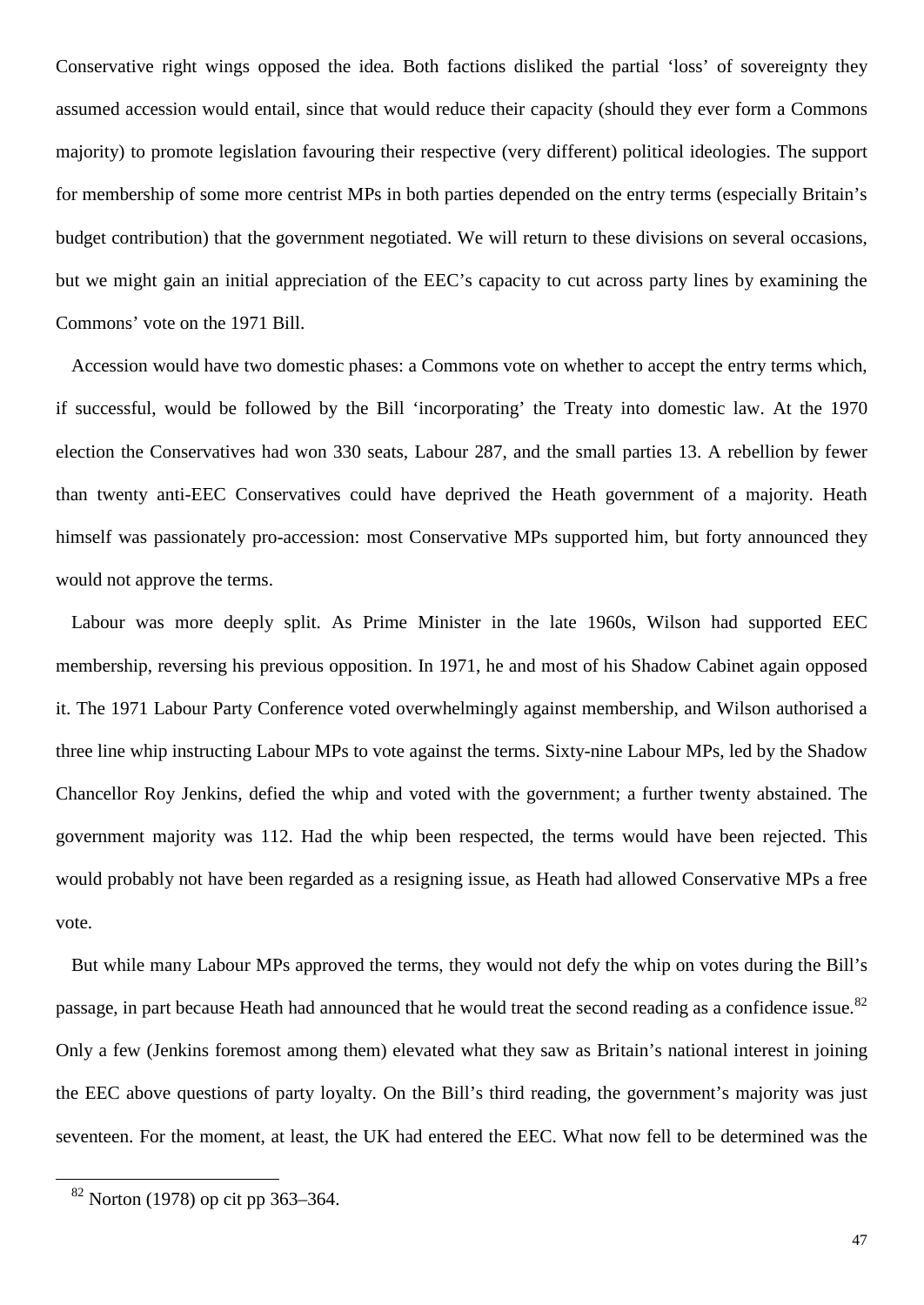Conservative right wings opposed the idea. Both factions disliked the partial 'loss' of sovereignty they assumed accession would entail, since that would reduce their capacity (should they ever form a Commons majority) to promote legislation favouring their respective (very different) political ideologies. The support for membership of some more centrist MPs in both parties depended on the entry terms (especially Britain's budget contribution) that the government negotiated. We will return to these divisions on several occasions, but we might gain an initial appreciation of the EEC's capacity to cut across party lines by examining the Commons' vote on the 1971 Bill.

Accession would have two domestic phases: a Commons vote on whether to accept the entry terms which, if successful, would be followed by the Bill 'incorporating' the Treaty into domestic law. At the 1970 election the Conservatives had won 330 seats, Labour 287, and the small parties 13. A rebellion by fewer than twenty anti-EEC Conservatives could have deprived the Heath government of a majority. Heath himself was passionately pro-accession: most Conservative MPs supported him, but forty announced they would not approve the terms.

Labour was more deeply split. As Prime Minister in the late 1960s, Wilson had supported EEC membership, reversing his previous opposition. In 1971, he and most of his Shadow Cabinet again opposed it. The 1971 Labour Party Conference voted overwhelmingly against membership, and Wilson authorised a three line whip instructing Labour MPs to vote against the terms. Sixty-nine Labour MPs, led by the Shadow Chancellor Roy Jenkins, defied the whip and voted with the government; a further twenty abstained. The government majority was 112. Had the whip been respected, the terms would have been rejected. This would probably not have been regarded as a resigning issue, as Heath had allowed Conservative MPs a free vote.

But while many Labour MPs approved the terms, they would not defy the whip on votes during the Bill's passage, in part because Heath had announced that he would treat the second reading as a confidence issue.[82] Only a few (Jenkins foremost among them) elevated what they saw as Britain's national interest in joining the EEC above questions of party loyalty. On the Bill's third reading, the government's majority was just seventeen. For the moment, at least, the UK had entered the EEC. What now fell to be determined was the

[82] Norton (1978) op cit pp 363–364.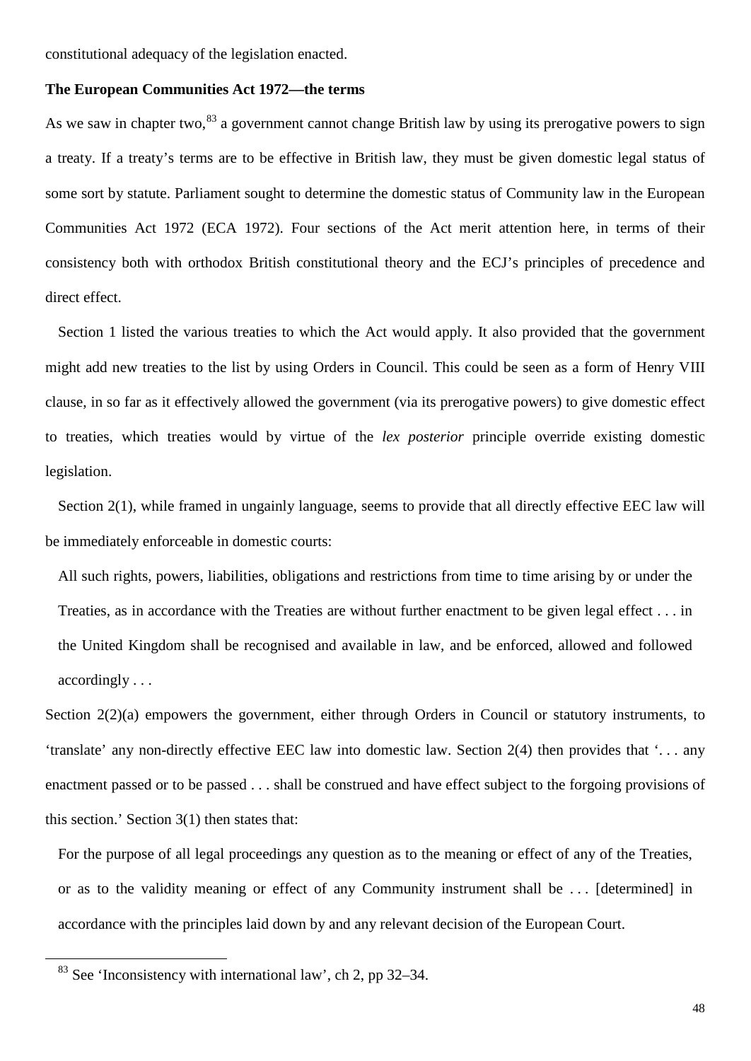constitutional adequacy of the legislation enacted.

**The European Communities Act 1972—the terms**

As we saw in chapter two,[83] a government cannot change British law by using its prerogative powers to sign a treaty. If a treaty's terms are to be effective in British law, they must be given domestic legal status of some sort by statute. Parliament sought to determine the domestic status of Community law in the European Communities Act 1972 (ECA 1972). Four sections of the Act merit attention here, in terms of their consistency both with orthodox British constitutional theory and the ECJ's principles of precedence and direct effect.

Section 1 listed the various treaties to which the Act would apply. It also provided that the government might add new treaties to the list by using Orders in Council. This could be seen as a form of Henry VIII clause, in so far as it effectively allowed the government (via its prerogative powers) to give domestic effect to treaties, which treaties would by virtue of the *lex posterior* principle override existing domestic legislation.

Section 2(1), while framed in ungainly language, seems to provide that all directly effective EEC law will be immediately enforceable in domestic courts:

> All such rights, powers, liabilities, obligations and restrictions from time to time arising by or under the Treaties, as in accordance with the Treaties are without further enactment to be given legal effect . . . in the United Kingdom shall be recognised and available in law, and be enforced, allowed and followed accordingly . . .

Section 2(2)(a) empowers the government, either through Orders in Council or statutory instruments, to 'translate' any non-directly effective EEC law into domestic law. Section 2(4) then provides that '. . . any enactment passed or to be passed . . . shall be construed and have effect subject to the forgoing provisions of this section.' Section 3(1) then states that:

> For the purpose of all legal proceedings any question as to the meaning or effect of any of the Treaties, or as to the validity meaning or effect of any Community instrument shall be . . . [determined] in accordance with the principles laid down by and any relevant decision of the European Court.

[83] See 'Inconsistency with international law', ch 2, pp 32–34.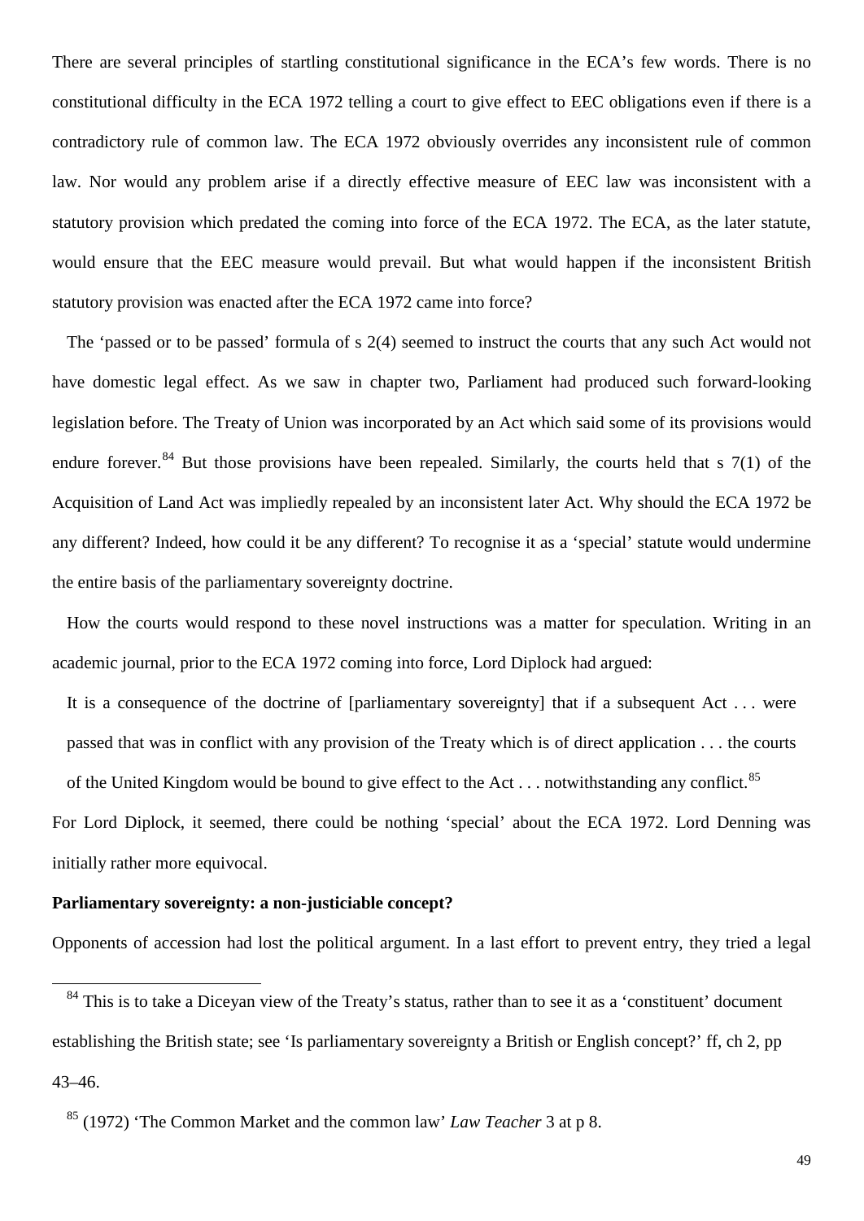There are several principles of startling constitutional significance in the ECA's few words. There is no constitutional difficulty in the ECA 1972 telling a court to give effect to EEC obligations even if there is a contradictory rule of common law. The ECA 1972 obviously overrides any inconsistent rule of common law. Nor would any problem arise if a directly effective measure of EEC law was inconsistent with a statutory provision which predated the coming into force of the ECA 1972. The ECA, as the later statute, would ensure that the EEC measure would prevail. But what would happen if the inconsistent British statutory provision was enacted after the ECA 1972 came into force?

The 'passed or to be passed' formula of s 2(4) seemed to instruct the courts that any such Act would not have domestic legal effect. As we saw in chapter two, Parliament had produced such forward-looking legislation before. The Treaty of Union was incorporated by an Act which said some of its provisions would endure forever.[84] But those provisions have been repealed. Similarly, the courts held that s 7(1) of the Acquisition of Land Act was impliedly repealed by an inconsistent later Act. Why should the ECA 1972 be any different? Indeed, how could it be any different? To recognise it as a 'special' statute would undermine the entire basis of the parliamentary sovereignty doctrine.

How the courts would respond to these novel instructions was a matter for speculation. Writing in an academic journal, prior to the ECA 1972 coming into force, Lord Diplock had argued:

> It is a consequence of the doctrine of [parliamentary sovereignty] that if a subsequent Act . . . were passed that was in conflict with any provision of the Treaty which is of direct application . . . the courts of the United Kingdom would be bound to give effect to the Act . . . notwithstanding any conflict.[85]

For Lord Diplock, it seemed, there could be nothing 'special' about the ECA 1972. Lord Denning was initially rather more equivocal.

**Parliamentary sovereignty: a non-justiciable concept?**

Opponents of accession had lost the political argument. In a last effort to prevent entry, they tried a legal

[84] This is to take a Diceyan view of the Treaty's status, rather than to see it as a 'constituent' document establishing the British state; see 'Is parliamentary sovereignty a British or English concept?' ff, ch 2, pp 43–46.

[85] (1972) 'The Common Market and the common law' *Law Teacher* 3 at p 8.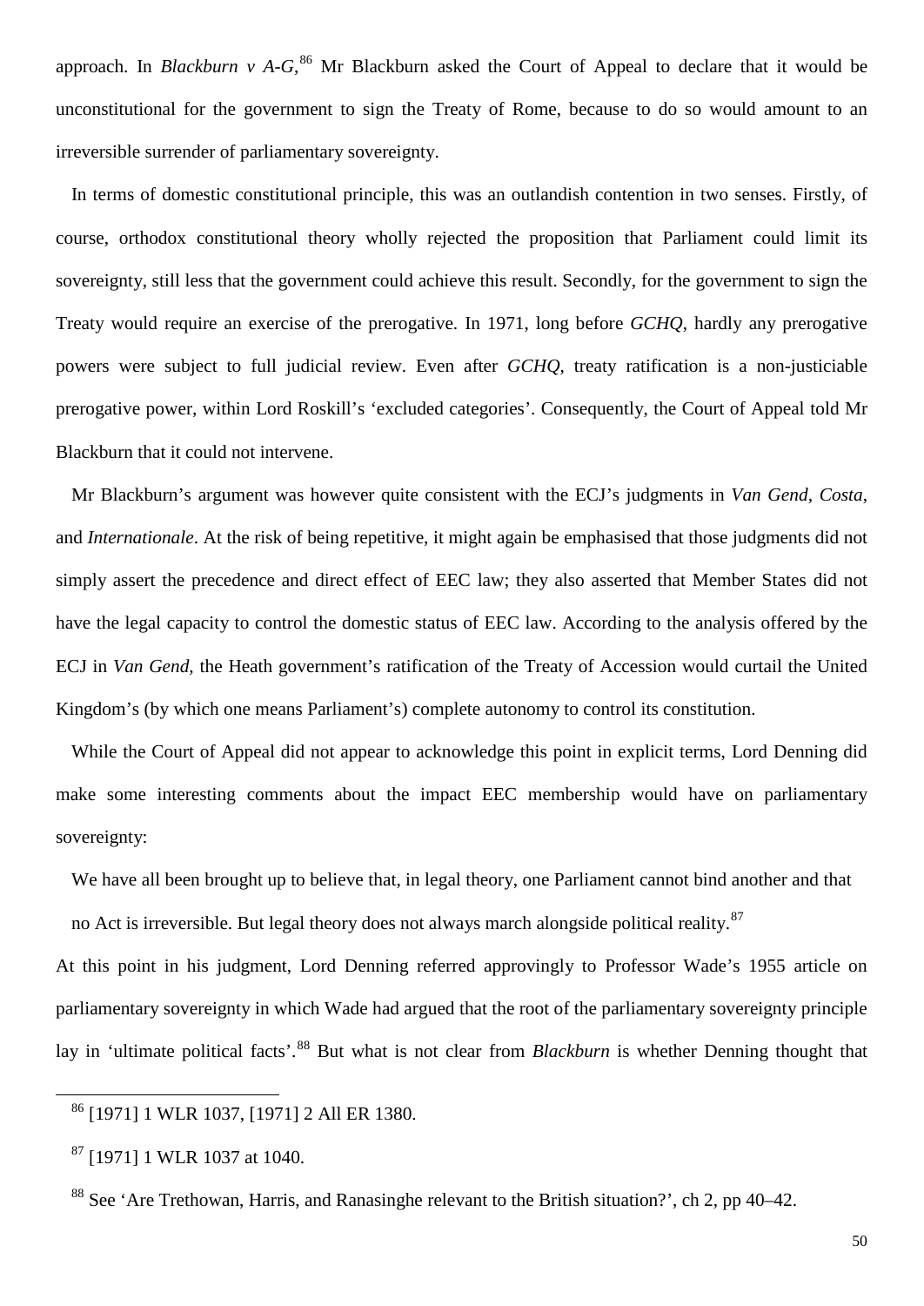approach. In *Blackburn v A-G*,[86] Mr Blackburn asked the Court of Appeal to declare that it would be unconstitutional for the government to sign the Treaty of Rome, because to do so would amount to an irreversible surrender of parliamentary sovereignty.

In terms of domestic constitutional principle, this was an outlandish contention in two senses. Firstly, of course, orthodox constitutional theory wholly rejected the proposition that Parliament could limit its sovereignty, still less that the government could achieve this result. Secondly, for the government to sign the Treaty would require an exercise of the prerogative. In 1971, long before *GCHQ*, hardly any prerogative powers were subject to full judicial review. Even after *GCHQ*, treaty ratification is a non-justiciable prerogative power, within Lord Roskill's 'excluded categories'. Consequently, the Court of Appeal told Mr Blackburn that it could not intervene.

Mr Blackburn's argument was however quite consistent with the ECJ's judgments in *Van Gend*, *Costa*, and *Internationale*. At the risk of being repetitive, it might again be emphasised that those judgments did not simply assert the precedence and direct effect of EEC law; they also asserted that Member States did not have the legal capacity to control the domestic status of EEC law. According to the analysis offered by the ECJ in *Van Gend*, the Heath government's ratification of the Treaty of Accession would curtail the United Kingdom's (by which one means Parliament's) complete autonomy to control its constitution.

While the Court of Appeal did not appear to acknowledge this point in explicit terms, Lord Denning did make some interesting comments about the impact EEC membership would have on parliamentary sovereignty:

> We have all been brought up to believe that, in legal theory, one Parliament cannot bind another and that no Act is irreversible. But legal theory does not always march alongside political reality.[87]

At this point in his judgment, Lord Denning referred approvingly to Professor Wade's 1955 article on parliamentary sovereignty in which Wade had argued that the root of the parliamentary sovereignty principle lay in 'ultimate political facts'.[88] But what is not clear from *Blackburn* is whether Denning thought that

---

[86] [1971] 1 WLR 1037, [1971] 2 All ER 1380.

[87] [1971] 1 WLR 1037 at 1040.

[88] See 'Are Trethowan, Harris, and Ranasinghe relevant to the British situation?', ch 2, pp 40–42.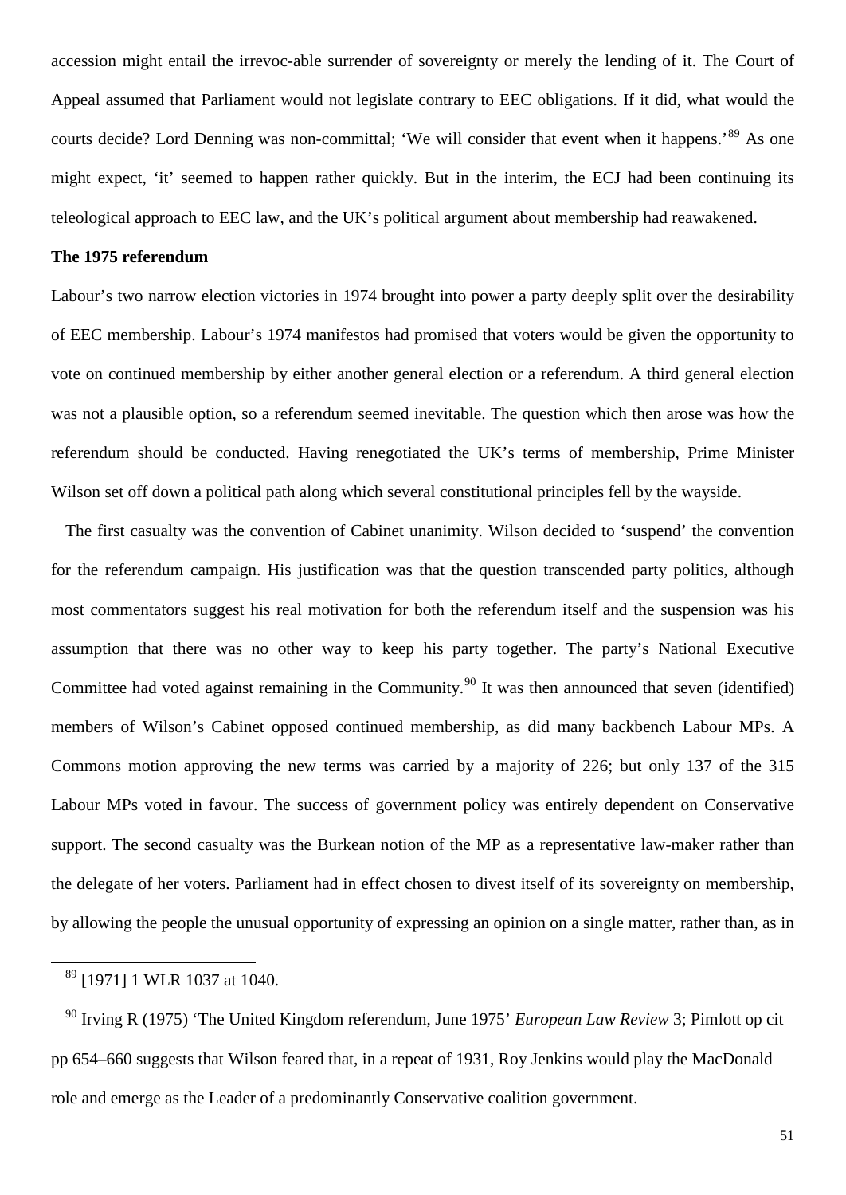accession might entail the irrevoc-able surrender of sovereignty or merely the lending of it. The Court of Appeal assumed that Parliament would not legislate contrary to EEC obligations. If it did, what would the courts decide? Lord Denning was non-committal; 'We will consider that event when it happens.'[89] As one might expect, 'it' seemed to happen rather quickly. But in the interim, the ECJ had been continuing its teleological approach to EEC law, and the UK's political argument about membership had reawakened.

**The 1975 referendum**

Labour's two narrow election victories in 1974 brought into power a party deeply split over the desirability of EEC membership. Labour's 1974 manifestos had promised that voters would be given the opportunity to vote on continued membership by either another general election or a referendum. A third general election was not a plausible option, so a referendum seemed inevitable. The question which then arose was how the referendum should be conducted. Having renegotiated the UK's terms of membership, Prime Minister Wilson set off down a political path along which several constitutional principles fell by the wayside.

The first casualty was the convention of Cabinet unanimity. Wilson decided to 'suspend' the convention for the referendum campaign. His justification was that the question transcended party politics, although most commentators suggest his real motivation for both the referendum itself and the suspension was his assumption that there was no other way to keep his party together. The party's National Executive Committee had voted against remaining in the Community.[90] It was then announced that seven (identified) members of Wilson's Cabinet opposed continued membership, as did many backbench Labour MPs. A Commons motion approving the new terms was carried by a majority of 226; but only 137 of the 315 Labour MPs voted in favour. The success of government policy was entirely dependent on Conservative support. The second casualty was the Burkean notion of the MP as a representative law-maker rather than the delegate of her voters. Parliament had in effect chosen to divest itself of its sovereignty on membership, by allowing the people the unusual opportunity of expressing an opinion on a single matter, rather than, as in

---

[89] [1971] 1 WLR 1037 at 1040.

[90] Irving R (1975) 'The United Kingdom referendum, June 1975' *European Law Review* 3; Pimlott op cit pp 654–660 suggests that Wilson feared that, in a repeat of 1931, Roy Jenkins would play the MacDonald role and emerge as the Leader of a predominantly Conservative coalition government.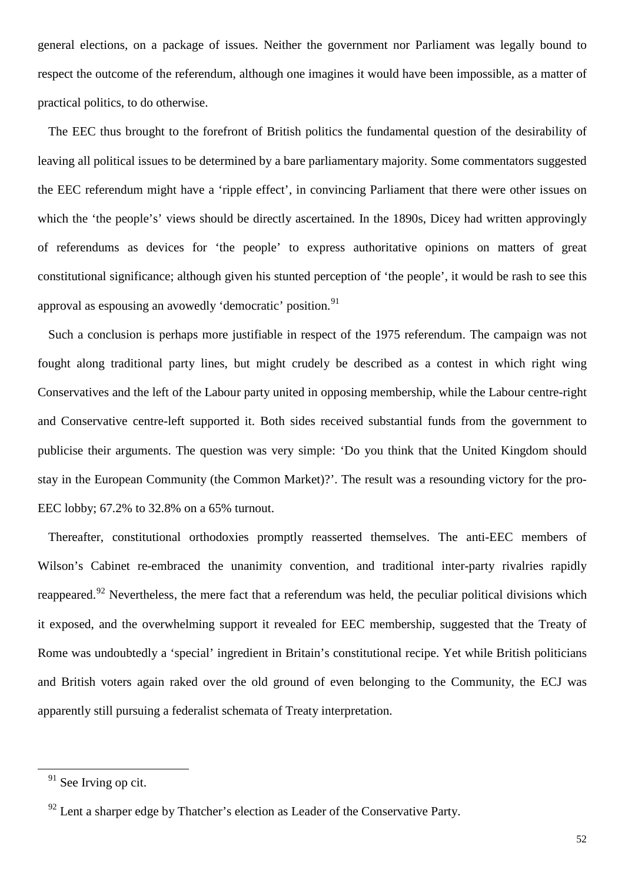general elections, on a package of issues. Neither the government nor Parliament was legally bound to respect the outcome of the referendum, although one imagines it would have been impossible, as a matter of practical politics, to do otherwise.

The EEC thus brought to the forefront of British politics the fundamental question of the desirability of leaving all political issues to be determined by a bare parliamentary majority. Some commentators suggested the EEC referendum might have a 'ripple effect', in convincing Parliament that there were other issues on which the 'the people's' views should be directly ascertained. In the 1890s, Dicey had written approvingly of referendums as devices for 'the people' to express authoritative opinions on matters of great constitutional significance; although given his stunted perception of 'the people', it would be rash to see this approval as espousing an avowedly 'democratic' position.[91]

Such a conclusion is perhaps more justifiable in respect of the 1975 referendum. The campaign was not fought along traditional party lines, but might crudely be described as a contest in which right wing Conservatives and the left of the Labour party united in opposing membership, while the Labour centre-right and Conservative centre-left supported it. Both sides received substantial funds from the government to publicise their arguments. The question was very simple: 'Do you think that the United Kingdom should stay in the European Community (the Common Market)?'. The result was a resounding victory for the pro-EEC lobby; 67.2% to 32.8% on a 65% turnout.

Thereafter, constitutional orthodoxies promptly reasserted themselves. The anti-EEC members of Wilson's Cabinet re-embraced the unanimity convention, and traditional inter-party rivalries rapidly reappeared.[92] Nevertheless, the mere fact that a referendum was held, the peculiar political divisions which it exposed, and the overwhelming support it revealed for EEC membership, suggested that the Treaty of Rome was undoubtedly a 'special' ingredient in Britain's constitutional recipe. Yet while British politicians and British voters again raked over the old ground of even belonging to the Community, the ECJ was apparently still pursuing a federalist schemata of Treaty interpretation.

---

[91] See Irving op cit.

[92] Lent a sharper edge by Thatcher's election as Leader of the Conservative Party.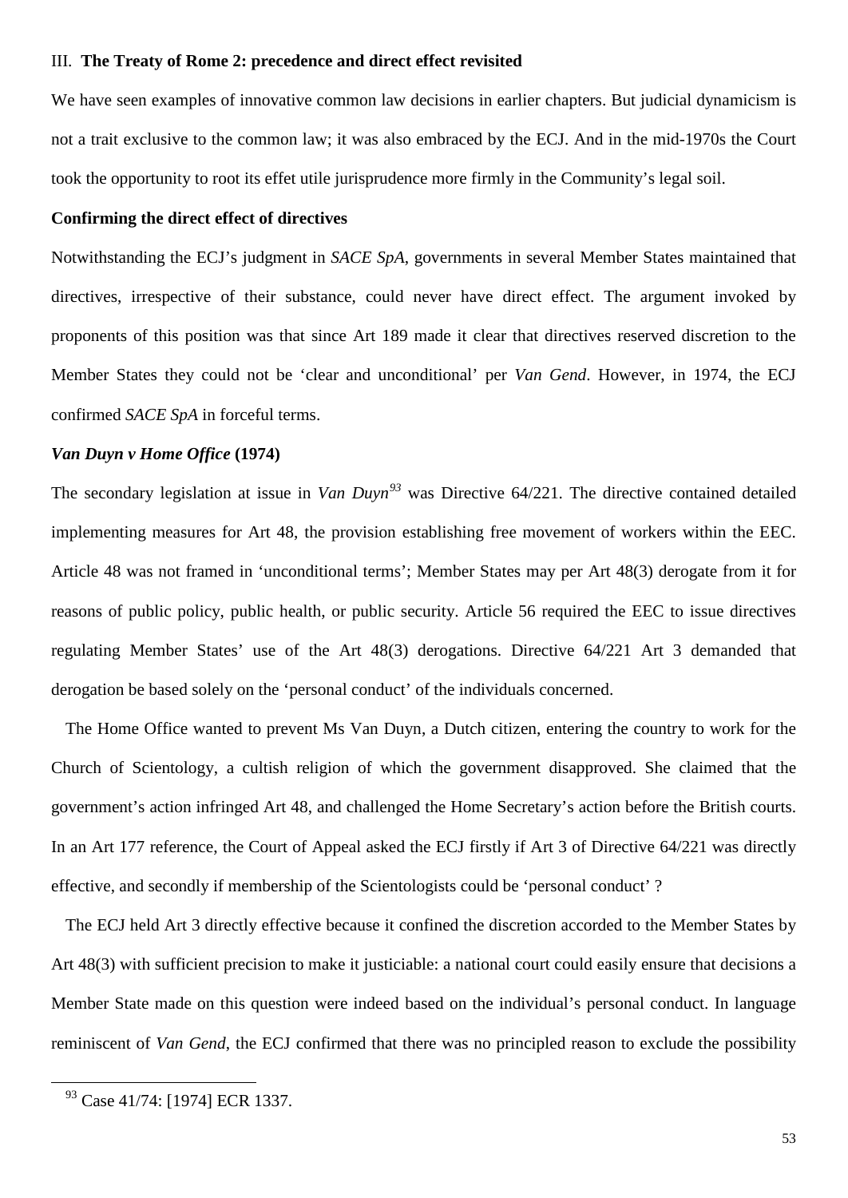### III. **The Treaty of Rome 2: precedence and direct effect revisited**

We have seen examples of innovative common law decisions in earlier chapters. But judicial dynamicism is not a trait exclusive to the common law; it was also embraced by the ECJ. And in the mid-1970s the Court took the opportunity to root its effet utile jurisprudence more firmly in the Community's legal soil.

#### Confirming the direct effect of directives

Notwithstanding the ECJ's judgment in *SACE SpA*, governments in several Member States maintained that directives, irrespective of their substance, could never have direct effect. The argument invoked by proponents of this position was that since Art 189 made it clear that directives reserved discretion to the Member States they could not be 'clear and unconditional' per *Van Gend*. However, in 1974, the ECJ confirmed *SACE SpA* in forceful terms.

#### *Van Duyn v Home Office* (1974)

The secondary legislation at issue in *Van Duyn*[93] was Directive 64/221. The directive contained detailed implementing measures for Art 48, the provision establishing free movement of workers within the EEC. Article 48 was not framed in 'unconditional terms'; Member States may per Art 48(3) derogate from it for reasons of public policy, public health, or public security. Article 56 required the EEC to issue directives regulating Member States' use of the Art 48(3) derogations. Directive 64/221 Art 3 demanded that derogation be based solely on the 'personal conduct' of the individuals concerned.

The Home Office wanted to prevent Ms Van Duyn, a Dutch citizen, entering the country to work for the Church of Scientology, a cultish religion of which the government disapproved. She claimed that the government's action infringed Art 48, and challenged the Home Secretary's action before the British courts. In an Art 177 reference, the Court of Appeal asked the ECJ firstly if Art 3 of Directive 64/221 was directly effective, and secondly if membership of the Scientologists could be 'personal conduct' ?

The ECJ held Art 3 directly effective because it confined the discretion accorded to the Member States by Art 48(3) with sufficient precision to make it justiciable: a national court could easily ensure that decisions a Member State made on this question were indeed based on the individual's personal conduct. In language reminiscent of *Van Gend*, the ECJ confirmed that there was no principled reason to exclude the possibility

[93] Case 41/74: [1974] ECR 1337.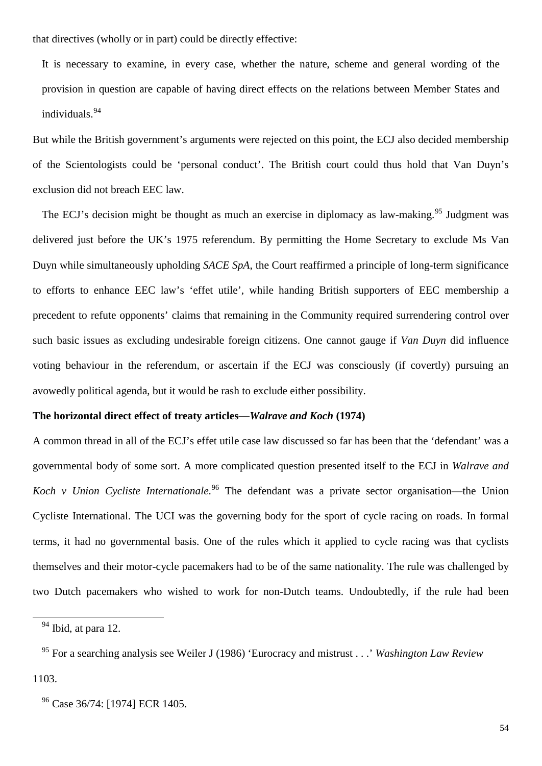that directives (wholly or in part) could be directly effective:

> It is necessary to examine, in every case, whether the nature, scheme and general wording of the provision in question are capable of having direct effects on the relations between Member States and individuals.[94]

But while the British government's arguments were rejected on this point, the ECJ also decided membership of the Scientologists could be 'personal conduct'. The British court could thus hold that Van Duyn's exclusion did not breach EEC law.

The ECJ's decision might be thought as much an exercise in diplomacy as law-making.[95] Judgment was delivered just before the UK's 1975 referendum. By permitting the Home Secretary to exclude Ms Van Duyn while simultaneously upholding *SACE SpA*, the Court reaffirmed a principle of long-term significance to efforts to enhance EEC law's 'effet utile', while handing British supporters of EEC membership a precedent to refute opponents' claims that remaining in the Community required surrendering control over such basic issues as excluding undesirable foreign citizens. One cannot gauge if *Van Duyn* did influence voting behaviour in the referendum, or ascertain if the ECJ was consciously (if covertly) pursuing an avowedly political agenda, but it would be rash to exclude either possibility.

**The horizontal direct effect of treaty articles—*Walrave and Koch* (1974)**

A common thread in all of the ECJ's effet utile case law discussed so far has been that the 'defendant' was a governmental body of some sort. A more complicated question presented itself to the ECJ in *Walrave and Koch v Union Cycliste Internationale*.[96] The defendant was a private sector organisation—the Union Cycliste International. The UCI was the governing body for the sport of cycle racing on roads. In formal terms, it had no governmental basis. One of the rules which it applied to cycle racing was that cyclists themselves and their motor-cycle pacemakers had to be of the same nationality. The rule was challenged by two Dutch pacemakers who wished to work for non-Dutch teams. Undoubtedly, if the rule had been

---

[94] Ibid, at para 12.

[95] For a searching analysis see Weiler J (1986) 'Eurocracy and mistrust . . .' *Washington Law Review* 1103.

[96] Case 36/74: [1974] ECR 1405.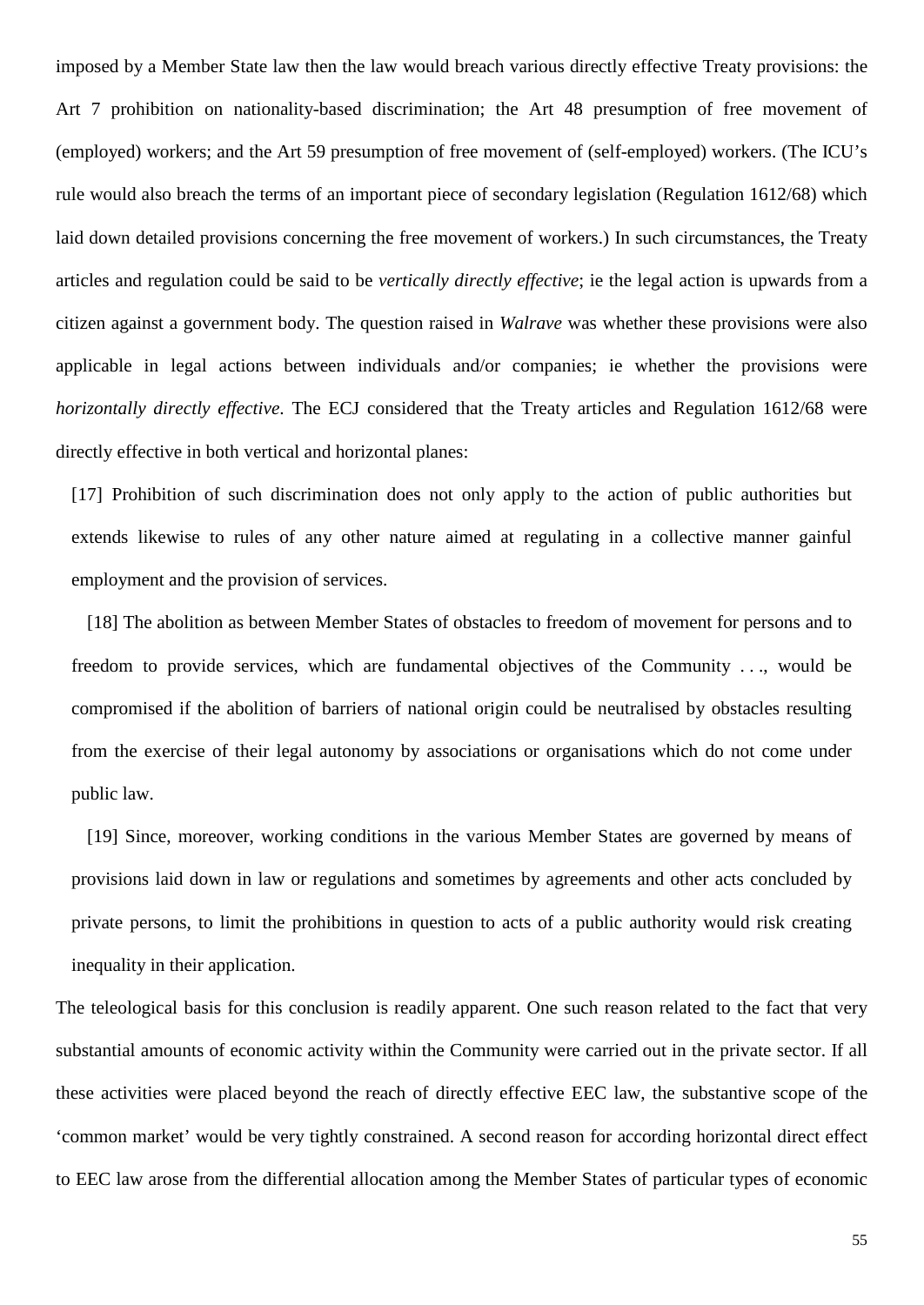imposed by a Member State law then the law would breach various directly effective Treaty provisions: the Art 7 prohibition on nationality-based discrimination; the Art 48 presumption of free movement of (employed) workers; and the Art 59 presumption of free movement of (self-employed) workers. (The ICU's rule would also breach the terms of an important piece of secondary legislation (Regulation 1612/68) which laid down detailed provisions concerning the free movement of workers.) In such circumstances, the Treaty articles and regulation could be said to be *vertically directly effective*; ie the legal action is upwards from a citizen against a government body. The question raised in *Walrave* was whether these provisions were also applicable in legal actions between individuals and/or companies; ie whether the provisions were *horizontally directly effective*. The ECJ considered that the Treaty articles and Regulation 1612/68 were directly effective in both vertical and horizontal planes:

> [17] Prohibition of such discrimination does not only apply to the action of public authorities but extends likewise to rules of any other nature aimed at regulating in a collective manner gainful employment and the provision of services.
>
> [18] The abolition as between Member States of obstacles to freedom of movement for persons and to freedom to provide services, which are fundamental objectives of the Community . . ., would be compromised if the abolition of barriers of national origin could be neutralised by obstacles resulting from the exercise of their legal autonomy by associations or organisations which do not come under public law.
>
> [19] Since, moreover, working conditions in the various Member States are governed by means of provisions laid down in law or regulations and sometimes by agreements and other acts concluded by private persons, to limit the prohibitions in question to acts of a public authority would risk creating inequality in their application.

The teleological basis for this conclusion is readily apparent. One such reason related to the fact that very substantial amounts of economic activity within the Community were carried out in the private sector. If all these activities were placed beyond the reach of directly effective EEC law, the substantive scope of the 'common market' would be very tightly constrained. A second reason for according horizontal direct effect to EEC law arose from the differential allocation among the Member States of particular types of economic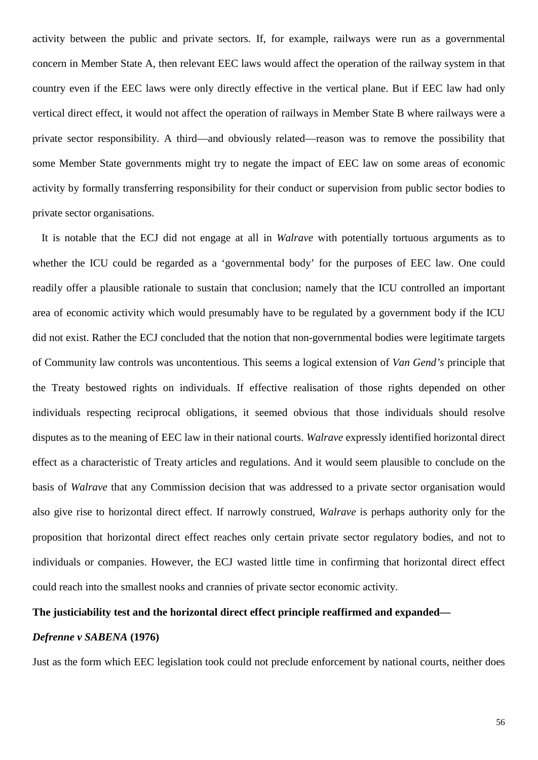activity between the public and private sectors. If, for example, railways were run as a governmental concern in Member State A, then relevant EEC laws would affect the operation of the railway system in that country even if the EEC laws were only directly effective in the vertical plane. But if EEC law had only vertical direct effect, it would not affect the operation of railways in Member State B where railways were a private sector responsibility. A third—and obviously related—reason was to remove the possibility that some Member State governments might try to negate the impact of EEC law on some areas of economic activity by formally transferring responsibility for their conduct or supervision from public sector bodies to private sector organisations.

It is notable that the ECJ did not engage at all in *Walrave* with potentially tortuous arguments as to whether the ICU could be regarded as a 'governmental body' for the purposes of EEC law. One could readily offer a plausible rationale to sustain that conclusion; namely that the ICU controlled an important area of economic activity which would presumably have to be regulated by a government body if the ICU did not exist. Rather the ECJ concluded that the notion that non-governmental bodies were legitimate targets of Community law controls was uncontentious. This seems a logical extension of *Van Gend's* principle that the Treaty bestowed rights on individuals. If effective realisation of those rights depended on other individuals respecting reciprocal obligations, it seemed obvious that those individuals should resolve disputes as to the meaning of EEC law in their national courts. *Walrave* expressly identified horizontal direct effect as a characteristic of Treaty articles and regulations. And it would seem plausible to conclude on the basis of *Walrave* that any Commission decision that was addressed to a private sector organisation would also give rise to horizontal direct effect. If narrowly construed, *Walrave* is perhaps authority only for the proposition that horizontal direct effect reaches only certain private sector regulatory bodies, and not to individuals or companies. However, the ECJ wasted little time in confirming that horizontal direct effect could reach into the smallest nooks and crannies of private sector economic activity.

**The justiciability test and the horizontal direct effect principle reaffirmed and expanded—*Defrenne v SABENA* (1976)**

Just as the form which EEC legislation took could not preclude enforcement by national courts, neither does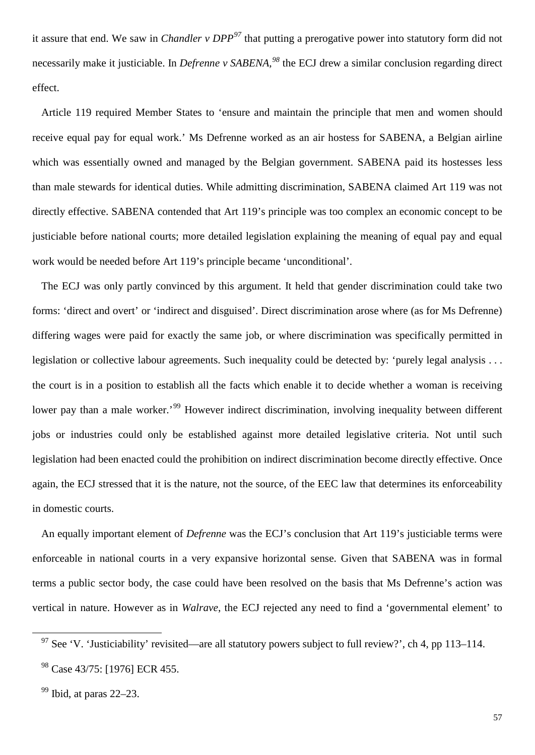it assure that end. We saw in *Chandler v DPP*[97] that putting a prerogative power into statutory form did not necessarily make it justiciable. In *Defrenne v SABENA,*[98] the ECJ drew a similar conclusion regarding direct effect.

Article 119 required Member States to 'ensure and maintain the principle that men and women should receive equal pay for equal work.' Ms Defrenne worked as an air hostess for SABENA, a Belgian airline which was essentially owned and managed by the Belgian government. SABENA paid its hostesses less than male stewards for identical duties. While admitting discrimination, SABENA claimed Art 119 was not directly effective. SABENA contended that Art 119's principle was too complex an economic concept to be justiciable before national courts; more detailed legislation explaining the meaning of equal pay and equal work would be needed before Art 119's principle became 'unconditional'.

The ECJ was only partly convinced by this argument. It held that gender discrimination could take two forms: 'direct and overt' or 'indirect and disguised'. Direct discrimination arose where (as for Ms Defrenne) differing wages were paid for exactly the same job, or where discrimination was specifically permitted in legislation or collective labour agreements. Such inequality could be detected by: 'purely legal analysis . . . the court is in a position to establish all the facts which enable it to decide whether a woman is receiving lower pay than a male worker.'[99] However indirect discrimination, involving inequality between different jobs or industries could only be established against more detailed legislative criteria. Not until such legislation had been enacted could the prohibition on indirect discrimination become directly effective. Once again, the ECJ stressed that it is the nature, not the source, of the EEC law that determines its enforceability in domestic courts.

An equally important element of *Defrenne* was the ECJ's conclusion that Art 119's justiciable terms were enforceable in national courts in a very expansive horizontal sense. Given that SABENA was in formal terms a public sector body, the case could have been resolved on the basis that Ms Defrenne's action was vertical in nature. However as in *Walrave*, the ECJ rejected any need to find a 'governmental element' to

---

[97] See 'V. 'Justiciability' revisited—are all statutory powers subject to full review?', ch 4, pp 113–114.

[98] Case 43/75: [1976] ECR 455.

[99] Ibid, at paras 22–23.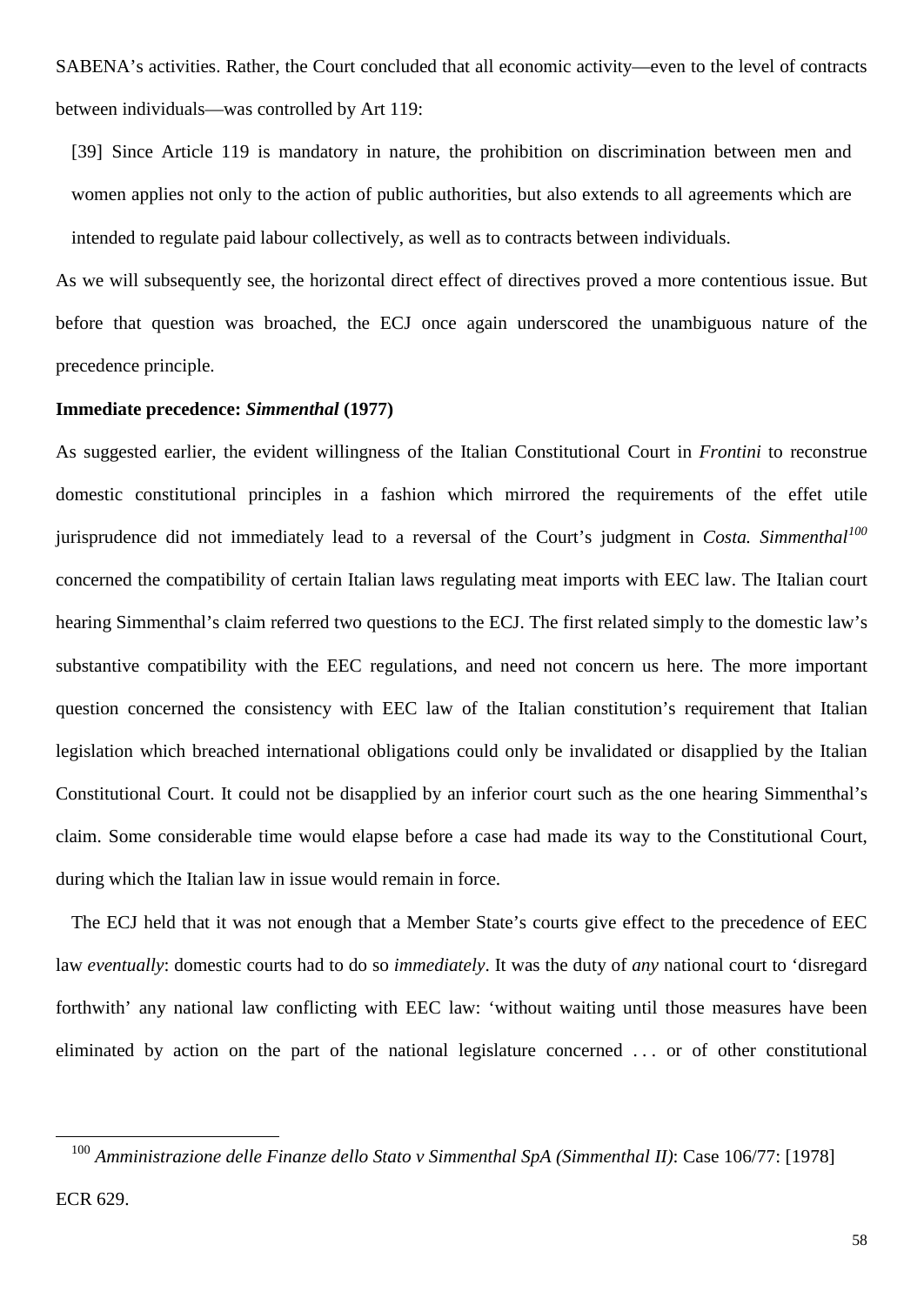SABENA's activities. Rather, the Court concluded that all economic activity—even to the level of contracts between individuals—was controlled by Art 119:

> [39] Since Article 119 is mandatory in nature, the prohibition on discrimination between men and women applies not only to the action of public authorities, but also extends to all agreements which are intended to regulate paid labour collectively, as well as to contracts between individuals.

As we will subsequently see, the horizontal direct effect of directives proved a more contentious issue. But before that question was broached, the ECJ once again underscored the unambiguous nature of the precedence principle.

**Immediate precedence: *Simmenthal* (1977)**

As suggested earlier, the evident willingness of the Italian Constitutional Court in *Frontini* to reconstrue domestic constitutional principles in a fashion which mirrored the requirements of the effet utile jurisprudence did not immediately lead to a reversal of the Court's judgment in *Costa. Simmenthal*[100] concerned the compatibility of certain Italian laws regulating meat imports with EEC law. The Italian court hearing Simmenthal's claim referred two questions to the ECJ. The first related simply to the domestic law's substantive compatibility with the EEC regulations, and need not concern us here. The more important question concerned the consistency with EEC law of the Italian constitution's requirement that Italian legislation which breached international obligations could only be invalidated or disapplied by the Italian Constitutional Court. It could not be disapplied by an inferior court such as the one hearing Simmenthal's claim. Some considerable time would elapse before a case had made its way to the Constitutional Court, during which the Italian law in issue would remain in force.

The ECJ held that it was not enough that a Member State's courts give effect to the precedence of EEC law *eventually*: domestic courts had to do so *immediately*. It was the duty of *any* national court to 'disregard forthwith' any national law conflicting with EEC law: 'without waiting until those measures have been eliminated by action on the part of the national legislature concerned . . . or of other constitutional

---

[100] *Amministrazione delle Finanze dello Stato v Simmenthal SpA (Simmenthal II)*: Case 106/77: [1978] ECR 629.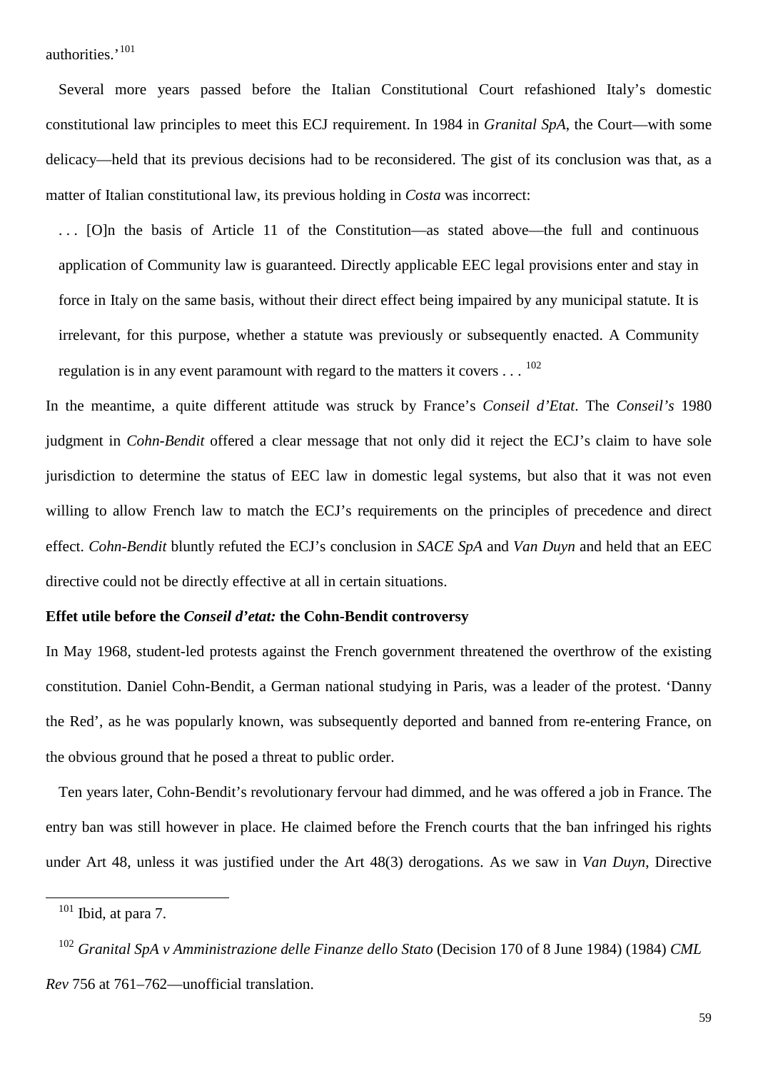authorities.'[101]

Several more years passed before the Italian Constitutional Court refashioned Italy's domestic constitutional law principles to meet this ECJ requirement. In 1984 in *Granital SpA*, the Court—with some delicacy—held that its previous decisions had to be reconsidered. The gist of its conclusion was that, as a matter of Italian constitutional law, its previous holding in *Costa* was incorrect:

> . . . [O]n the basis of Article 11 of the Constitution—as stated above—the full and continuous application of Community law is guaranteed. Directly applicable EEC legal provisions enter and stay in force in Italy on the same basis, without their direct effect being impaired by any municipal statute. It is irrelevant, for this purpose, whether a statute was previously or subsequently enacted. A Community regulation is in any event paramount with regard to the matters it covers . . . [102]

In the meantime, a quite different attitude was struck by France's *Conseil d'Etat*. The *Conseil's* 1980 judgment in *Cohn-Bendit* offered a clear message that not only did it reject the ECJ's claim to have sole jurisdiction to determine the status of EEC law in domestic legal systems, but also that it was not even willing to allow French law to match the ECJ's requirements on the principles of precedence and direct effect. *Cohn-Bendit* bluntly refuted the ECJ's conclusion in *SACE SpA* and *Van Duyn* and held that an EEC directive could not be directly effective at all in certain situations.

**Effet utile before the *Conseil d'etat:* the Cohn-Bendit controversy**

In May 1968, student-led protests against the French government threatened the overthrow of the existing constitution. Daniel Cohn-Bendit, a German national studying in Paris, was a leader of the protest. 'Danny the Red', as he was popularly known, was subsequently deported and banned from re-entering France, on the obvious ground that he posed a threat to public order.

Ten years later, Cohn-Bendit's revolutionary fervour had dimmed, and he was offered a job in France. The entry ban was still however in place. He claimed before the French courts that the ban infringed his rights under Art 48, unless it was justified under the Art 48(3) derogations. As we saw in *Van Duyn*, Directive

---

[101] Ibid, at para 7.

[102] *Granital SpA v Amministrazione delle Finanze dello Stato* (Decision 170 of 8 June 1984) (1984) *CML Rev* 756 at 761–762—unofficial translation.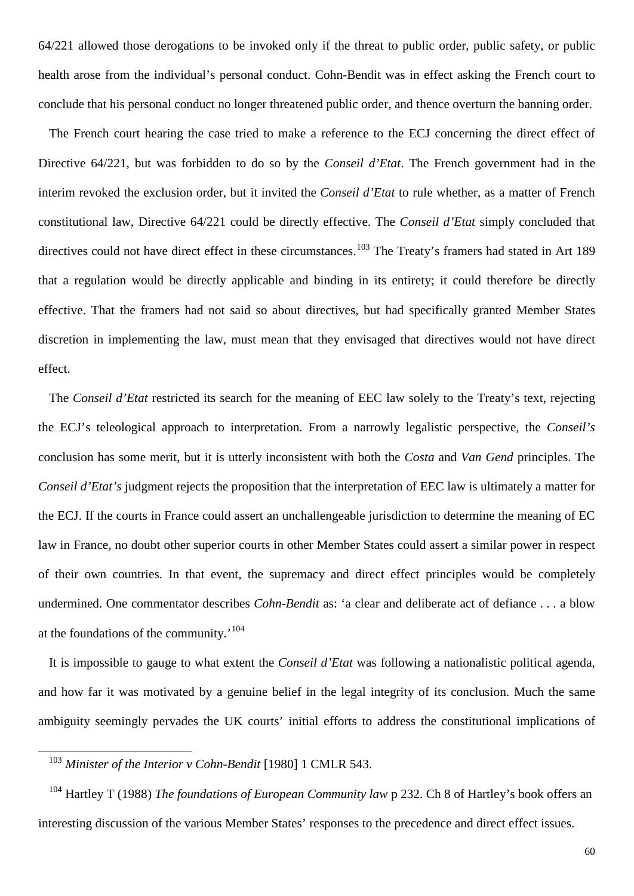64/221 allowed those derogations to be invoked only if the threat to public order, public safety, or public health arose from the individual's personal conduct. Cohn-Bendit was in effect asking the French court to conclude that his personal conduct no longer threatened public order, and thence overturn the banning order.

The French court hearing the case tried to make a reference to the ECJ concerning the direct effect of Directive 64/221, but was forbidden to do so by the *Conseil d'Etat*. The French government had in the interim revoked the exclusion order, but it invited the *Conseil d'Etat* to rule whether, as a matter of French constitutional law, Directive 64/221 could be directly effective. The *Conseil d'Etat* simply concluded that directives could not have direct effect in these circumstances.[103] The Treaty's framers had stated in Art 189 that a regulation would be directly applicable and binding in its entirety; it could therefore be directly effective. That the framers had not said so about directives, but had specifically granted Member States discretion in implementing the law, must mean that they envisaged that directives would not have direct effect.

The *Conseil d'Etat* restricted its search for the meaning of EEC law solely to the Treaty's text, rejecting the ECJ's teleological approach to interpretation. From a narrowly legalistic perspective, the *Conseil's* conclusion has some merit, but it is utterly inconsistent with both the *Costa* and *Van Gend* principles. The *Conseil d'Etat's* judgment rejects the proposition that the interpretation of EEC law is ultimately a matter for the ECJ. If the courts in France could assert an unchallengeable jurisdiction to determine the meaning of EC law in France, no doubt other superior courts in other Member States could assert a similar power in respect of their own countries. In that event, the supremacy and direct effect principles would be completely undermined. One commentator describes *Cohn-Bendit* as: 'a clear and deliberate act of defiance . . . a blow at the foundations of the community.'[104]

It is impossible to gauge to what extent the *Conseil d'Etat* was following a nationalistic political agenda, and how far it was motivated by a genuine belief in the legal integrity of its conclusion. Much the same ambiguity seemingly pervades the UK courts' initial efforts to address the constitutional implications of

---

[103] *Minister of the Interior v Cohn-Bendit* [1980] 1 CMLR 543.

[104] Hartley T (1988) *The foundations of European Community law* p 232. Ch 8 of Hartley's book offers an interesting discussion of the various Member States' responses to the precedence and direct effect issues.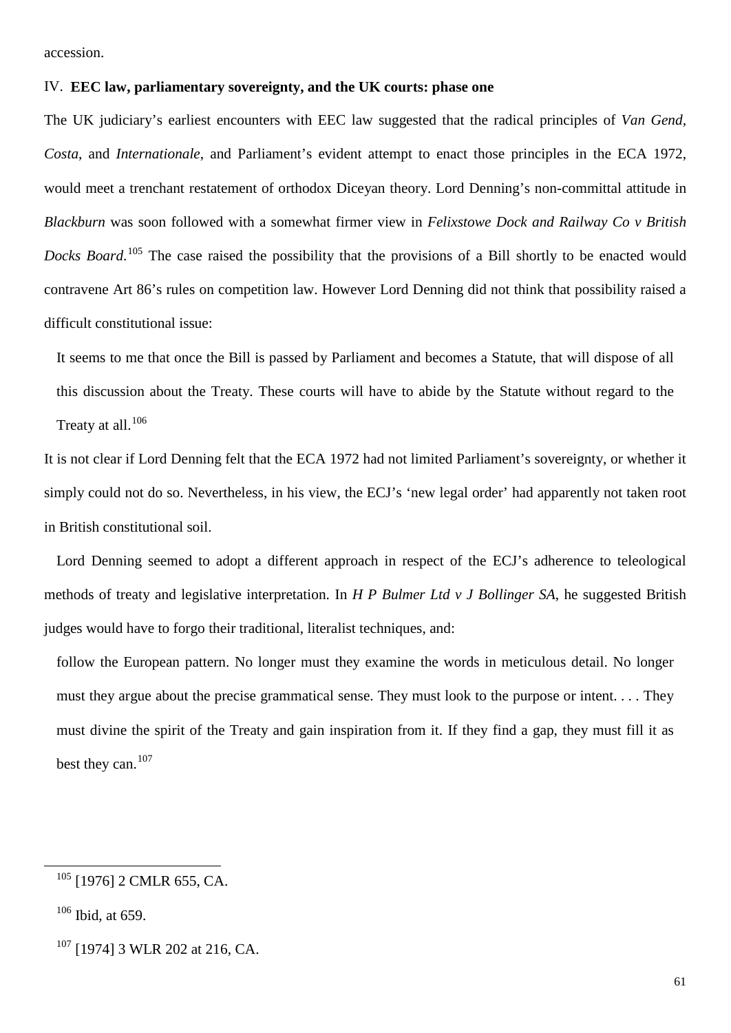accession.

## IV. **EEC law, parliamentary sovereignty, and the UK courts: phase one**

The UK judiciary's earliest encounters with EEC law suggested that the radical principles of *Van Gend*, *Costa*, and *Internationale*, and Parliament's evident attempt to enact those principles in the ECA 1972, would meet a trenchant restatement of orthodox Diceyan theory. Lord Denning's non-committal attitude in *Blackburn* was soon followed with a somewhat firmer view in *Felixstowe Dock and Railway Co v British Docks Board*.[105] The case raised the possibility that the provisions of a Bill shortly to be enacted would contravene Art 86's rules on competition law. However Lord Denning did not think that possibility raised a difficult constitutional issue:

> It seems to me that once the Bill is passed by Parliament and becomes a Statute, that will dispose of all this discussion about the Treaty. These courts will have to abide by the Statute without regard to the Treaty at all.[106]

It is not clear if Lord Denning felt that the ECA 1972 had not limited Parliament's sovereignty, or whether it simply could not do so. Nevertheless, in his view, the ECJ's 'new legal order' had apparently not taken root in British constitutional soil.

Lord Denning seemed to adopt a different approach in respect of the ECJ's adherence to teleological methods of treaty and legislative interpretation. In *H P Bulmer Ltd v J Bollinger SA*, he suggested British judges would have to forgo their traditional, literalist techniques, and:

> follow the European pattern. No longer must they examine the words in meticulous detail. No longer must they argue about the precise grammatical sense. They must look to the purpose or intent. . . . They must divine the spirit of the Treaty and gain inspiration from it. If they find a gap, they must fill it as best they can.[107]

---

[105] [1976] 2 CMLR 655, CA.

[106] Ibid, at 659.

[107] [1974] 3 WLR 202 at 216, CA.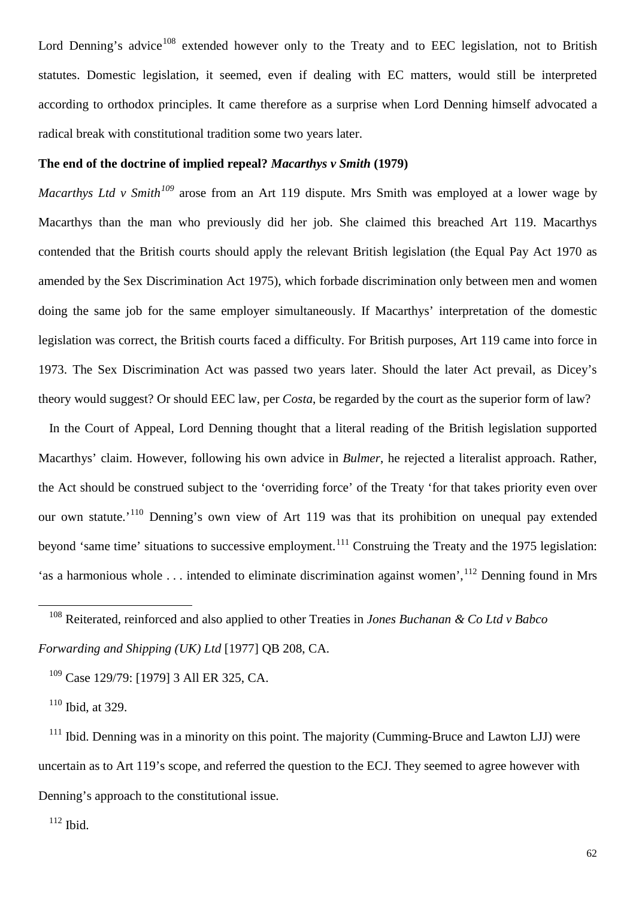Lord Denning's advice[108] extended however only to the Treaty and to EEC legislation, not to British statutes. Domestic legislation, it seemed, even if dealing with EC matters, would still be interpreted according to orthodox principles. It came therefore as a surprise when Lord Denning himself advocated a radical break with constitutional tradition some two years later.

**The end of the doctrine of implied repeal? *Macarthys v Smith* (1979)**

*Macarthys Ltd v Smith*[109] arose from an Art 119 dispute. Mrs Smith was employed at a lower wage by Macarthys than the man who previously did her job. She claimed this breached Art 119. Macarthys contended that the British courts should apply the relevant British legislation (the Equal Pay Act 1970 as amended by the Sex Discrimination Act 1975), which forbade discrimination only between men and women doing the same job for the same employer simultaneously. If Macarthys' interpretation of the domestic legislation was correct, the British courts faced a difficulty. For British purposes, Art 119 came into force in 1973. The Sex Discrimination Act was passed two years later. Should the later Act prevail, as Dicey's theory would suggest? Or should EEC law, per *Costa*, be regarded by the court as the superior form of law?

In the Court of Appeal, Lord Denning thought that a literal reading of the British legislation supported Macarthys' claim. However, following his own advice in *Bulmer*, he rejected a literalist approach. Rather, the Act should be construed subject to the 'overriding force' of the Treaty 'for that takes priority even over our own statute.'[110] Denning's own view of Art 119 was that its prohibition on unequal pay extended beyond 'same time' situations to successive employment.[111] Construing the Treaty and the 1975 legislation: 'as a harmonious whole . . . intended to eliminate discrimination against women',[112] Denning found in Mrs

---

[108] Reiterated, reinforced and also applied to other Treaties in *Jones Buchanan & Co Ltd v Babco Forwarding and Shipping (UK) Ltd* [1977] QB 208, CA.

[109] Case 129/79: [1979] 3 All ER 325, CA.

[110] Ibid, at 329.

[111] Ibid. Denning was in a minority on this point. The majority (Cumming-Bruce and Lawton LJJ) were uncertain as to Art 119's scope, and referred the question to the ECJ. They seemed to agree however with Denning's approach to the constitutional issue.

[112] Ibid.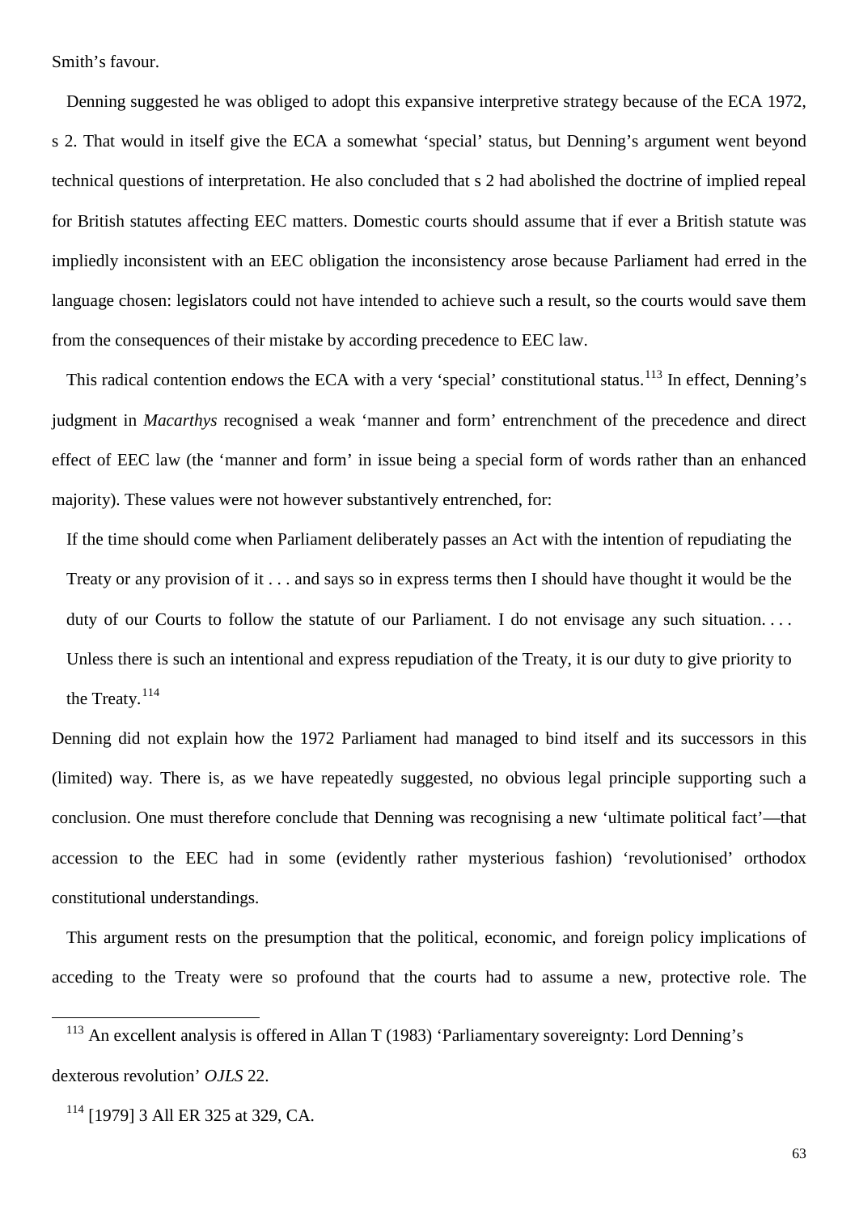Smith's favour.

Denning suggested he was obliged to adopt this expansive interpretive strategy because of the ECA 1972, s 2. That would in itself give the ECA a somewhat 'special' status, but Denning's argument went beyond technical questions of interpretation. He also concluded that s 2 had abolished the doctrine of implied repeal for British statutes affecting EEC matters. Domestic courts should assume that if ever a British statute was impliedly inconsistent with an EEC obligation the inconsistency arose because Parliament had erred in the language chosen: legislators could not have intended to achieve such a result, so the courts would save them from the consequences of their mistake by according precedence to EEC law.

This radical contention endows the ECA with a very 'special' constitutional status.[113] In effect, Denning's judgment in *Macarthys* recognised a weak 'manner and form' entrenchment of the precedence and direct effect of EEC law (the 'manner and form' in issue being a special form of words rather than an enhanced majority). These values were not however substantively entrenched, for:

> If the time should come when Parliament deliberately passes an Act with the intention of repudiating the Treaty or any provision of it . . . and says so in express terms then I should have thought it would be the duty of our Courts to follow the statute of our Parliament. I do not envisage any such situation. . . . Unless there is such an intentional and express repudiation of the Treaty, it is our duty to give priority to the Treaty.[114]

Denning did not explain how the 1972 Parliament had managed to bind itself and its successors in this (limited) way. There is, as we have repeatedly suggested, no obvious legal principle supporting such a conclusion. One must therefore conclude that Denning was recognising a new 'ultimate political fact'—that accession to the EEC had in some (evidently rather mysterious fashion) 'revolutionised' orthodox constitutional understandings.

This argument rests on the presumption that the political, economic, and foreign policy implications of acceding to the Treaty were so profound that the courts had to assume a new, protective role. The

[113] An excellent analysis is offered in Allan T (1983) 'Parliamentary sovereignty: Lord Denning's dexterous revolution' *OJLS* 22.

[114] [1979] 3 All ER 325 at 329, CA.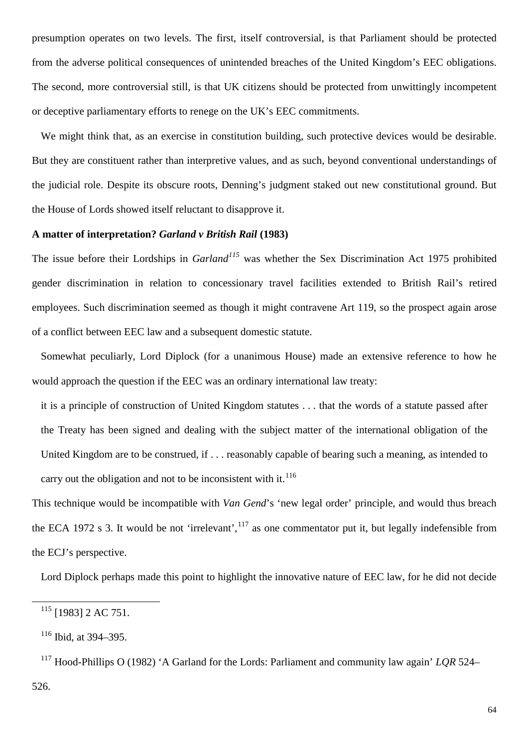presumption operates on two levels. The first, itself controversial, is that Parliament should be protected from the adverse political consequences of unintended breaches of the United Kingdom's EEC obligations. The second, more controversial still, is that UK citizens should be protected from unwittingly incompetent or deceptive parliamentary efforts to renege on the UK's EEC commitments.

We might think that, as an exercise in constitution building, such protective devices would be desirable. But they are constituent rather than interpretive values, and as such, beyond conventional understandings of the judicial role. Despite its obscure roots, Denning's judgment staked out new constitutional ground. But the House of Lords showed itself reluctant to disapprove it.

**A matter of interpretation? *Garland v British Rail* (1983)**

The issue before their Lordships in *Garland*[115] was whether the Sex Discrimination Act 1975 prohibited gender discrimination in relation to concessionary travel facilities extended to British Rail's retired employees. Such discrimination seemed as though it might contravene Art 119, so the prospect again arose of a conflict between EEC law and a subsequent domestic statute.

Somewhat peculiarly, Lord Diplock (for a unanimous House) made an extensive reference to how he would approach the question if the EEC was an ordinary international law treaty:

> it is a principle of construction of United Kingdom statutes . . . that the words of a statute passed after the Treaty has been signed and dealing with the subject matter of the international obligation of the United Kingdom are to be construed, if . . . reasonably capable of bearing such a meaning, as intended to carry out the obligation and not to be inconsistent with it.[116]

This technique would be incompatible with *Van Gend*'s 'new legal order' principle, and would thus breach the ECA 1972 s 3. It would be not 'irrelevant',[117] as one commentator put it, but legally indefensible from the ECJ's perspective.

Lord Diplock perhaps made this point to highlight the innovative nature of EEC law, for he did not decide

---

[115] [1983] 2 AC 751.

[116] Ibid, at 394–395.

[117] Hood-Phillips O (1982) 'A Garland for the Lords: Parliament and community law again' *LQR* 524–526.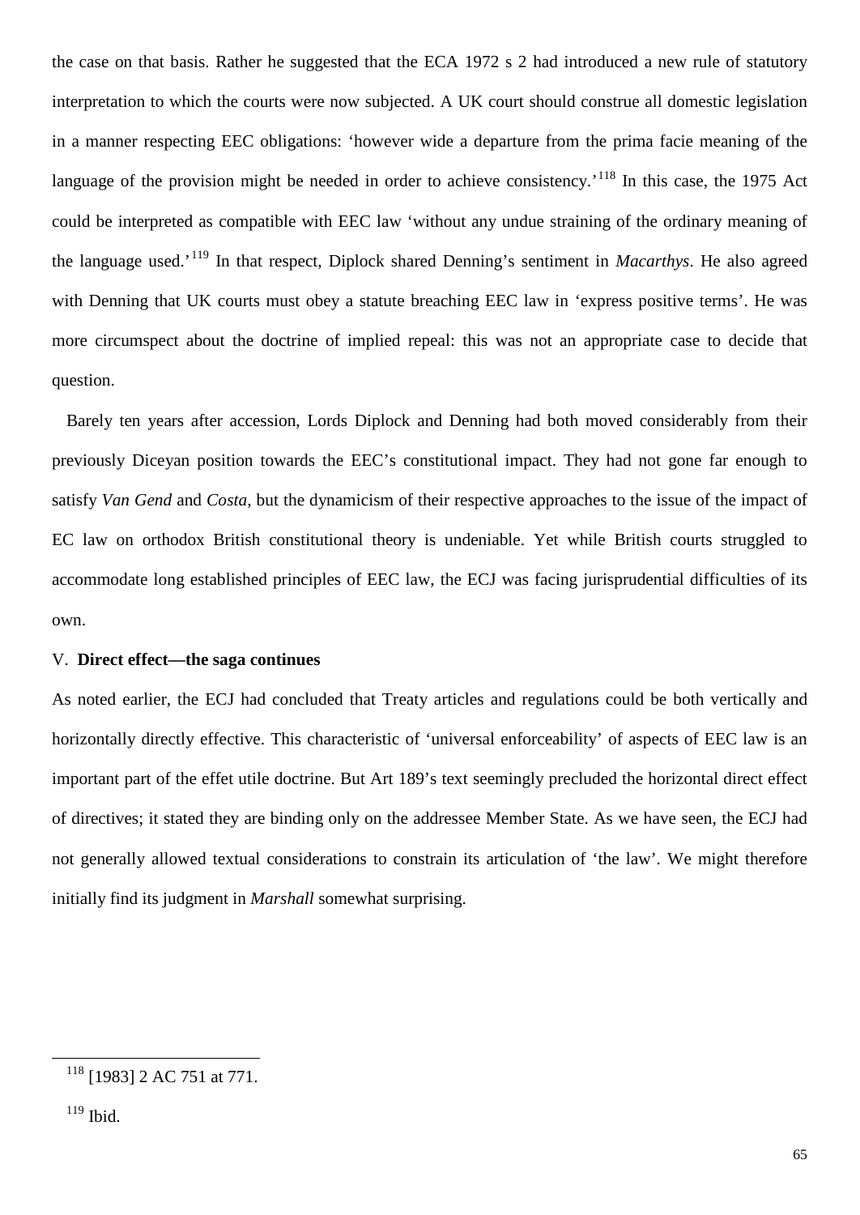the case on that basis. Rather he suggested that the ECA 1972 s 2 had introduced a new rule of statutory interpretation to which the courts were now subjected. A UK court should construe all domestic legislation in a manner respecting EEC obligations: 'however wide a departure from the prima facie meaning of the language of the provision might be needed in order to achieve consistency.'[118] In this case, the 1975 Act could be interpreted as compatible with EEC law 'without any undue straining of the ordinary meaning of the language used.'[119] In that respect, Diplock shared Denning's sentiment in *Macarthys*. He also agreed with Denning that UK courts must obey a statute breaching EEC law in 'express positive terms'. He was more circumspect about the doctrine of implied repeal: this was not an appropriate case to decide that question.

Barely ten years after accession, Lords Diplock and Denning had both moved considerably from their previously Diceyan position towards the EEC's constitutional impact. They had not gone far enough to satisfy *Van Gend* and *Costa*, but the dynamicism of their respective approaches to the issue of the impact of EC law on orthodox British constitutional theory is undeniable. Yet while British courts struggled to accommodate long established principles of EEC law, the ECJ was facing jurisprudential difficulties of its own.

## V. **Direct effect—the saga continues**

As noted earlier, the ECJ had concluded that Treaty articles and regulations could be both vertically and horizontally directly effective. This characteristic of 'universal enforceability' of aspects of EEC law is an important part of the effet utile doctrine. But Art 189's text seemingly precluded the horizontal direct effect of directives; it stated they are binding only on the addressee Member State. As we have seen, the ECJ had not generally allowed textual considerations to constrain its articulation of 'the law'. We might therefore initially find its judgment in *Marshall* somewhat surprising.

---

[118] [1983] 2 AC 751 at 771.

[119] Ibid.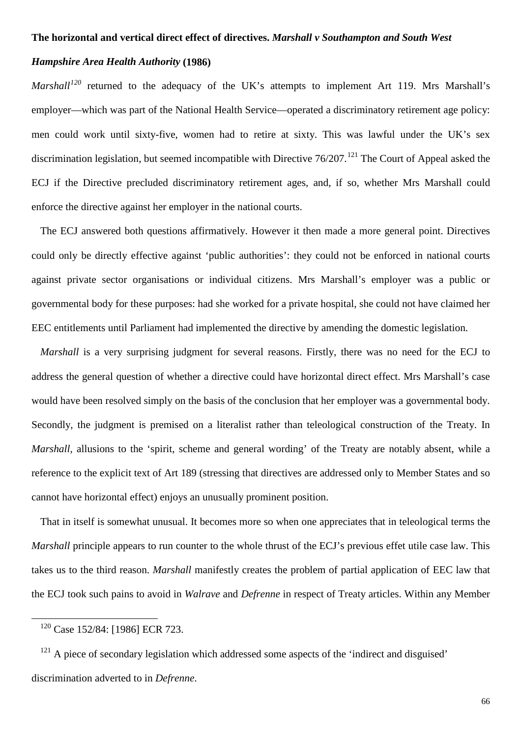**The horizontal and vertical direct effect of directives. *Marshall v Southampton and South West Hampshire Area Health Authority* (1986)**

*Marshall*[120] returned to the adequacy of the UK's attempts to implement Art 119. Mrs Marshall's employer—which was part of the National Health Service—operated a discriminatory retirement age policy: men could work until sixty-five, women had to retire at sixty. This was lawful under the UK's sex discrimination legislation, but seemed incompatible with Directive 76/207.[121] The Court of Appeal asked the ECJ if the Directive precluded discriminatory retirement ages, and, if so, whether Mrs Marshall could enforce the directive against her employer in the national courts.

The ECJ answered both questions affirmatively. However it then made a more general point. Directives could only be directly effective against 'public authorities': they could not be enforced in national courts against private sector organisations or individual citizens. Mrs Marshall's employer was a public or governmental body for these purposes: had she worked for a private hospital, she could not have claimed her EEC entitlements until Parliament had implemented the directive by amending the domestic legislation.

*Marshall* is a very surprising judgment for several reasons. Firstly, there was no need for the ECJ to address the general question of whether a directive could have horizontal direct effect. Mrs Marshall's case would have been resolved simply on the basis of the conclusion that her employer was a governmental body. Secondly, the judgment is premised on a literalist rather than teleological construction of the Treaty. In *Marshall*, allusions to the 'spirit, scheme and general wording' of the Treaty are notably absent, while a reference to the explicit text of Art 189 (stressing that directives are addressed only to Member States and so cannot have horizontal effect) enjoys an unusually prominent position.

That in itself is somewhat unusual. It becomes more so when one appreciates that in teleological terms the *Marshall* principle appears to run counter to the whole thrust of the ECJ's previous effet utile case law. This takes us to the third reason. *Marshall* manifestly creates the problem of partial application of EEC law that the ECJ took such pains to avoid in *Walrave* and *Defrenne* in respect of Treaty articles. Within any Member

[120] Case 152/84: [1986] ECR 723.

[121] A piece of secondary legislation which addressed some aspects of the 'indirect and disguised' discrimination adverted to in *Defrenne*.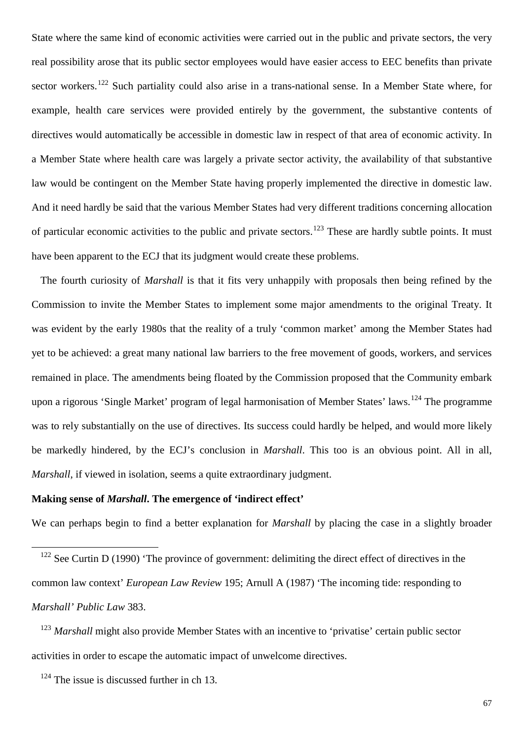State where the same kind of economic activities were carried out in the public and private sectors, the very real possibility arose that its public sector employees would have easier access to EEC benefits than private sector workers.[122] Such partiality could also arise in a trans-national sense. In a Member State where, for example, health care services were provided entirely by the government, the substantive contents of directives would automatically be accessible in domestic law in respect of that area of economic activity. In a Member State where health care was largely a private sector activity, the availability of that substantive law would be contingent on the Member State having properly implemented the directive in domestic law. And it need hardly be said that the various Member States had very different traditions concerning allocation of particular economic activities to the public and private sectors.[123] These are hardly subtle points. It must have been apparent to the ECJ that its judgment would create these problems.

The fourth curiosity of *Marshall* is that it fits very unhappily with proposals then being refined by the Commission to invite the Member States to implement some major amendments to the original Treaty. It was evident by the early 1980s that the reality of a truly 'common market' among the Member States had yet to be achieved: a great many national law barriers to the free movement of goods, workers, and services remained in place. The amendments being floated by the Commission proposed that the Community embark upon a rigorous 'Single Market' program of legal harmonisation of Member States' laws.[124] The programme was to rely substantially on the use of directives. Its success could hardly be helped, and would more likely be markedly hindered, by the ECJ's conclusion in *Marshall*. This too is an obvious point. All in all, *Marshall*, if viewed in isolation, seems a quite extraordinary judgment.

**Making sense of *Marshall*. The emergence of 'indirect effect'**

We can perhaps begin to find a better explanation for *Marshall* by placing the case in a slightly broader

---

[122] See Curtin D (1990) 'The province of government: delimiting the direct effect of directives in the common law context' *European Law Review* 195; Arnull A (1987) 'The incoming tide: responding to *Marshall' Public Law* 383.

[123] *Marshall* might also provide Member States with an incentive to 'privatise' certain public sector activities in order to escape the automatic impact of unwelcome directives.

[124] The issue is discussed further in ch 13.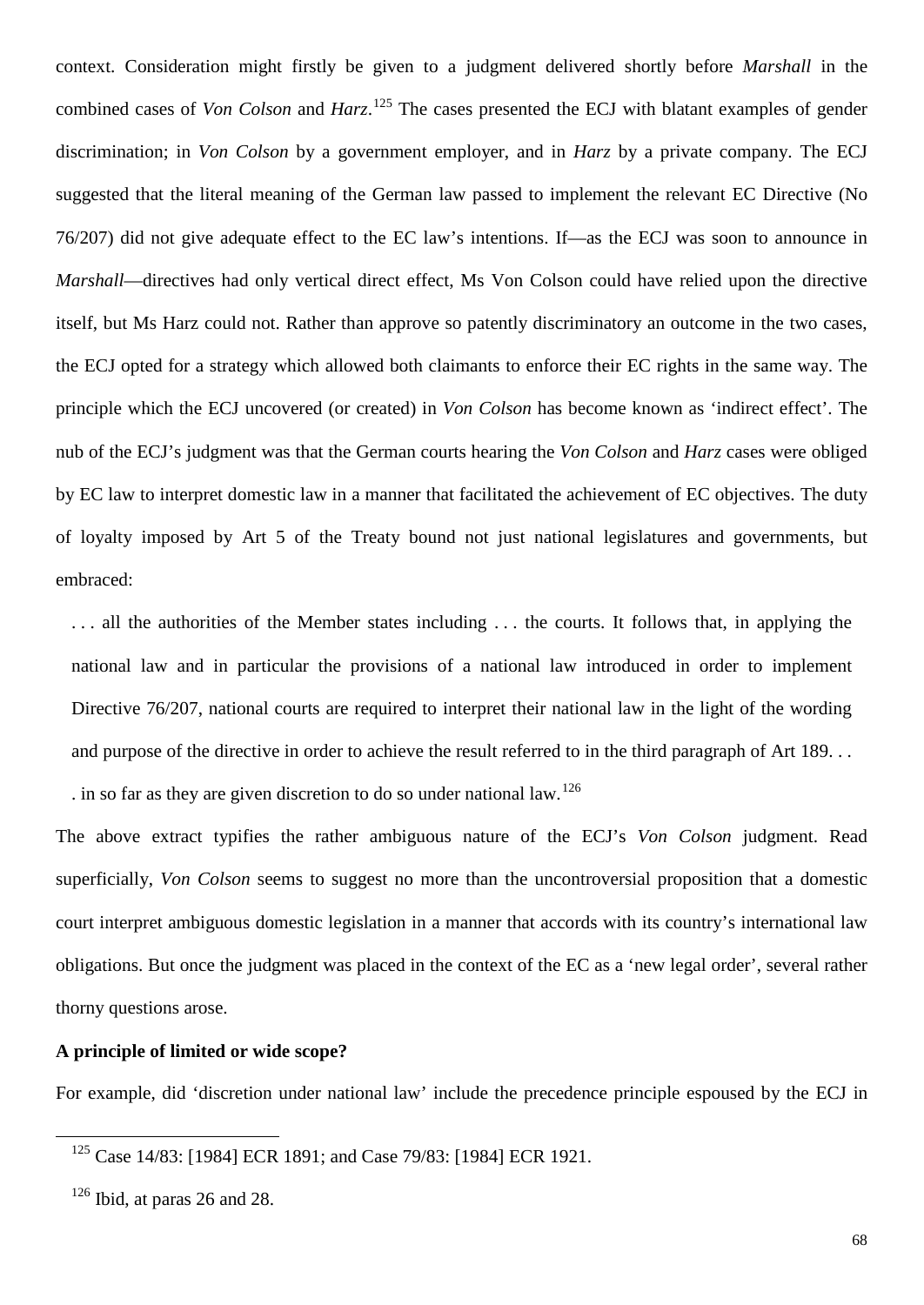context. Consideration might firstly be given to a judgment delivered shortly before *Marshall* in the combined cases of *Von Colson* and *Harz*.[125] The cases presented the ECJ with blatant examples of gender discrimination; in *Von Colson* by a government employer, and in *Harz* by a private company. The ECJ suggested that the literal meaning of the German law passed to implement the relevant EC Directive (No 76/207) did not give adequate effect to the EC law's intentions. If—as the ECJ was soon to announce in *Marshall*—directives had only vertical direct effect, Ms Von Colson could have relied upon the directive itself, but Ms Harz could not. Rather than approve so patently discriminatory an outcome in the two cases, the ECJ opted for a strategy which allowed both claimants to enforce their EC rights in the same way. The principle which the ECJ uncovered (or created) in *Von Colson* has become known as 'indirect effect'. The nub of the ECJ's judgment was that the German courts hearing the *Von Colson* and *Harz* cases were obliged by EC law to interpret domestic law in a manner that facilitated the achievement of EC objectives. The duty of loyalty imposed by Art 5 of the Treaty bound not just national legislatures and governments, but embraced:

> . . . all the authorities of the Member states including . . . the courts. It follows that, in applying the national law and in particular the provisions of a national law introduced in order to implement Directive 76/207, national courts are required to interpret their national law in the light of the wording and purpose of the directive in order to achieve the result referred to in the third paragraph of Art 189. . . . in so far as they are given discretion to do so under national law.[126]

The above extract typifies the rather ambiguous nature of the ECJ's *Von Colson* judgment. Read superficially, *Von Colson* seems to suggest no more than the uncontroversial proposition that a domestic court interpret ambiguous domestic legislation in a manner that accords with its country's international law obligations. But once the judgment was placed in the context of the EC as a 'new legal order', several rather thorny questions arose.

**A principle of limited or wide scope?**

For example, did 'discretion under national law' include the precedence principle espoused by the ECJ in

[125] Case 14/83: [1984] ECR 1891; and Case 79/83: [1984] ECR 1921.

[126] Ibid, at paras 26 and 28.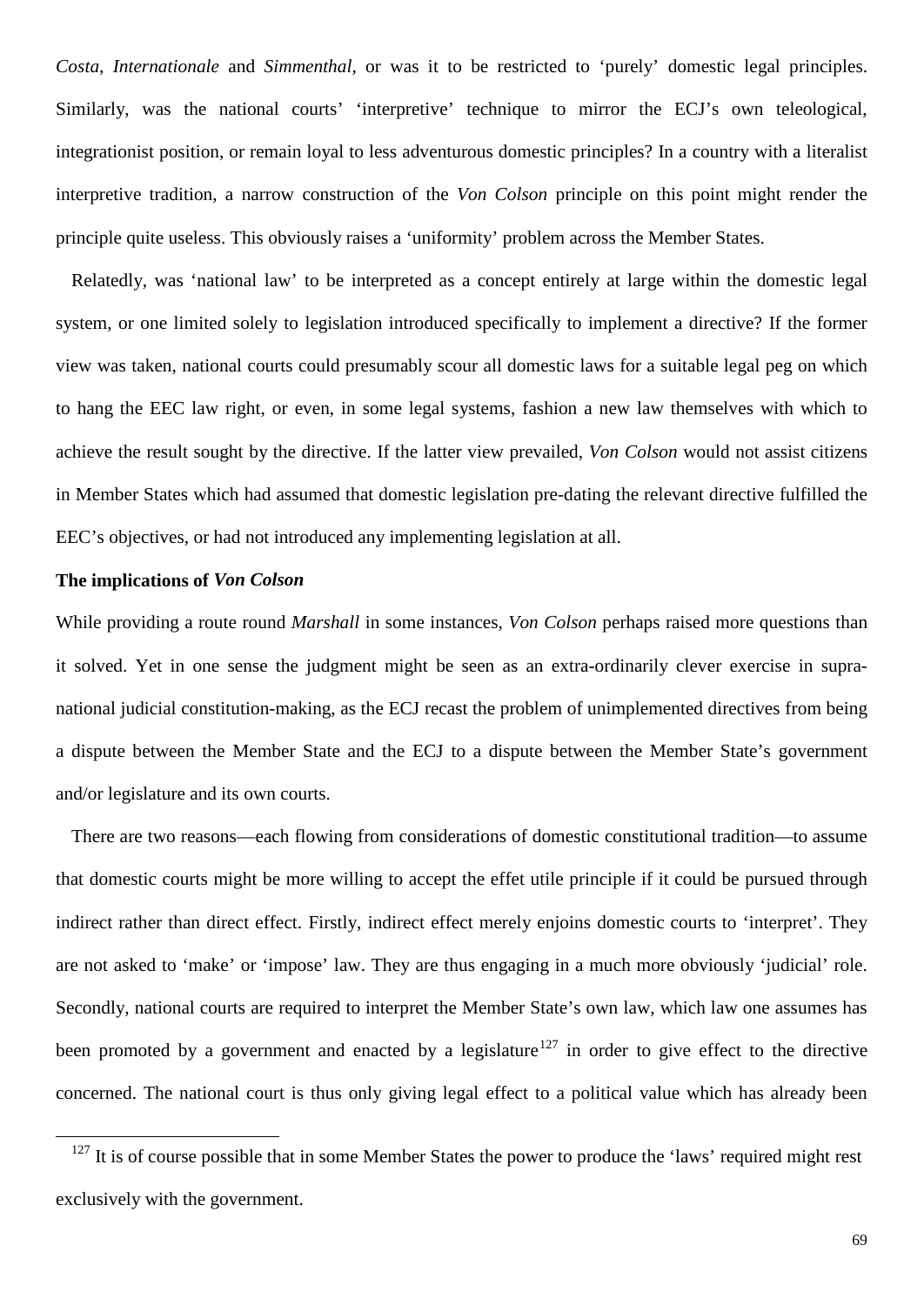*Costa*, *Internationale* and *Simmenthal*, or was it to be restricted to 'purely' domestic legal principles. Similarly, was the national courts' 'interpretive' technique to mirror the ECJ's own teleological, integrationist position, or remain loyal to less adventurous domestic principles? In a country with a literalist interpretive tradition, a narrow construction of the *Von Colson* principle on this point might render the principle quite useless. This obviously raises a 'uniformity' problem across the Member States.

Relatedly, was 'national law' to be interpreted as a concept entirely at large within the domestic legal system, or one limited solely to legislation introduced specifically to implement a directive? If the former view was taken, national courts could presumably scour all domestic laws for a suitable legal peg on which to hang the EEC law right, or even, in some legal systems, fashion a new law themselves with which to achieve the result sought by the directive. If the latter view prevailed, *Von Colson* would not assist citizens in Member States which had assumed that domestic legislation pre-dating the relevant directive fulfilled the EEC's objectives, or had not introduced any implementing legislation at all.

**The implications of *Von Colson***

While providing a route round *Marshall* in some instances, *Von Colson* perhaps raised more questions than it solved. Yet in one sense the judgment might be seen as an extra-ordinarily clever exercise in supra-national judicial constitution-making, as the ECJ recast the problem of unimplemented directives from being a dispute between the Member State and the ECJ to a dispute between the Member State's government and/or legislature and its own courts.

There are two reasons—each flowing from considerations of domestic constitutional tradition—to assume that domestic courts might be more willing to accept the effet utile principle if it could be pursued through indirect rather than direct effect. Firstly, indirect effect merely enjoins domestic courts to 'interpret'. They are not asked to 'make' or 'impose' law. They are thus engaging in a much more obviously 'judicial' role. Secondly, national courts are required to interpret the Member State's own law, which law one assumes has been promoted by a government and enacted by a legislature[127] in order to give effect to the directive concerned. The national court is thus only giving legal effect to a political value which has already been

[127] It is of course possible that in some Member States the power to produce the 'laws' required might rest exclusively with the government.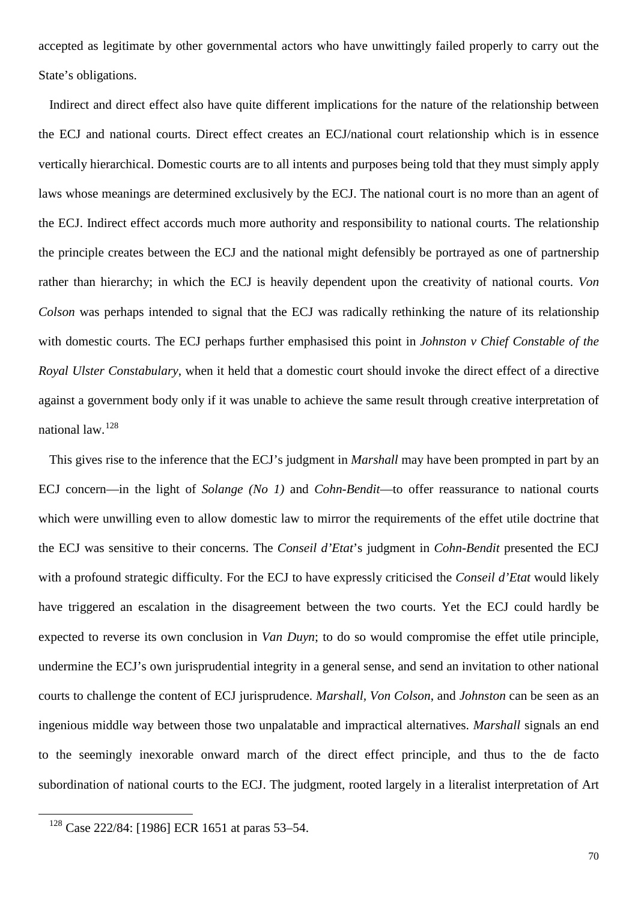accepted as legitimate by other governmental actors who have unwittingly failed properly to carry out the State's obligations.

Indirect and direct effect also have quite different implications for the nature of the relationship between the ECJ and national courts. Direct effect creates an ECJ/national court relationship which is in essence vertically hierarchical. Domestic courts are to all intents and purposes being told that they must simply apply laws whose meanings are determined exclusively by the ECJ. The national court is no more than an agent of the ECJ. Indirect effect accords much more authority and responsibility to national courts. The relationship the principle creates between the ECJ and the national might defensibly be portrayed as one of partnership rather than hierarchy; in which the ECJ is heavily dependent upon the creativity of national courts. *Von Colson* was perhaps intended to signal that the ECJ was radically rethinking the nature of its relationship with domestic courts. The ECJ perhaps further emphasised this point in *Johnston v Chief Constable of the Royal Ulster Constabulary*, when it held that a domestic court should invoke the direct effect of a directive against a government body only if it was unable to achieve the same result through creative interpretation of national law.[128]

This gives rise to the inference that the ECJ's judgment in *Marshall* may have been prompted in part by an ECJ concern—in the light of *Solange (No 1)* and *Cohn-Bendit*—to offer reassurance to national courts which were unwilling even to allow domestic law to mirror the requirements of the effet utile doctrine that the ECJ was sensitive to their concerns. The *Conseil d'Etat*'s judgment in *Cohn-Bendit* presented the ECJ with a profound strategic difficulty. For the ECJ to have expressly criticised the *Conseil d'Etat* would likely have triggered an escalation in the disagreement between the two courts. Yet the ECJ could hardly be expected to reverse its own conclusion in *Van Duyn*; to do so would compromise the effet utile principle, undermine the ECJ's own jurisprudential integrity in a general sense, and send an invitation to other national courts to challenge the content of ECJ jurisprudence. *Marshall*, *Von Colson*, and *Johnston* can be seen as an ingenious middle way between those two unpalatable and impractical alternatives. *Marshall* signals an end to the seemingly inexorable onward march of the direct effect principle, and thus to the de facto subordination of national courts to the ECJ. The judgment, rooted largely in a literalist interpretation of Art

[128] Case 222/84: [1986] ECR 1651 at paras 53–54.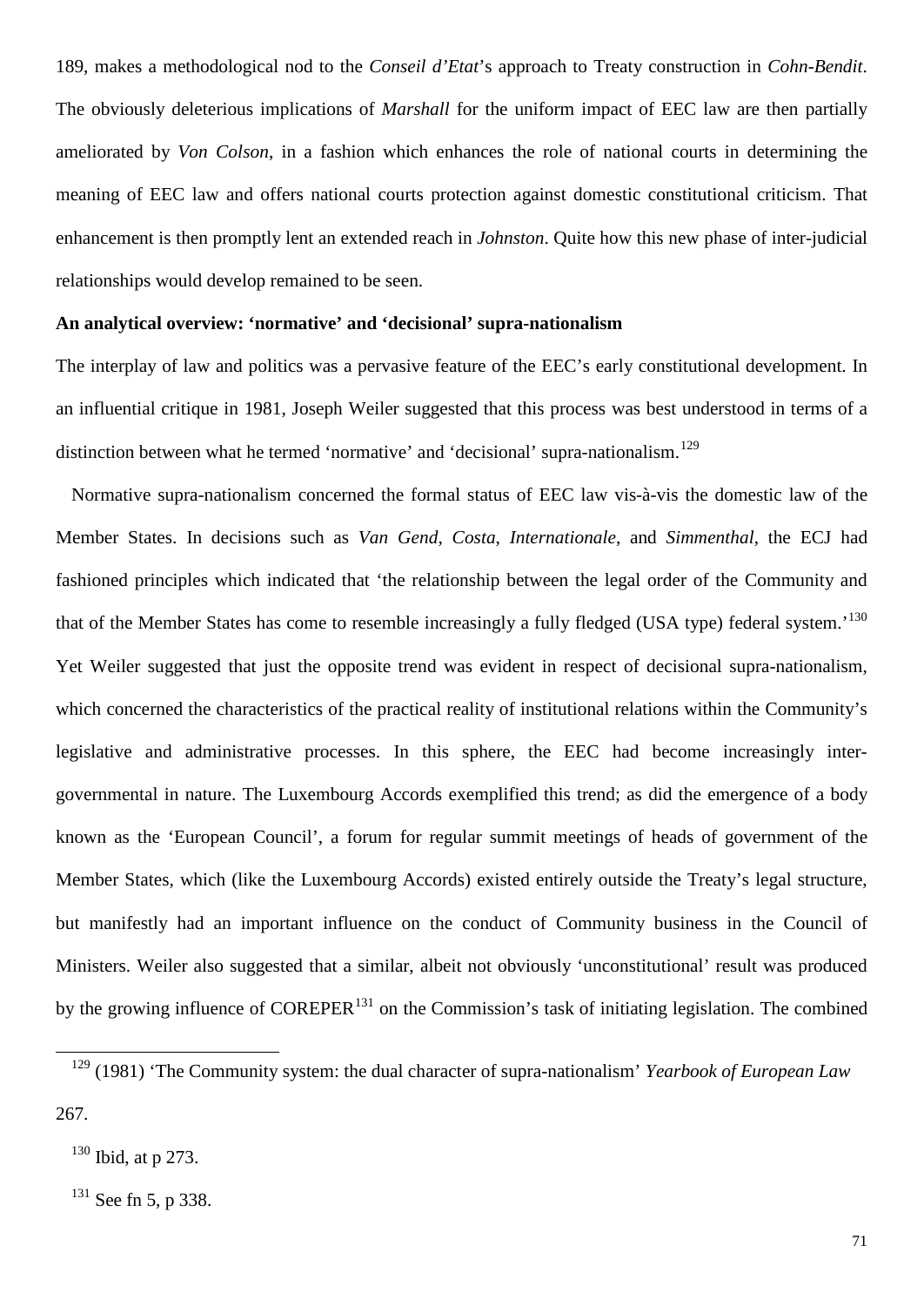189, makes a methodological nod to the *Conseil d'Etat*'s approach to Treaty construction in *Cohn-Bendit*. The obviously deleterious implications of *Marshall* for the uniform impact of EEC law are then partially ameliorated by *Von Colson*, in a fashion which enhances the role of national courts in determining the meaning of EEC law and offers national courts protection against domestic constitutional criticism. That enhancement is then promptly lent an extended reach in *Johnston*. Quite how this new phase of inter-judicial relationships would develop remained to be seen.

**An analytical overview: 'normative' and 'decisional' supra-nationalism**

The interplay of law and politics was a pervasive feature of the EEC's early constitutional development. In an influential critique in 1981, Joseph Weiler suggested that this process was best understood in terms of a distinction between what he termed 'normative' and 'decisional' supra-nationalism.[129]

Normative supra-nationalism concerned the formal status of EEC law vis-à-vis the domestic law of the Member States. In decisions such as *Van Gend, Costa, Internationale*, and *Simmenthal*, the ECJ had fashioned principles which indicated that 'the relationship between the legal order of the Community and that of the Member States has come to resemble increasingly a fully fledged (USA type) federal system.'[130] Yet Weiler suggested that just the opposite trend was evident in respect of decisional supra-nationalism, which concerned the characteristics of the practical reality of institutional relations within the Community's legislative and administrative processes. In this sphere, the EEC had become increasingly inter-governmental in nature. The Luxembourg Accords exemplified this trend; as did the emergence of a body known as the 'European Council', a forum for regular summit meetings of heads of government of the Member States, which (like the Luxembourg Accords) existed entirely outside the Treaty's legal structure, but manifestly had an important influence on the conduct of Community business in the Council of Ministers. Weiler also suggested that a similar, albeit not obviously 'unconstitutional' result was produced by the growing influence of COREPER[131] on the Commission's task of initiating legislation. The combined

---

[129] (1981) 'The Community system: the dual character of supra-nationalism' *Yearbook of European Law* 267.

[130] Ibid, at p 273.

[131] See fn 5, p 338.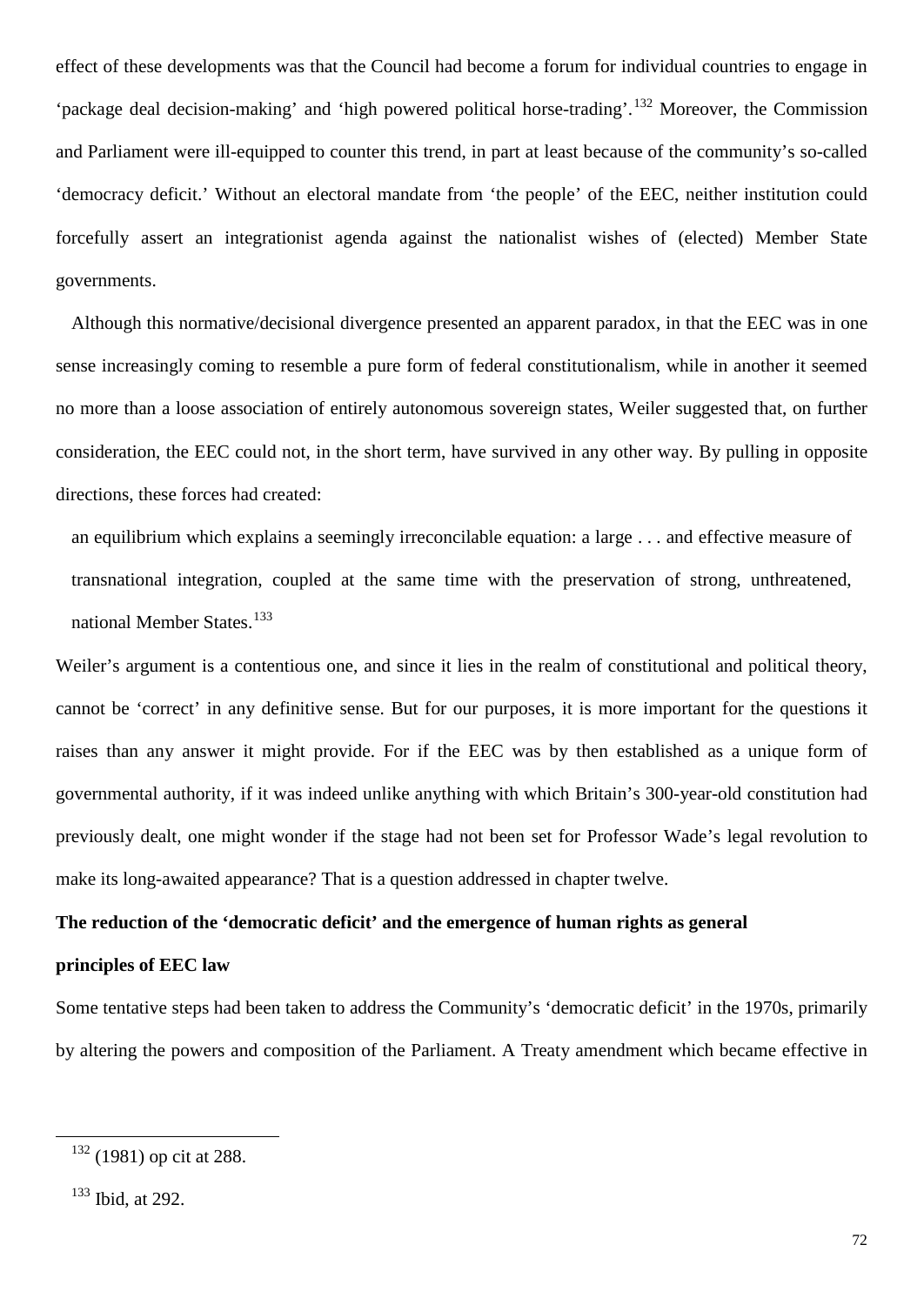effect of these developments was that the Council had become a forum for individual countries to engage in 'package deal decision-making' and 'high powered political horse-trading'.[132] Moreover, the Commission and Parliament were ill-equipped to counter this trend, in part at least because of the community's so-called 'democracy deficit.' Without an electoral mandate from 'the people' of the EEC, neither institution could forcefully assert an integrationist agenda against the nationalist wishes of (elected) Member State governments.

Although this normative/decisional divergence presented an apparent paradox, in that the EEC was in one sense increasingly coming to resemble a pure form of federal constitutionalism, while in another it seemed no more than a loose association of entirely autonomous sovereign states, Weiler suggested that, on further consideration, the EEC could not, in the short term, have survived in any other way. By pulling in opposite directions, these forces had created:

> an equilibrium which explains a seemingly irreconcilable equation: a large . . . and effective measure of transnational integration, coupled at the same time with the preservation of strong, unthreatened, national Member States.[133]

Weiler's argument is a contentious one, and since it lies in the realm of constitutional and political theory, cannot be 'correct' in any definitive sense. But for our purposes, it is more important for the questions it raises than any answer it might provide. For if the EEC was by then established as a unique form of governmental authority, if it was indeed unlike anything with which Britain's 300-year-old constitution had previously dealt, one might wonder if the stage had not been set for Professor Wade's legal revolution to make its long-awaited appearance? That is a question addressed in chapter twelve.

**The reduction of the 'democratic deficit' and the emergence of human rights as general principles of EEC law**

Some tentative steps had been taken to address the Community's 'democratic deficit' in the 1970s, primarily by altering the powers and composition of the Parliament. A Treaty amendment which became effective in

[132] (1981) op cit at 288.

[133] Ibid, at 292.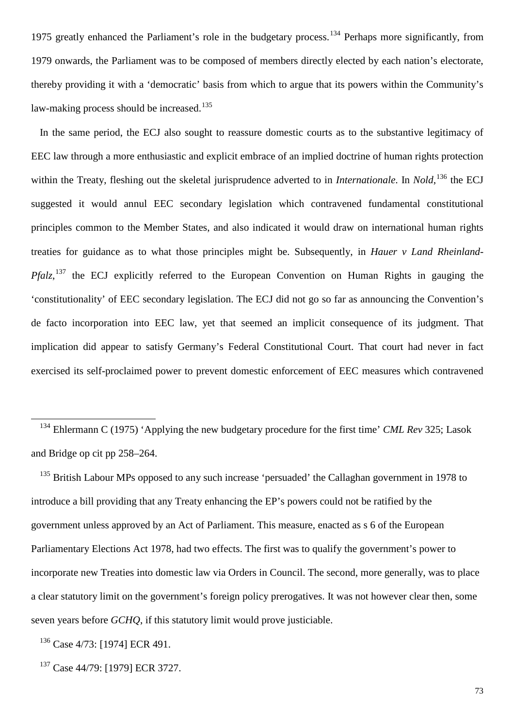1975 greatly enhanced the Parliament's role in the budgetary process.[134] Perhaps more significantly, from 1979 onwards, the Parliament was to be composed of members directly elected by each nation's electorate, thereby providing it with a 'democratic' basis from which to argue that its powers within the Community's law-making process should be increased.[135]

In the same period, the ECJ also sought to reassure domestic courts as to the substantive legitimacy of EEC law through a more enthusiastic and explicit embrace of an implied doctrine of human rights protection within the Treaty, fleshing out the skeletal jurisprudence adverted to in *Internationale*. In *Nold*,[136] the ECJ suggested it would annul EEC secondary legislation which contravened fundamental constitutional principles common to the Member States, and also indicated it would draw on international human rights treaties for guidance as to what those principles might be. Subsequently, in *Hauer v Land Rheinland-Pfalz*,[137] the ECJ explicitly referred to the European Convention on Human Rights in gauging the 'constitutionality' of EEC secondary legislation. The ECJ did not go so far as announcing the Convention's de facto incorporation into EEC law, yet that seemed an implicit consequence of its judgment. That implication did appear to satisfy Germany's Federal Constitutional Court. That court had never in fact exercised its self-proclaimed power to prevent domestic enforcement of EEC measures which contravened

---

[134] Ehlermann C (1975) 'Applying the new budgetary procedure for the first time' *CML Rev* 325; Lasok and Bridge op cit pp 258–264.

[135] British Labour MPs opposed to any such increase 'persuaded' the Callaghan government in 1978 to introduce a bill providing that any Treaty enhancing the EP's powers could not be ratified by the government unless approved by an Act of Parliament. This measure, enacted as s 6 of the European Parliamentary Elections Act 1978, had two effects. The first was to qualify the government's power to incorporate new Treaties into domestic law via Orders in Council. The second, more generally, was to place a clear statutory limit on the government's foreign policy prerogatives. It was not however clear then, some seven years before *GCHQ*, if this statutory limit would prove justiciable.

[136] Case 4/73: [1974] ECR 491.

[137] Case 44/79: [1979] ECR 3727.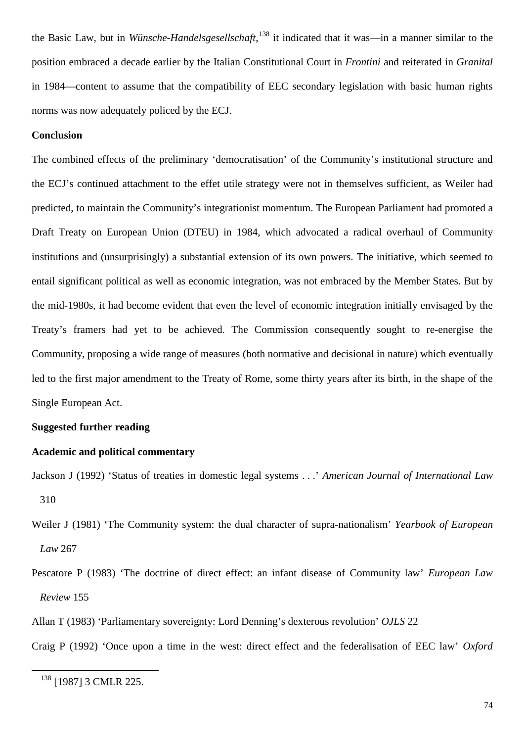the Basic Law, but in *Wünsche-Handelsgesellschaft*,[138] it indicated that it was—in a manner similar to the position embraced a decade earlier by the Italian Constitutional Court in *Frontini* and reiterated in *Granital* in 1984—content to assume that the compatibility of EEC secondary legislation with basic human rights norms was now adequately policed by the ECJ.

**Conclusion**

The combined effects of the preliminary 'democratisation' of the Community's institutional structure and the ECJ's continued attachment to the effet utile strategy were not in themselves sufficient, as Weiler had predicted, to maintain the Community's integrationist momentum. The European Parliament had promoted a Draft Treaty on European Union (DTEU) in 1984, which advocated a radical overhaul of Community institutions and (unsurprisingly) a substantial extension of its own powers. The initiative, which seemed to entail significant political as well as economic integration, was not embraced by the Member States. But by the mid-1980s, it had become evident that even the level of economic integration initially envisaged by the Treaty's framers had yet to be achieved. The Commission consequently sought to re-energise the Community, proposing a wide range of measures (both normative and decisional in nature) which eventually led to the first major amendment to the Treaty of Rome, some thirty years after its birth, in the shape of the Single European Act.

**Suggested further reading**

**Academic and political commentary**

Jackson J (1992) 'Status of treaties in domestic legal systems . . .' *American Journal of International Law* 310

Weiler J (1981) 'The Community system: the dual character of supra-nationalism' *Yearbook of European Law* 267

Pescatore P (1983) 'The doctrine of direct effect: an infant disease of Community law' *European Law Review* 155

Allan T (1983) 'Parliamentary sovereignty: Lord Denning's dexterous revolution' *OJLS* 22

Craig P (1992) 'Once upon a time in the west: direct effect and the federalisation of EEC law' *Oxford*

[138] [1987] 3 CMLR 225.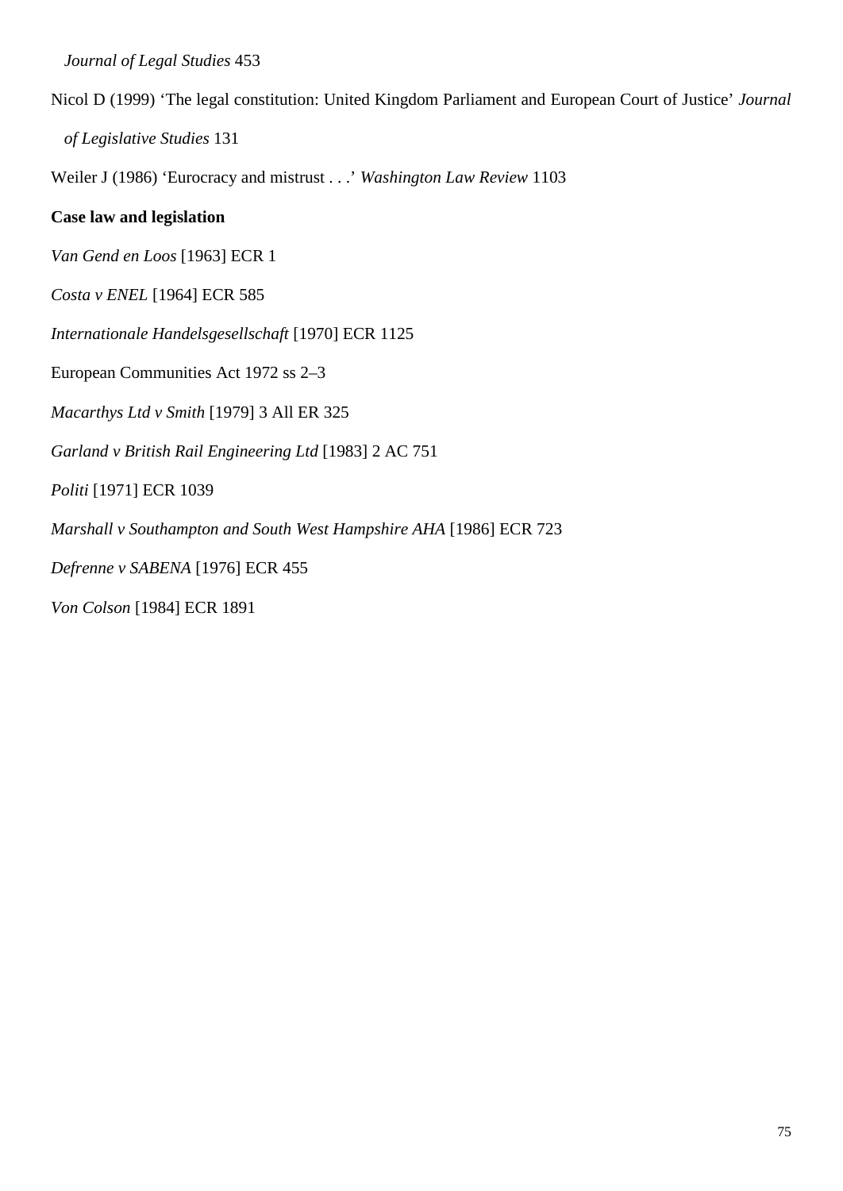*Journal of Legal Studies* 453

Nicol D (1999) ‘The legal constitution: United Kingdom Parliament and European Court of Justice’ *Journal of Legislative Studies* 131

Weiler J (1986) ‘Eurocracy and mistrust . . .’ *Washington Law Review* 1103

**Case law and legislation**

*Van Gend en Loos* [1963] ECR 1

*Costa v ENEL* [1964] ECR 585

*Internationale Handelsgesellschaft* [1970] ECR 1125

European Communities Act 1972 ss 2–3

*Macarthys Ltd v Smith* [1979] 3 All ER 325

*Garland v British Rail Engineering Ltd* [1983] 2 AC 751

*Politi* [1971] ECR 1039

*Marshall v Southampton and South West Hampshire AHA* [1986] ECR 723

*Defrenne v SABENA* [1976] ECR 455

*Von Colson* [1984] ECR 1891